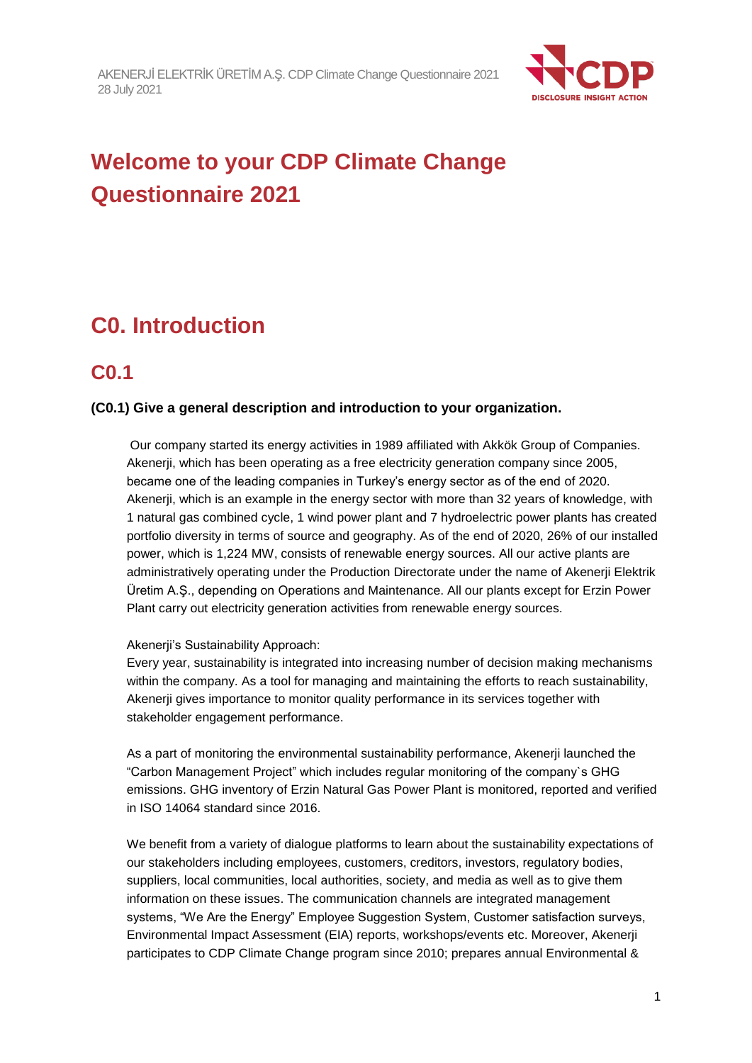# Welcome to your CDP Climate Change Questionnaire 2021

## C0. Introduction

### C0.1

**(C0.1) Give a general description and introduction to your organization.**

Our company started its energy activities in 1989 affiliated with Akkök Group of Companies. Akenerji, which has been operating as a free electricity generation company since 2005, became one of the leading companies in Turkey's energy sector as of the end of 2020. Akenerji, which is an example in the energy sector with more than 32 years of knowledge, with 1 natural gas combined cycle, 1 wind power plant and 7 hydroelectric power plants has created portfolio diversity in terms of source and geography. As of the end of 2020, 26% of our installed power, which is 1,224 MW, consists of renewable energy sources. All our active plants are administratively operating under the Production Directorate under the name of Akenerji Elektrik Üretim A.Ş., depending on Operations and Maintenance. All our plants except for Erzin Power Plant carry out electricity generation activities from renewable energy sources.

Akenerji's Sustainability Approach:
Every year, sustainability is integrated into increasing number of decision making mechanisms within the company. As a tool for managing and maintaining the efforts to reach sustainability, Akenerji gives importance to monitor quality performance in its services together with stakeholder engagement performance.

As a part of monitoring the environmental sustainability performance, Akenerji launched the "Carbon Management Project" which includes regular monitoring of the company`s GHG emissions. GHG inventory of Erzin Natural Gas Power Plant is monitored, reported and verified in ISO 14064 standard since 2016.

We benefit from a variety of dialogue platforms to learn about the sustainability expectations of our stakeholders including employees, customers, creditors, investors, regulatory bodies, suppliers, local communities, local authorities, society, and media as well as to give them information on these issues. The communication channels are integrated management systems, "We Are the Energy" Employee Suggestion System, Customer satisfaction surveys, Environmental Impact Assessment (EIA) reports, workshops/events etc. Moreover, Akenerji participates to CDP Climate Change program since 2010; prepares annual Environmental &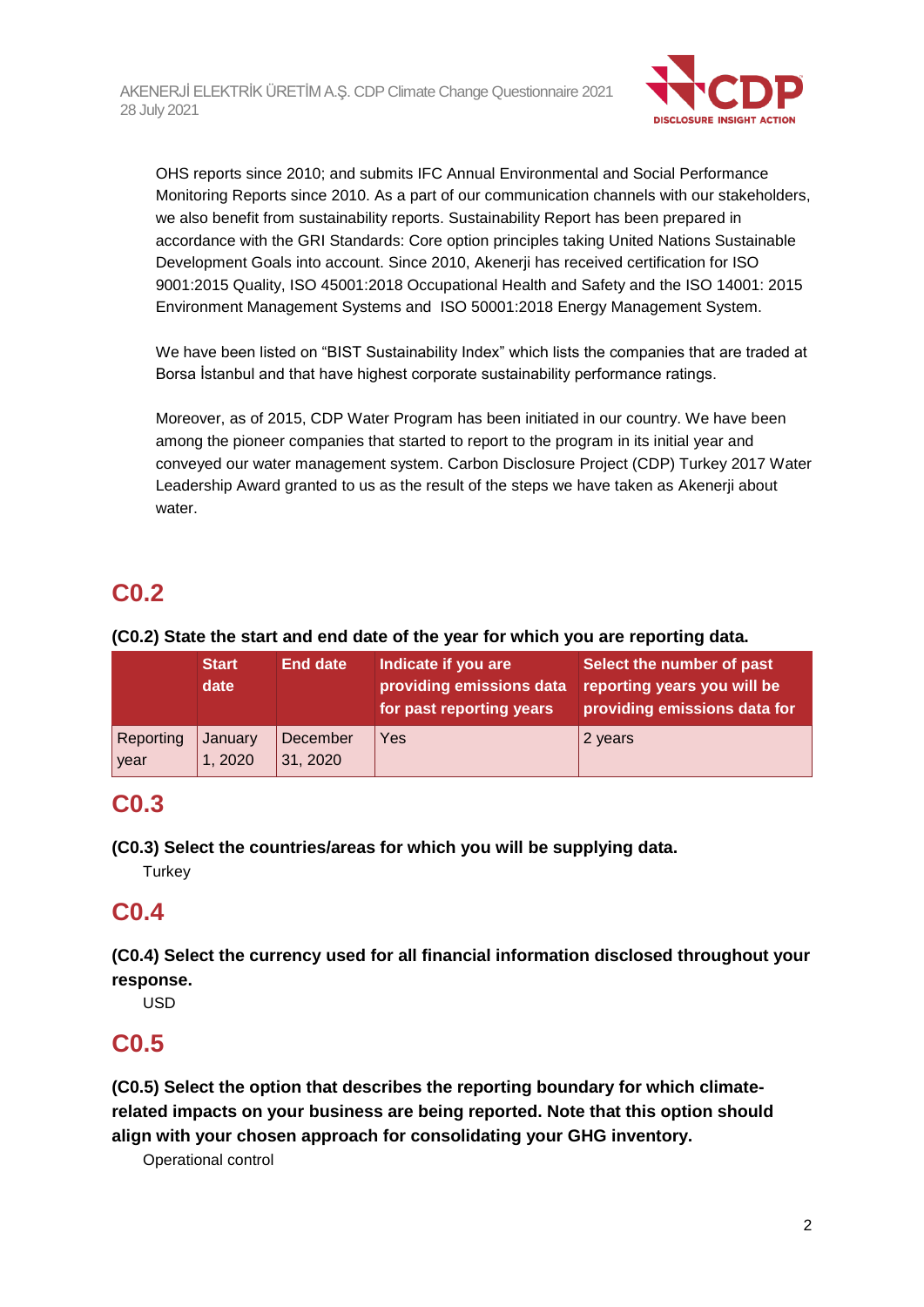OHS reports since 2010; and submits IFC Annual Environmental and Social Performance Monitoring Reports since 2010. As a part of our communication channels with our stakeholders, we also benefit from sustainability reports. Sustainability Report has been prepared in accordance with the GRI Standards: Core option principles taking United Nations Sustainable Development Goals into account. Since 2010, Akenerji has received certification for ISO 9001:2015 Quality, ISO 45001:2018 Occupational Health and Safety and the ISO 14001: 2015 Environment Management Systems and ISO 50001:2018 Energy Management System.

We have been listed on "BIST Sustainability Index" which lists the companies that are traded at Borsa İstanbul and that have highest corporate sustainability performance ratings.

Moreover, as of 2015, CDP Water Program has been initiated in our country. We have been among the pioneer companies that started to report to the program in its initial year and conveyed our water management system. Carbon Disclosure Project (CDP) Turkey 2017 Water Leadership Award granted to us as the result of the steps we have taken as Akenerji about water.

# C0.2

**(C0.2) State the start and end date of the year for which you are reporting data.**

| | Start date | End date | Indicate if you are providing emissions data for past reporting years | Select the number of past reporting years you will be providing emissions data for |
|---|---|---|---|---|
| Reporting year | January 1, 2020 | December 31, 2020 | Yes | 2 years |

# C0.3

**(C0.3) Select the countries/areas for which you will be supplying data.**

Turkey

# C0.4

**(C0.4) Select the currency used for all financial information disclosed throughout your response.**

USD

# C0.5

**(C0.5) Select the option that describes the reporting boundary for which climate-related impacts on your business are being reported. Note that this option should align with your chosen approach for consolidating your GHG inventory.**

Operational control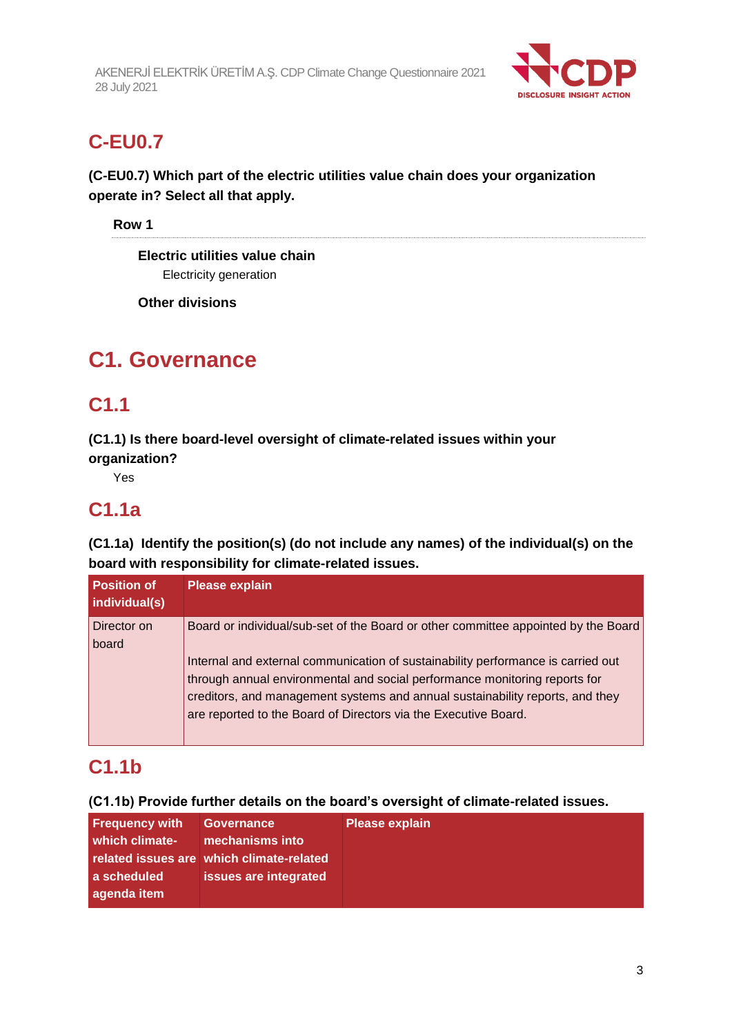## C-EU0.7

**(C-EU0.7) Which part of the electric utilities value chain does your organization operate in? Select all that apply.**

**Row 1**

**Electric utilities value chain**

Electricity generation

**Other divisions**

# C1. Governance

## C1.1

**(C1.1) Is there board-level oversight of climate-related issues within your organization?**

Yes

## C1.1a

**(C1.1a) Identify the position(s) (do not include any names) of the individual(s) on the board with responsibility for climate-related issues.**

| Position of individual(s) | Please explain |
|---|---|
| Director on board | Board or individual/sub-set of the Board or other committee appointed by the Board<br><br>Internal and external communication of sustainability performance is carried out through annual environmental and social performance monitoring reports for creditors, and management systems and annual sustainability reports, and they are reported to the Board of Directors via the Executive Board. |

## C1.1b

**(C1.1b) Provide further details on the board's oversight of climate-related issues.**

| Frequency with which climate-related issues are a scheduled agenda item | Governance mechanisms into which climate-related issues are integrated | Please explain |
|---|---|---|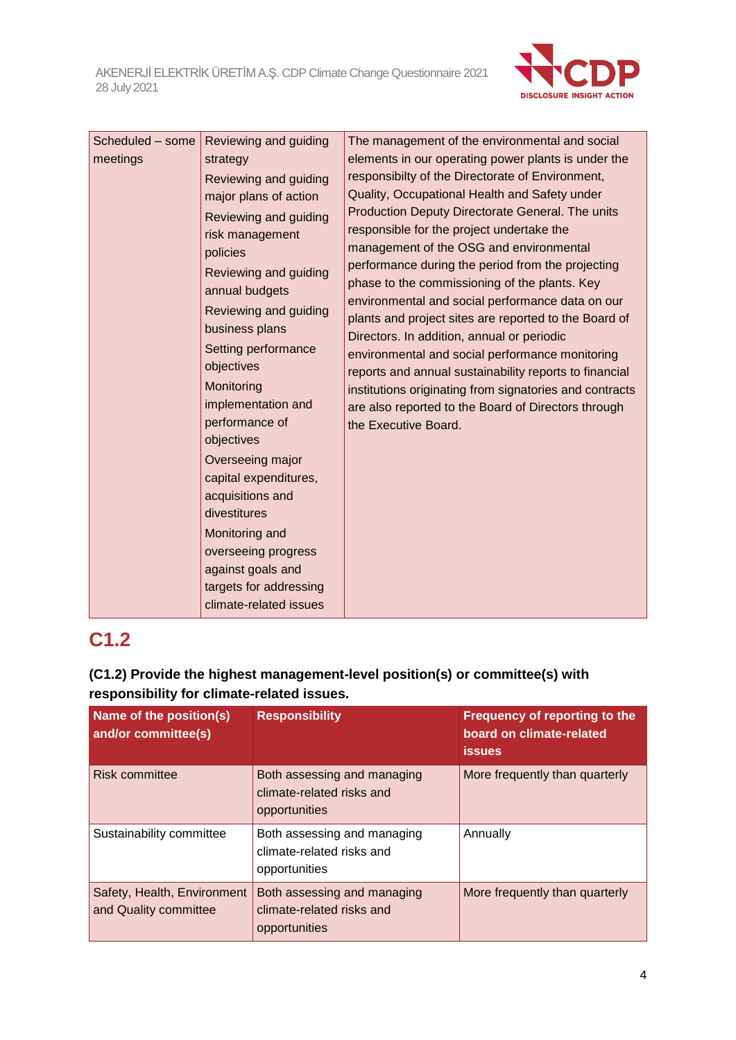| | | |
|---|---|---|
| Scheduled – some meetings | Reviewing and guiding strategy<br>Reviewing and guiding major plans of action<br>Reviewing and guiding risk management policies<br>Reviewing and guiding annual budgets<br>Reviewing and guiding business plans<br>Setting performance objectives<br>Monitoring implementation and performance of objectives<br>Overseeing major capital expenditures, acquisitions and divestitures<br>Monitoring and overseeing progress against goals and targets for addressing climate-related issues | The management of the environmental and social elements in our operating power plants is under the responsibilty of the Directorate of Environment, Quality, Occupational Health and Safety under Production Deputy Directorate General. The units responsible for the project undertake the management of the OSG and environmental performance during the period from the projecting phase to the commissioning of the plants. Key environmental and social performance data on our plants and project sites are reported to the Board of Directors. In addition, annual or periodic environmental and social performance monitoring reports and annual sustainability reports to financial institutions originating from signatories and contracts are also reported to the Board of Directors through the Executive Board. |

## C1.2

**(C1.2) Provide the highest management-level position(s) or committee(s) with responsibility for climate-related issues.**

| Name of the position(s) and/or committee(s) | Responsibility | Frequency of reporting to the board on climate-related issues |
|---|---|---|
| Risk committee | Both assessing and managing climate-related risks and opportunities | More frequently than quarterly |
| Sustainability committee | Both assessing and managing climate-related risks and opportunities | Annually |
| Safety, Health, Environment and Quality committee | Both assessing and managing climate-related risks and opportunities | More frequently than quarterly |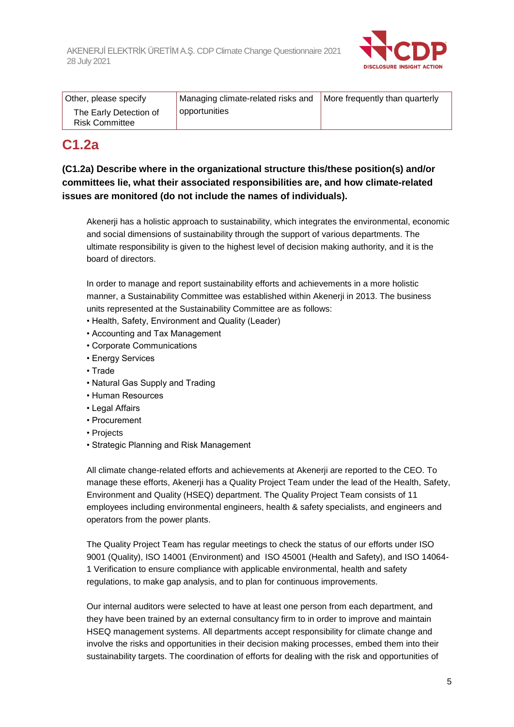| Other, please specify<br>The Early Detection of Risk Committee | Managing climate-related risks and opportunities | More frequently than quarterly |
|---|---|---|

## C1.2a

**(C1.2a) Describe where in the organizational structure this/these position(s) and/or committees lie, what their associated responsibilities are, and how climate-related issues are monitored (do not include the names of individuals).**

Akenerji has a holistic approach to sustainability, which integrates the environmental, economic and social dimensions of sustainability through the support of various departments. The ultimate responsibility is given to the highest level of decision making authority, and it is the board of directors.

In order to manage and report sustainability efforts and achievements in a more holistic manner, a Sustainability Committee was established within Akenerji in 2013. The business units represented at the Sustainability Committee are as follows:

- Health, Safety, Environment and Quality (Leader)
- Accounting and Tax Management
- Corporate Communications
- Energy Services
- Trade
- Natural Gas Supply and Trading
- Human Resources
- Legal Affairs
- Procurement
- Projects
- Strategic Planning and Risk Management

All climate change-related efforts and achievements at Akenerji are reported to the CEO. To manage these efforts, Akenerji has a Quality Project Team under the lead of the Health, Safety, Environment and Quality (HSEQ) department. The Quality Project Team consists of 11 employees including environmental engineers, health & safety specialists, and engineers and operators from the power plants.

The Quality Project Team has regular meetings to check the status of our efforts under ISO 9001 (Quality), ISO 14001 (Environment) and ISO 45001 (Health and Safety), and ISO 14064-1 Verification to ensure compliance with applicable environmental, health and safety regulations, to make gap analysis, and to plan for continuous improvements.

Our internal auditors were selected to have at least one person from each department, and they have been trained by an external consultancy firm to in order to improve and maintain HSEQ management systems. All departments accept responsibility for climate change and involve the risks and opportunities in their decision making processes, embed them into their sustainability targets. The coordination of efforts for dealing with the risk and opportunities of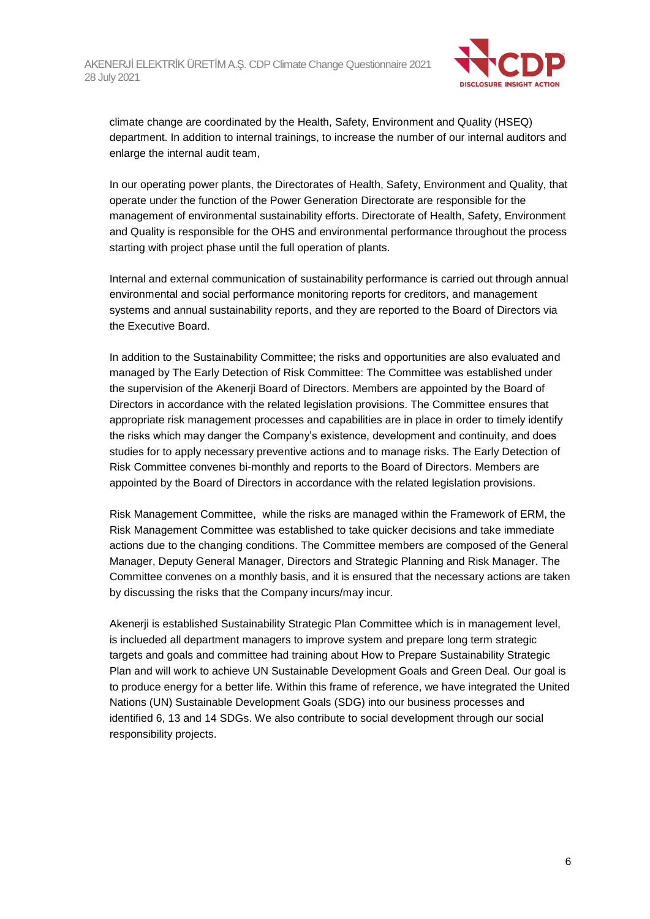climate change are coordinated by the Health, Safety, Environment and Quality (HSEQ) department. In addition to internal trainings, to increase the number of our internal auditors and enlarge the internal audit team,

In our operating power plants, the Directorates of Health, Safety, Environment and Quality, that operate under the function of the Power Generation Directorate are responsible for the management of environmental sustainability efforts. Directorate of Health, Safety, Environment and Quality is responsible for the OHS and environmental performance throughout the process starting with project phase until the full operation of plants.

Internal and external communication of sustainability performance is carried out through annual environmental and social performance monitoring reports for creditors, and management systems and annual sustainability reports, and they are reported to the Board of Directors via the Executive Board.

In addition to the Sustainability Committee; the risks and opportunities are also evaluated and managed by The Early Detection of Risk Committee: The Committee was established under the supervision of the Akenerji Board of Directors. Members are appointed by the Board of Directors in accordance with the related legislation provisions. The Committee ensures that appropriate risk management processes and capabilities are in place in order to timely identify the risks which may danger the Company's existence, development and continuity, and does studies for to apply necessary preventive actions and to manage risks. The Early Detection of Risk Committee convenes bi-monthly and reports to the Board of Directors. Members are appointed by the Board of Directors in accordance with the related legislation provisions.

Risk Management Committee, while the risks are managed within the Framework of ERM, the Risk Management Committee was established to take quicker decisions and take immediate actions due to the changing conditions. The Committee members are composed of the General Manager, Deputy General Manager, Directors and Strategic Planning and Risk Manager. The Committee convenes on a monthly basis, and it is ensured that the necessary actions are taken by discussing the risks that the Company incurs/may incur.

Akenerji is established Sustainability Strategic Plan Committee which is in management level, is inclueded all department managers to improve system and prepare long term strategic targets and goals and committee had training about How to Prepare Sustainability Strategic Plan and will work to achieve UN Sustainable Development Goals and Green Deal. Our goal is to produce energy for a better life. Within this frame of reference, we have integrated the United Nations (UN) Sustainable Development Goals (SDG) into our business processes and identified 6, 13 and 14 SDGs. We also contribute to social development through our social responsibility projects.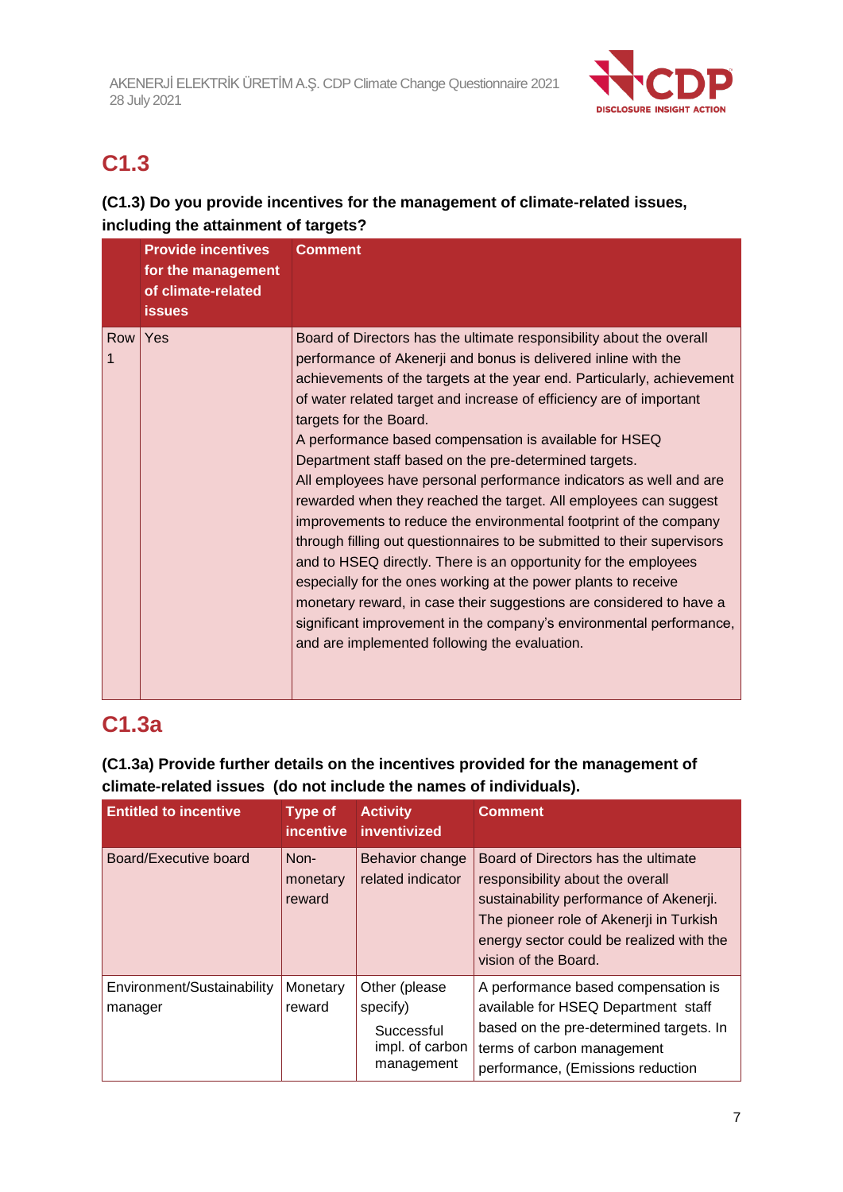## C1.3

**(C1.3) Do you provide incentives for the management of climate-related issues, including the attainment of targets?**

| | Provide incentives for the management of climate-related issues | Comment |
|---|---|---|
| Row 1 | Yes | Board of Directors has the ultimate responsibility about the overall performance of Akenerji and bonus is delivered inline with the achievements of the targets at the year end. Particularly, achievement of water related target and increase of efficiency are of important targets for the Board.<br>A performance based compensation is available for HSEQ Department staff based on the pre-determined targets.<br>All employees have personal performance indicators as well and are rewarded when they reached the target. All employees can suggest improvements to reduce the environmental footprint of the company through filling out questionnaires to be submitted to their supervisors and to HSEQ directly. There is an opportunity for the employees especially for the ones working at the power plants to receive monetary reward, in case their suggestions are considered to have a significant improvement in the company's environmental performance, and are implemented following the evaluation. |

## C1.3a

**(C1.3a) Provide further details on the incentives provided for the management of climate-related issues (do not include the names of individuals).**

| Entitled to incentive | Type of incentive | Activity inventivized | Comment |
|---|---|---|---|
| Board/Executive board | Non-monetary reward | Behavior change related indicator | Board of Directors has the ultimate responsibility about the overall sustainability performance of Akenerji. The pioneer role of Akenerji in Turkish energy sector could be realized with the vision of the Board. |
| Environment/Sustainability manager | Monetary reward | Other (please specify)<br>Successful impl. of carbon management | A performance based compensation is available for HSEQ Department staff based on the pre-determined targets. In terms of carbon management performance, (Emissions reduction |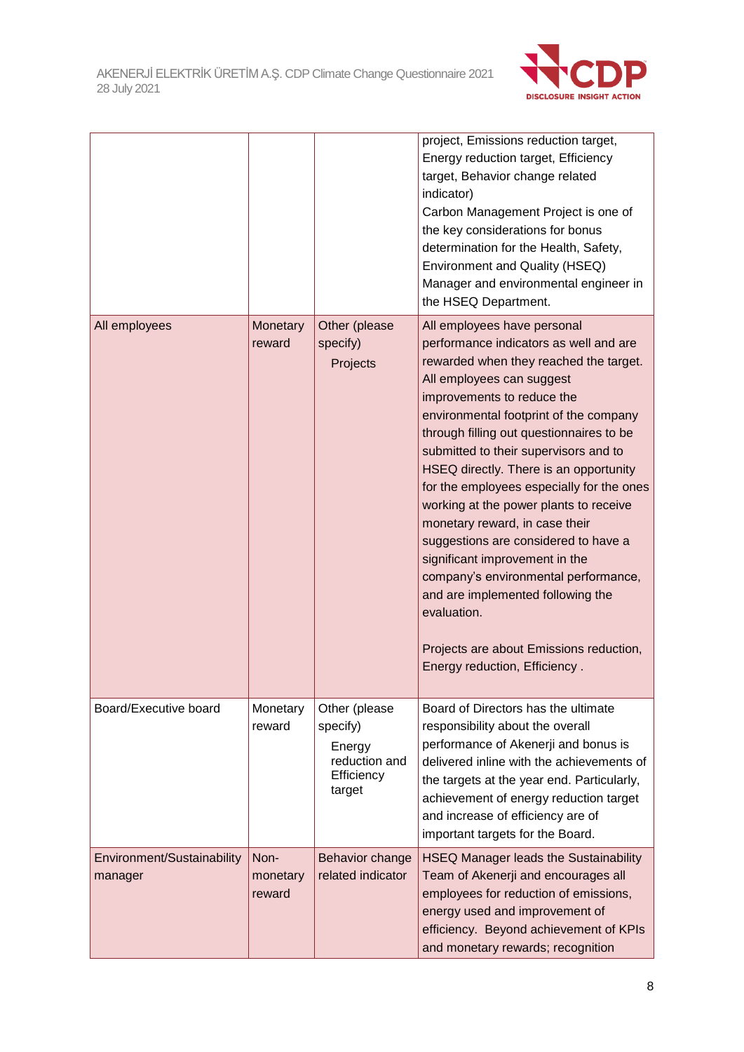| | | | |
|---|---|---|---|
| | | | project, Emissions reduction target, Energy reduction target, Efficiency target, Behavior change related indicator)<br>Carbon Management Project is one of the key considerations for bonus determination for the Health, Safety, Environment and Quality (HSEQ) Manager and environmental engineer in the HSEQ Department. |
| All employees | Monetary reward | Other (please specify)<br>Projects | All employees have personal performance indicators as well and are rewarded when they reached the target. All employees can suggest improvements to reduce the environmental footprint of the company through filling out questionnaires to be submitted to their supervisors and to HSEQ directly. There is an opportunity for the employees especially for the ones working at the power plants to receive monetary reward, in case their suggestions are considered to have a significant improvement in the company's environmental performance, and are implemented following the evaluation.<br><br>Projects are about Emissions reduction, Energy reduction, Efficiency . |
| Board/Executive board | Monetary reward | Other (please specify)<br>Energy reduction and Efficiency target | Board of Directors has the ultimate responsibility about the overall performance of Akenerji and bonus is delivered inline with the achievements of the targets at the year end. Particularly, achievement of energy reduction target and increase of efficiency are of important targets for the Board. |
| Environment/Sustainability manager | Non-monetary reward | Behavior change related indicator | HSEQ Manager leads the Sustainability Team of Akenerji and encourages all employees for reduction of emissions, energy used and improvement of efficiency. Beyond achievement of KPIs and monetary rewards; recognition |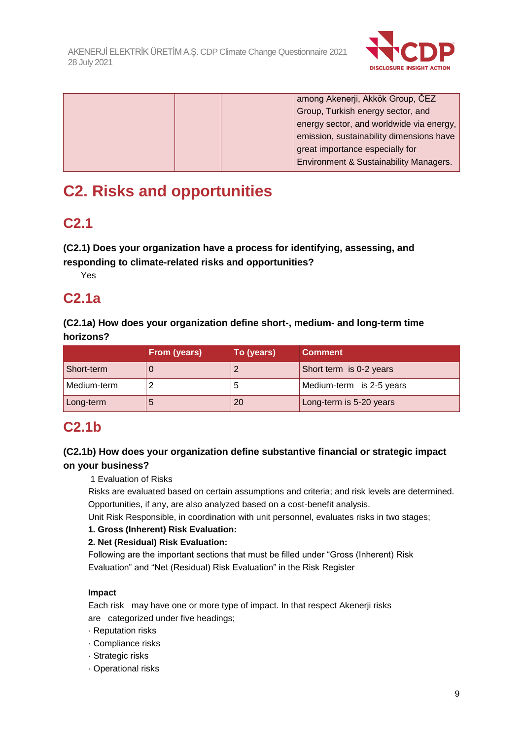| | | | among Akenerji, Akkök Group, ČEZ Group, Turkish energy sector, and energy sector, and worldwide via energy, emission, sustainability dimensions have great importance especially for Environment & Sustainability Managers. |
|---|---|---|---|

# C2. Risks and opportunities

## C2.1

**(C2.1) Does your organization have a process for identifying, assessing, and responding to climate-related risks and opportunities?**

Yes

## C2.1a

**(C2.1a) How does your organization define short-, medium- and long-term time horizons?**

| | From (years) | To (years) | Comment |
|---|---|---|---|
| Short-term | 0 | 2 | Short term is 0-2 years |
| Medium-term | 2 | 5 | Medium-term is 2-5 years |
| Long-term | 5 | 20 | Long-term is 5-20 years |

## C2.1b

**(C2.1b) How does your organization define substantive financial or strategic impact on your business?**

1 Evaluation of Risks

Risks are evaluated based on certain assumptions and criteria; and risk levels are determined. Opportunities, if any, are also analyzed based on a cost-benefit analysis.

Unit Risk Responsible, in coordination with unit personnel, evaluates risks in two stages;

**1. Gross (Inherent) Risk Evaluation:**

**2. Net (Residual) Risk Evaluation:**

Following are the important sections that must be filled under "Gross (Inherent) Risk Evaluation" and "Net (Residual) Risk Evaluation" in the Risk Register

**Impact**

Each risk may have one or more type of impact. In that respect Akenerji risks are categorized under five headings;

- · Reputation risks
- · Compliance risks
- · Strategic risks
- · Operational risks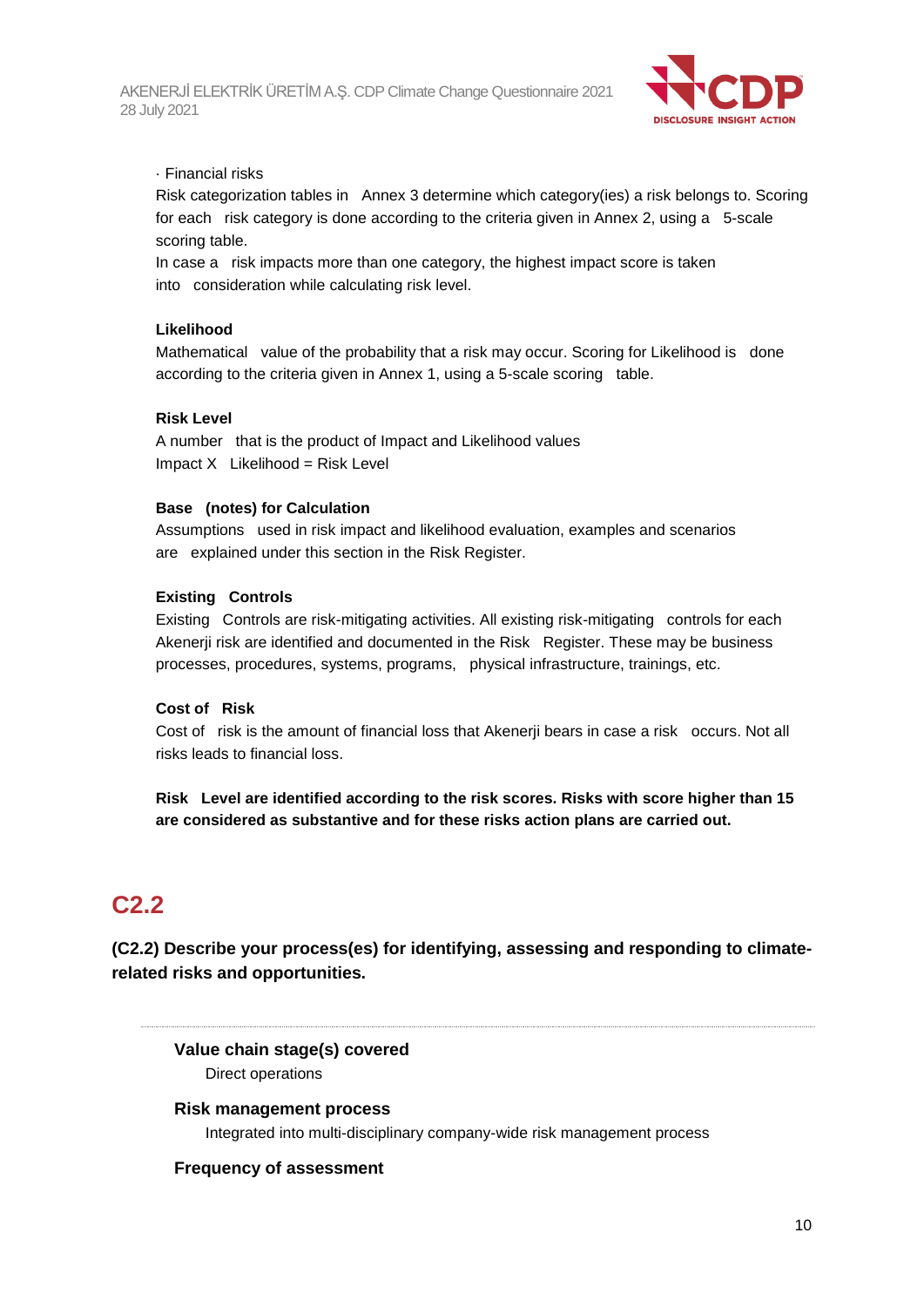· Financial risks

Risk categorization tables in Annex 3 determine which category(ies) a risk belongs to. Scoring for each risk category is done according to the criteria given in Annex 2, using a 5-scale scoring table.

In case a risk impacts more than one category, the highest impact score is taken into consideration while calculating risk level.

**Likelihood**

Mathematical value of the probability that a risk may occur. Scoring for Likelihood is done according to the criteria given in Annex 1, using a 5-scale scoring table.

**Risk Level**

A number that is the product of Impact and Likelihood values

Impact X Likelihood = Risk Level

**Base (notes) for Calculation**

Assumptions used in risk impact and likelihood evaluation, examples and scenarios are explained under this section in the Risk Register.

**Existing Controls**

Existing Controls are risk-mitigating activities. All existing risk-mitigating controls for each Akenerji risk are identified and documented in the Risk Register. These may be business processes, procedures, systems, programs, physical infrastructure, trainings, etc.

**Cost of Risk**

Cost of risk is the amount of financial loss that Akenerji bears in case a risk occurs. Not all risks leads to financial loss.

**Risk Level are identified according to the risk scores. Risks with score higher than 15 are considered as substantive and for these risks action plans are carried out.**

## C2.2

**(C2.2) Describe your process(es) for identifying, assessing and responding to climate-related risks and opportunities.**

---

**Value chain stage(s) covered**

Direct operations

**Risk management process**

Integrated into multi-disciplinary company-wide risk management process

**Frequency of assessment**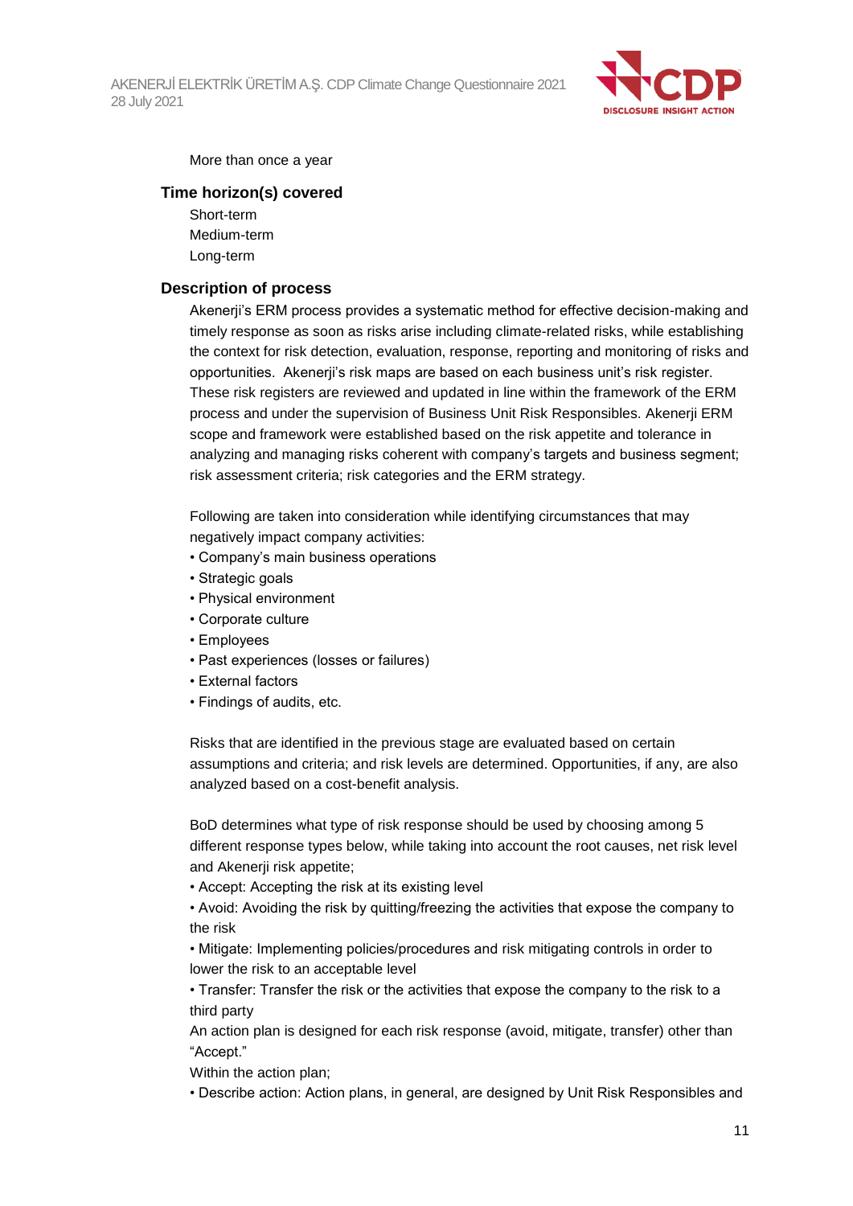More than once a year

### Time horizon(s) covered

Short-term
Medium-term
Long-term

### Description of process

Akenerji's ERM process provides a systematic method for effective decision-making and timely response as soon as risks arise including climate-related risks, while establishing the context for risk detection, evaluation, response, reporting and monitoring of risks and opportunities. Akenerji's risk maps are based on each business unit's risk register. These risk registers are reviewed and updated in line within the framework of the ERM process and under the supervision of Business Unit Risk Responsibles. Akenerji ERM scope and framework were established based on the risk appetite and tolerance in analyzing and managing risks coherent with company's targets and business segment; risk assessment criteria; risk categories and the ERM strategy.

Following are taken into consideration while identifying circumstances that may negatively impact company activities:

- Company's main business operations
- Strategic goals
- Physical environment
- Corporate culture
- Employees
- Past experiences (losses or failures)
- External factors
- Findings of audits, etc.

Risks that are identified in the previous stage are evaluated based on certain assumptions and criteria; and risk levels are determined. Opportunities, if any, are also analyzed based on a cost-benefit analysis.

BoD determines what type of risk response should be used by choosing among 5 different response types below, while taking into account the root causes, net risk level and Akenerji risk appetite;

- Accept: Accepting the risk at its existing level
- Avoid: Avoiding the risk by quitting/freezing the activities that expose the company to the risk
- Mitigate: Implementing policies/procedures and risk mitigating controls in order to lower the risk to an acceptable level
- Transfer: Transfer the risk or the activities that expose the company to the risk to a third party

An action plan is designed for each risk response (avoid, mitigate, transfer) other than "Accept."

Within the action plan;

- Describe action: Action plans, in general, are designed by Unit Risk Responsibles and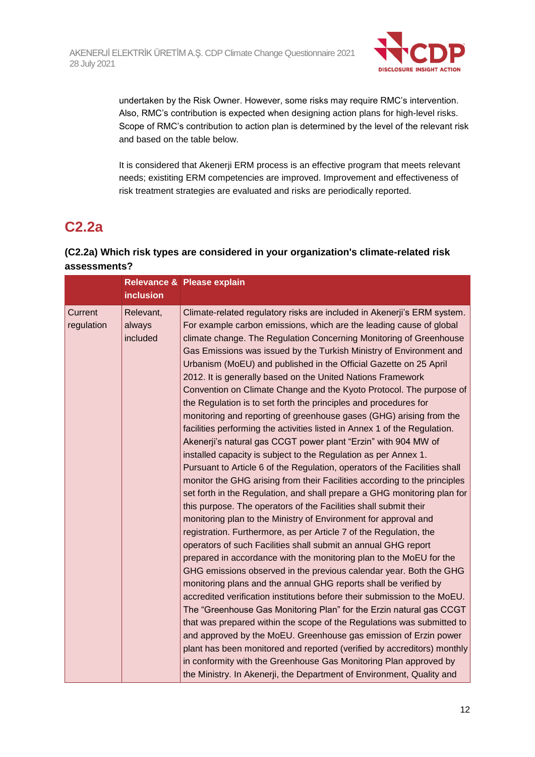undertaken by the Risk Owner. However, some risks may require RMC's intervention. Also, RMC's contribution is expected when designing action plans for high-level risks. Scope of RMC's contribution to action plan is determined by the level of the relevant risk and based on the table below.

It is considered that Akenerji ERM process is an effective program that meets relevant needs; existiting ERM competencies are improved. Improvement and effectiveness of risk treatment strategies are evaluated and risks are periodically reported.

## C2.2a

### (C2.2a) Which risk types are considered in your organization's climate-related risk assessments?

| | Relevance & inclusion | Please explain |
|---|---|---|
| Current regulation | Relevant, always included | Climate-related regulatory risks are included in Akenerji's ERM system. For example carbon emissions, which are the leading cause of global climate change. The Regulation Concerning Monitoring of Greenhouse Gas Emissions was issued by the Turkish Ministry of Environment and Urbanism (MoEU) and published in the Official Gazette on 25 April 2012. It is generally based on the United Nations Framework Convention on Climate Change and the Kyoto Protocol. The purpose of the Regulation is to set forth the principles and procedures for monitoring and reporting of greenhouse gases (GHG) arising from the facilities performing the activities listed in Annex 1 of the Regulation. Akenerji's natural gas CCGT power plant "Erzin" with 904 MW of installed capacity is subject to the Regulation as per Annex 1. Pursuant to Article 6 of the Regulation, operators of the Facilities shall monitor the GHG arising from their Facilities according to the principles set forth in the Regulation, and shall prepare a GHG monitoring plan for this purpose. The operators of the Facilities shall submit their monitoring plan to the Ministry of Environment for approval and registration. Furthermore, as per Article 7 of the Regulation, the operators of such Facilities shall submit an annual GHG report prepared in accordance with the monitoring plan to the MoEU for the GHG emissions observed in the previous calendar year. Both the GHG monitoring plans and the annual GHG reports shall be verified by accredited verification institutions before their submission to the MoEU. The "Greenhouse Gas Monitoring Plan" for the Erzin natural gas CCGT that was prepared within the scope of the Regulations was submitted to and approved by the MoEU. Greenhouse gas emission of Erzin power plant has been monitored and reported (verified by accreditors) monthly in conformity with the Greenhouse Gas Monitoring Plan approved by the Ministry. In Akenerji, the Department of Environment, Quality and |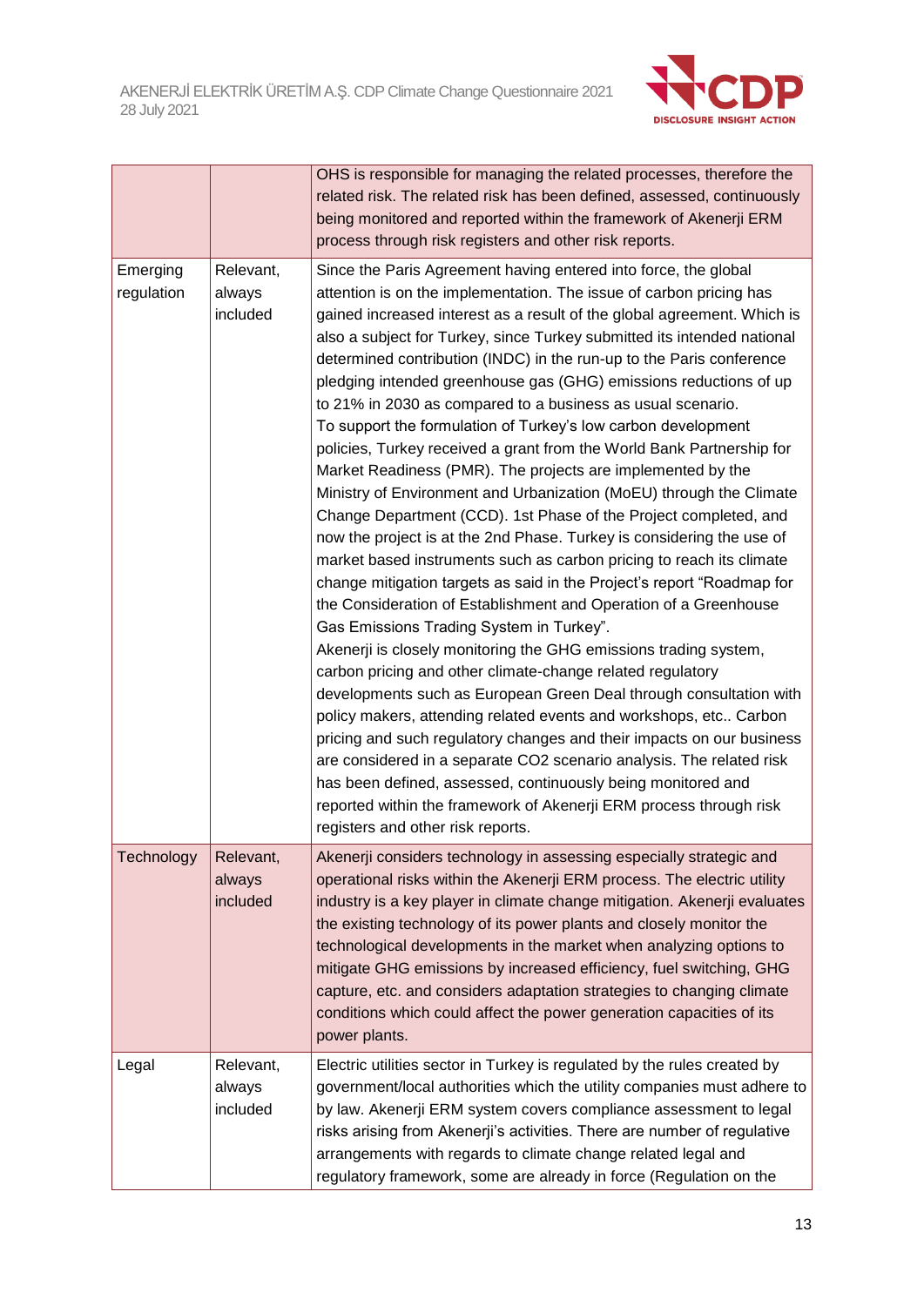| | | |
|---|---|---|
| | | OHS is responsible for managing the related processes, therefore the related risk. The related risk has been defined, assessed, continuously being monitored and reported within the framework of Akenerji ERM process through risk registers and other risk reports. |
| Emerging regulation | Relevant, always included | Since the Paris Agreement having entered into force, the global attention is on the implementation. The issue of carbon pricing has gained increased interest as a result of the global agreement. Which is also a subject for Turkey, since Turkey submitted its intended national determined contribution (INDC) in the run-up to the Paris conference pledging intended greenhouse gas (GHG) emissions reductions of up to 21% in 2030 as compared to a business as usual scenario.<br>To support the formulation of Turkey's low carbon development policies, Turkey received a grant from the World Bank Partnership for Market Readiness (PMR). The projects are implemented by the Ministry of Environment and Urbanization (MoEU) through the Climate Change Department (CCD). 1st Phase of the Project completed, and now the project is at the 2nd Phase. Turkey is considering the use of market based instruments such as carbon pricing to reach its climate change mitigation targets as said in the Project's report "Roadmap for the Consideration of Establishment and Operation of a Greenhouse Gas Emissions Trading System in Turkey".<br>Akenerji is closely monitoring the GHG emissions trading system, carbon pricing and other climate-change related regulatory developments such as European Green Deal through consultation with policy makers, attending related events and workshops, etc.. Carbon pricing and such regulatory changes and their impacts on our business are considered in a separate CO2 scenario analysis. The related risk has been defined, assessed, continuously being monitored and reported within the framework of Akenerji ERM process through risk registers and other risk reports. |
| Technology | Relevant, always included | Akenerji considers technology in assessing especially strategic and operational risks within the Akenerji ERM process. The electric utility industry is a key player in climate change mitigation. Akenerji evaluates the existing technology of its power plants and closely monitor the technological developments in the market when analyzing options to mitigate GHG emissions by increased efficiency, fuel switching, GHG capture, etc. and considers adaptation strategies to changing climate conditions which could affect the power generation capacities of its power plants. |
| Legal | Relevant, always included | Electric utilities sector in Turkey is regulated by the rules created by government/local authorities which the utility companies must adhere to by law. Akenerji ERM system covers compliance assessment to legal risks arising from Akenerji's activities. There are number of regulative arrangements with regards to climate change related legal and regulatory framework, some are already in force (Regulation on the |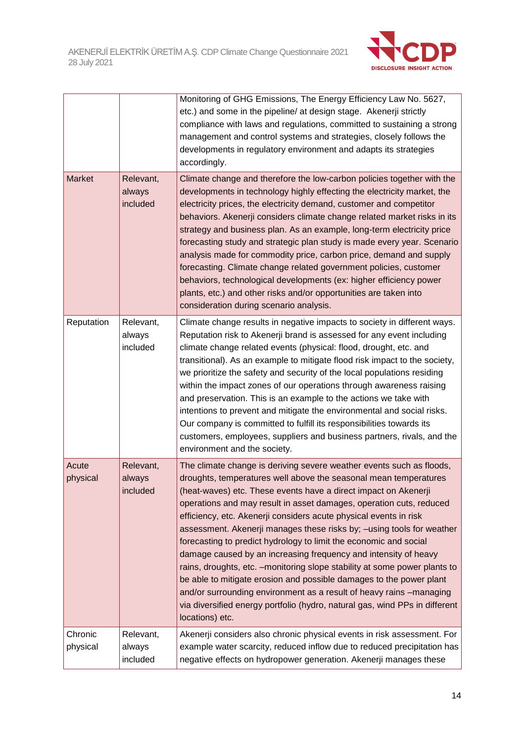|  |  |  |
|---|---|---|
|  |  | Monitoring of GHG Emissions, The Energy Efficiency Law No. 5627, etc.) and some in the pipeline/ at design stage. Akenerji strictly compliance with laws and regulations, committed to sustaining a strong management and control systems and strategies, closely follows the developments in regulatory environment and adapts its strategies accordingly. |
| Market | Relevant, always included | Climate change and therefore the low-carbon policies together with the developments in technology highly effecting the electricity market, the electricity prices, the electricity demand, customer and competitor behaviors. Akenerji considers climate change related market risks in its strategy and business plan. As an example, long-term electricity price forecasting study and strategic plan study is made every year. Scenario analysis made for commodity price, carbon price, demand and supply forecasting. Climate change related government policies, customer behaviors, technological developments (ex: higher efficiency power plants, etc.) and other risks and/or opportunities are taken into consideration during scenario analysis. |
| Reputation | Relevant, always included | Climate change results in negative impacts to society in different ways. Reputation risk to Akenerji brand is assessed for any event including climate change related events (physical: flood, drought, etc. and transitional). As an example to mitigate flood risk impact to the society, we prioritize the safety and security of the local populations residing within the impact zones of our operations through awareness raising and preservation. This is an example to the actions we take with intentions to prevent and mitigate the environmental and social risks. Our company is committed to fulfill its responsibilities towards its customers, employees, suppliers and business partners, rivals, and the environment and the society. |
| Acute physical | Relevant, always included | The climate change is deriving severe weather events such as floods, droughts, temperatures well above the seasonal mean temperatures (heat-waves) etc. These events have a direct impact on Akenerji operations and may result in asset damages, operation cuts, reduced efficiency, etc. Akenerji considers acute physical events in risk assessment. Akenerji manages these risks by; –using tools for weather forecasting to predict hydrology to limit the economic and social damage caused by an increasing frequency and intensity of heavy rains, droughts, etc. –monitoring slope stability at some power plants to be able to mitigate erosion and possible damages to the power plant and/or surrounding environment as a result of heavy rains –managing via diversified energy portfolio (hydro, natural gas, wind PPs in different locations) etc. |
| Chronic physical | Relevant, always included | Akenerji considers also chronic physical events in risk assessment. For example water scarcity, reduced inflow due to reduced precipitation has negative effects on hydropower generation. Akenerji manages these |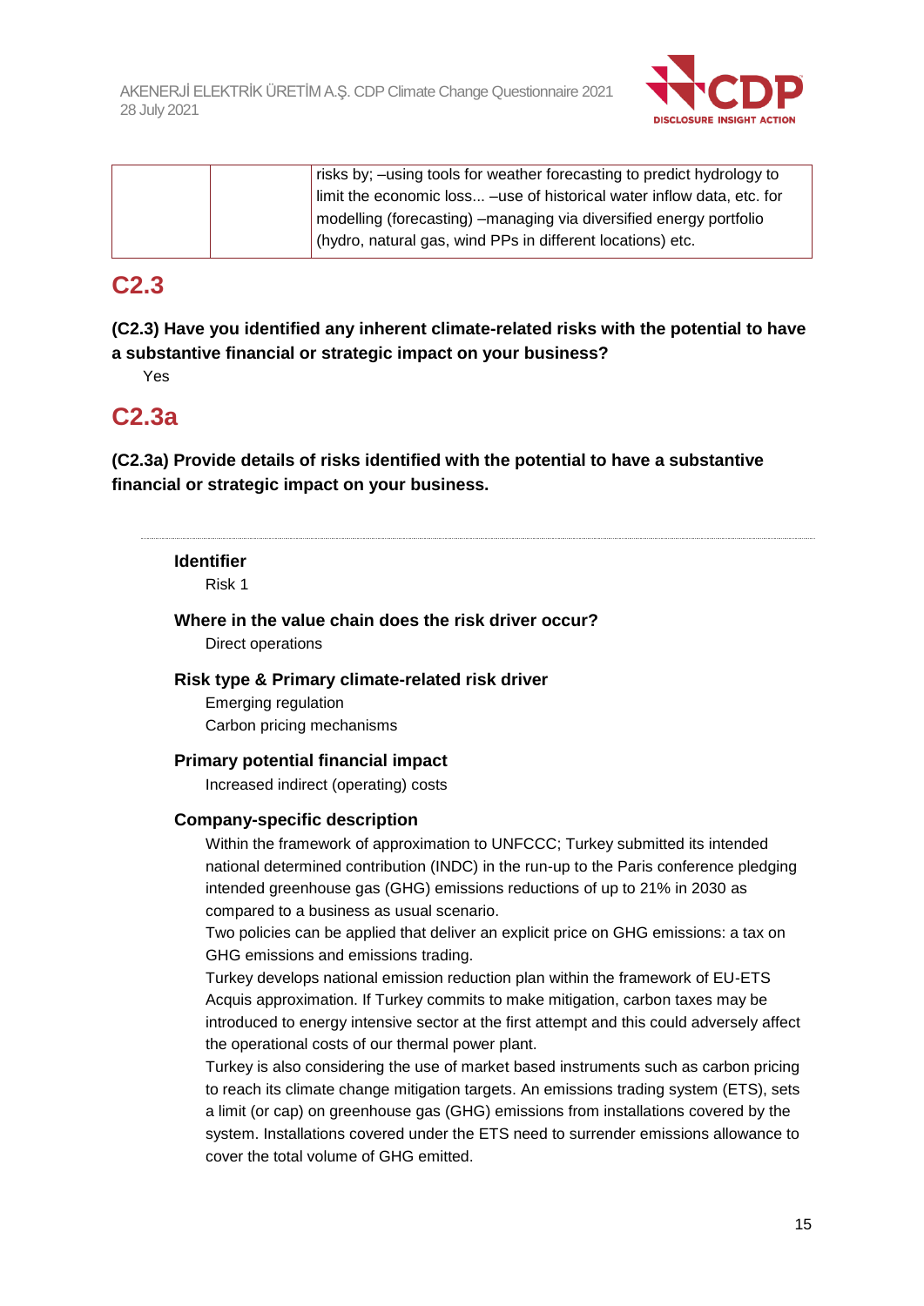|  |  | risks by; –using tools for weather forecasting to predict hydrology to limit the economic loss... –use of historical water inflow data, etc. for modelling (forecasting) –managing via diversified energy portfolio (hydro, natural gas, wind PPs in different locations) etc. |
|---|---|---|

## C2.3

**(C2.3) Have you identified any inherent climate-related risks with the potential to have a substantive financial or strategic impact on your business?**

Yes

## C2.3a

**(C2.3a) Provide details of risks identified with the potential to have a substantive financial or strategic impact on your business.**

---

**Identifier**

Risk 1

**Where in the value chain does the risk driver occur?**

Direct operations

**Risk type & Primary climate-related risk driver**

Emerging regulation

Carbon pricing mechanisms

**Primary potential financial impact**

Increased indirect (operating) costs

**Company-specific description**

Within the framework of approximation to UNFCCC; Turkey submitted its intended national determined contribution (INDC) in the run-up to the Paris conference pledging intended greenhouse gas (GHG) emissions reductions of up to 21% in 2030 as compared to a business as usual scenario.

Two policies can be applied that deliver an explicit price on GHG emissions: a tax on GHG emissions and emissions trading.

Turkey develops national emission reduction plan within the framework of EU-ETS Acquis approximation. If Turkey commits to make mitigation, carbon taxes may be introduced to energy intensive sector at the first attempt and this could adversely affect the operational costs of our thermal power plant.

Turkey is also considering the use of market based instruments such as carbon pricing to reach its climate change mitigation targets. An emissions trading system (ETS), sets a limit (or cap) on greenhouse gas (GHG) emissions from installations covered by the system. Installations covered under the ETS need to surrender emissions allowance to cover the total volume of GHG emitted.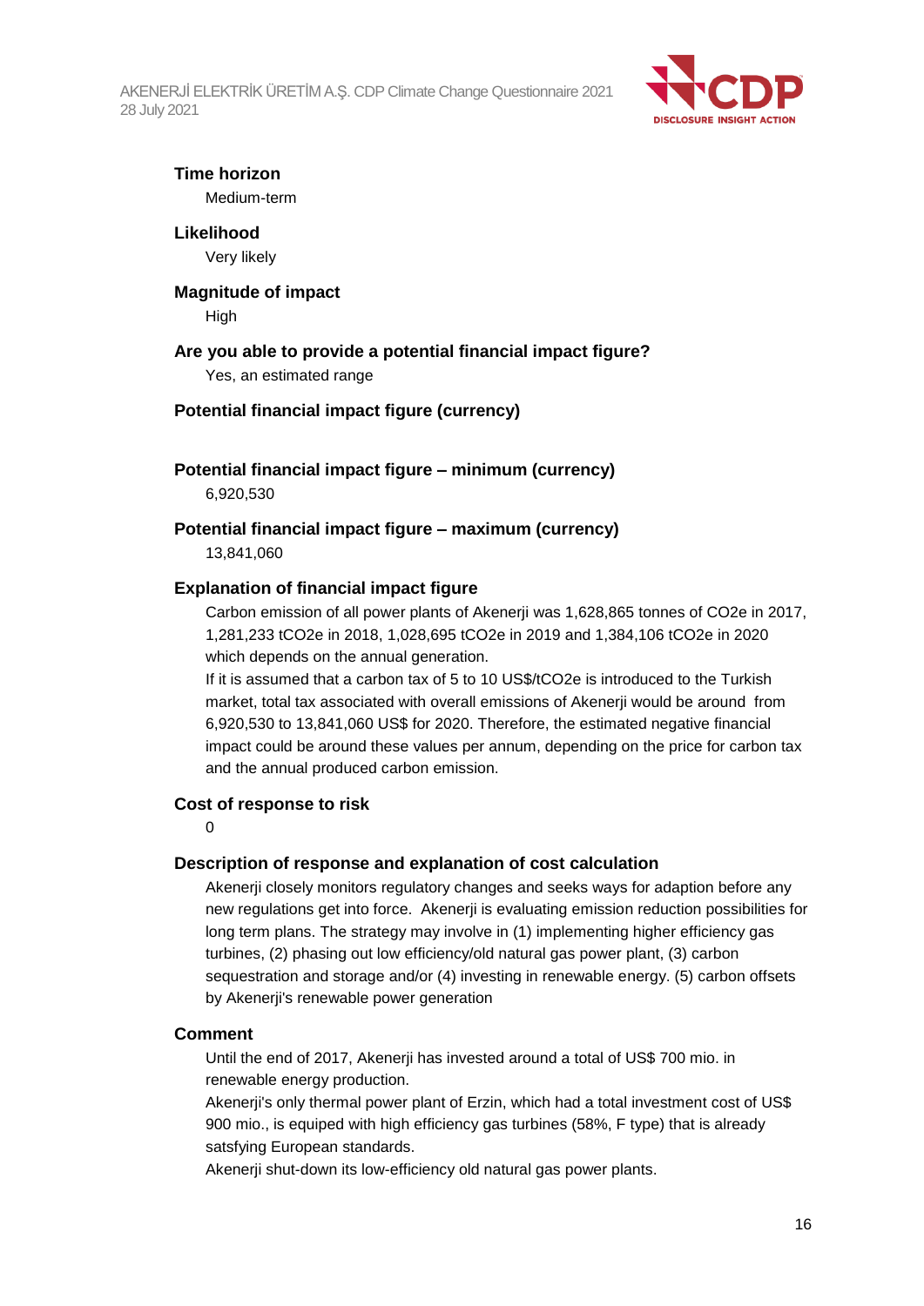**Time horizon**

Medium-term

**Likelihood**

Very likely

**Magnitude of impact**

High

**Are you able to provide a potential financial impact figure?**

Yes, an estimated range

**Potential financial impact figure (currency)**

**Potential financial impact figure – minimum (currency)**

6,920,530

**Potential financial impact figure – maximum (currency)**

13,841,060

**Explanation of financial impact figure**

Carbon emission of all power plants of Akenerji was 1,628,865 tonnes of CO2e in 2017, 1,281,233 tCO2e in 2018, 1,028,695 tCO2e in 2019 and 1,384,106 tCO2e in 2020 which depends on the annual generation.

If it is assumed that a carbon tax of 5 to 10 US$/tCO2e is introduced to the Turkish market, total tax associated with overall emissions of Akenerji would be around from 6,920,530 to 13,841,060 US$ for 2020. Therefore, the estimated negative financial impact could be around these values per annum, depending on the price for carbon tax and the annual produced carbon emission.

**Cost of response to risk**

0

**Description of response and explanation of cost calculation**

Akenerji closely monitors regulatory changes and seeks ways for adaption before any new regulations get into force. Akenerji is evaluating emission reduction possibilities for long term plans. The strategy may involve in (1) implementing higher efficiency gas turbines, (2) phasing out low efficiency/old natural gas power plant, (3) carbon sequestration and storage and/or (4) investing in renewable energy. (5) carbon offsets by Akenerji's renewable power generation

**Comment**

Until the end of 2017, Akenerji has invested around a total of US$ 700 mio. in renewable energy production.

Akenerji's only thermal power plant of Erzin, which had a total investment cost of US$ 900 mio., is equiped with high efficiency gas turbines (58%, F type) that is already satsfying European standards.

Akenerji shut-down its low-efficiency old natural gas power plants.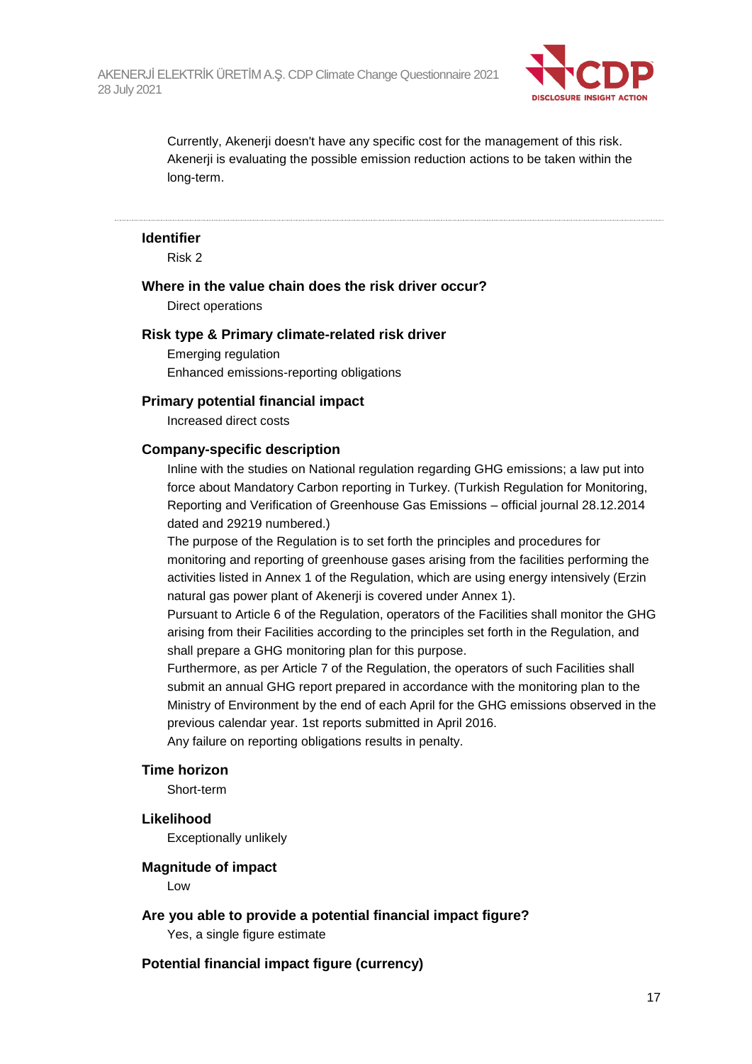Currently, Akenerji doesn't have any specific cost for the management of this risk. Akenerji is evaluating the possible emission reduction actions to be taken within the long-term.

---

**Identifier**

Risk 2

**Where in the value chain does the risk driver occur?**

Direct operations

**Risk type & Primary climate-related risk driver**

Emerging regulation

Enhanced emissions-reporting obligations

**Primary potential financial impact**

Increased direct costs

**Company-specific description**

Inline with the studies on National regulation regarding GHG emissions; a law put into force about Mandatory Carbon reporting in Turkey. (Turkish Regulation for Monitoring, Reporting and Verification of Greenhouse Gas Emissions – official journal 28.12.2014 dated and 29219 numbered.)

The purpose of the Regulation is to set forth the principles and procedures for monitoring and reporting of greenhouse gases arising from the facilities performing the activities listed in Annex 1 of the Regulation, which are using energy intensively (Erzin natural gas power plant of Akenerji is covered under Annex 1).

Pursuant to Article 6 of the Regulation, operators of the Facilities shall monitor the GHG arising from their Facilities according to the principles set forth in the Regulation, and shall prepare a GHG monitoring plan for this purpose.

Furthermore, as per Article 7 of the Regulation, the operators of such Facilities shall submit an annual GHG report prepared in accordance with the monitoring plan to the Ministry of Environment by the end of each April for the GHG emissions observed in the previous calendar year. 1st reports submitted in April 2016.

Any failure on reporting obligations results in penalty.

**Time horizon**

Short-term

**Likelihood**

Exceptionally unlikely

**Magnitude of impact**

Low

**Are you able to provide a potential financial impact figure?**

Yes, a single figure estimate

**Potential financial impact figure (currency)**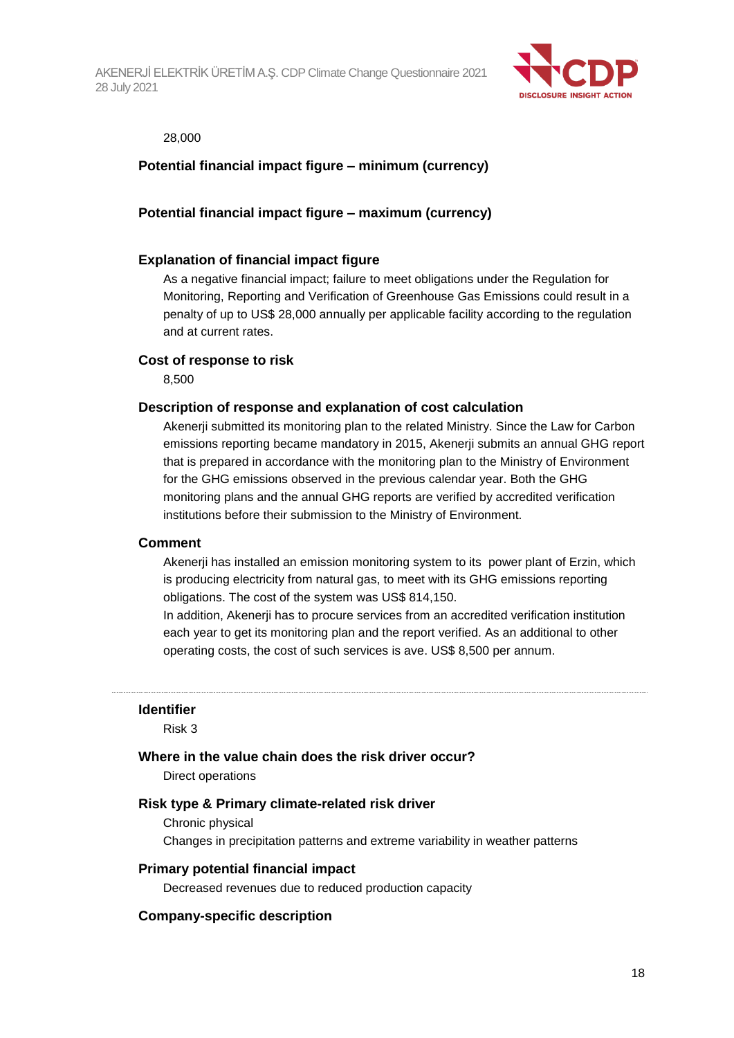28,000

**Potential financial impact figure – minimum (currency)**

**Potential financial impact figure – maximum (currency)**

**Explanation of financial impact figure**

As a negative financial impact; failure to meet obligations under the Regulation for Monitoring, Reporting and Verification of Greenhouse Gas Emissions could result in a penalty of up to US$ 28,000 annually per applicable facility according to the regulation and at current rates.

**Cost of response to risk**

8,500

**Description of response and explanation of cost calculation**

Akenerji submitted its monitoring plan to the related Ministry. Since the Law for Carbon emissions reporting became mandatory in 2015, Akenerji submits an annual GHG report that is prepared in accordance with the monitoring plan to the Ministry of Environment for the GHG emissions observed in the previous calendar year. Both the GHG monitoring plans and the annual GHG reports are verified by accredited verification institutions before their submission to the Ministry of Environment.

**Comment**

Akenerji has installed an emission monitoring system to its power plant of Erzin, which is producing electricity from natural gas, to meet with its GHG emissions reporting obligations. The cost of the system was US$ 814,150.

In addition, Akenerji has to procure services from an accredited verification institution each year to get its monitoring plan and the report verified. As an additional to other operating costs, the cost of such services is ave. US$ 8,500 per annum.

---

**Identifier**

Risk 3

**Where in the value chain does the risk driver occur?**

Direct operations

**Risk type & Primary climate-related risk driver**

Chronic physical

Changes in precipitation patterns and extreme variability in weather patterns

**Primary potential financial impact**

Decreased revenues due to reduced production capacity

**Company-specific description**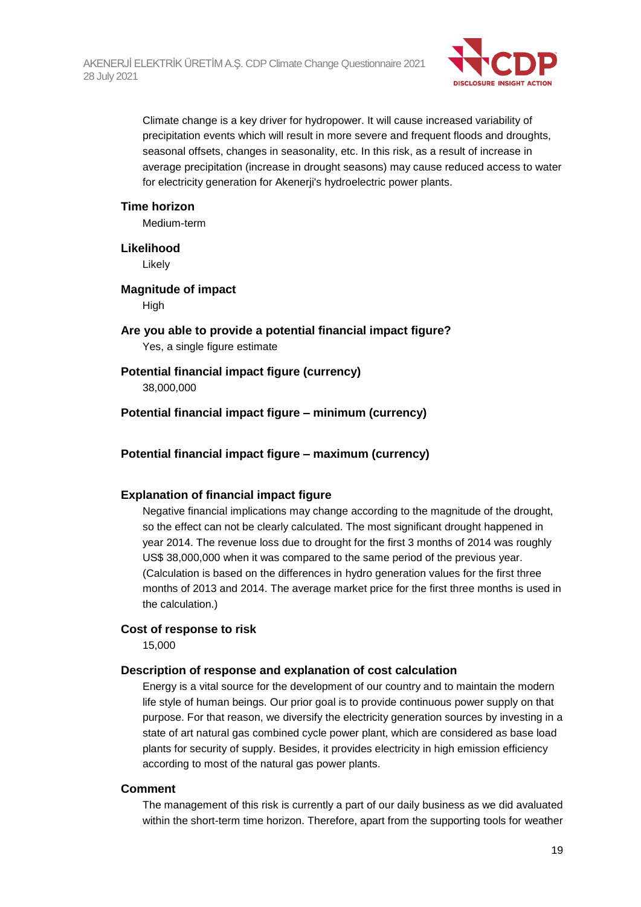Climate change is a key driver for hydropower. It will cause increased variability of precipitation events which will result in more severe and frequent floods and droughts, seasonal offsets, changes in seasonality, etc. In this risk, as a result of increase in average precipitation (increase in drought seasons) may cause reduced access to water for electricity generation for Akenerji's hydroelectric power plants.

**Time horizon**

Medium-term

**Likelihood**

Likely

**Magnitude of impact**

High

**Are you able to provide a potential financial impact figure?**

Yes, a single figure estimate

**Potential financial impact figure (currency)**

38,000,000

**Potential financial impact figure – minimum (currency)**

**Potential financial impact figure – maximum (currency)**

**Explanation of financial impact figure**

Negative financial implications may change according to the magnitude of the drought, so the effect can not be clearly calculated. The most significant drought happened in year 2014. The revenue loss due to drought for the first 3 months of 2014 was roughly US$ 38,000,000 when it was compared to the same period of the previous year. (Calculation is based on the differences in hydro generation values for the first three months of 2013 and 2014. The average market price for the first three months is used in the calculation.)

**Cost of response to risk**

15,000

**Description of response and explanation of cost calculation**

Energy is a vital source for the development of our country and to maintain the modern life style of human beings. Our prior goal is to provide continuous power supply on that purpose. For that reason, we diversify the electricity generation sources by investing in a state of art natural gas combined cycle power plant, which are considered as base load plants for security of supply. Besides, it provides electricity in high emission efficiency according to most of the natural gas power plants.

**Comment**

The management of this risk is currently a part of our daily business as we did avaluated within the short-term time horizon. Therefore, apart from the supporting tools for weather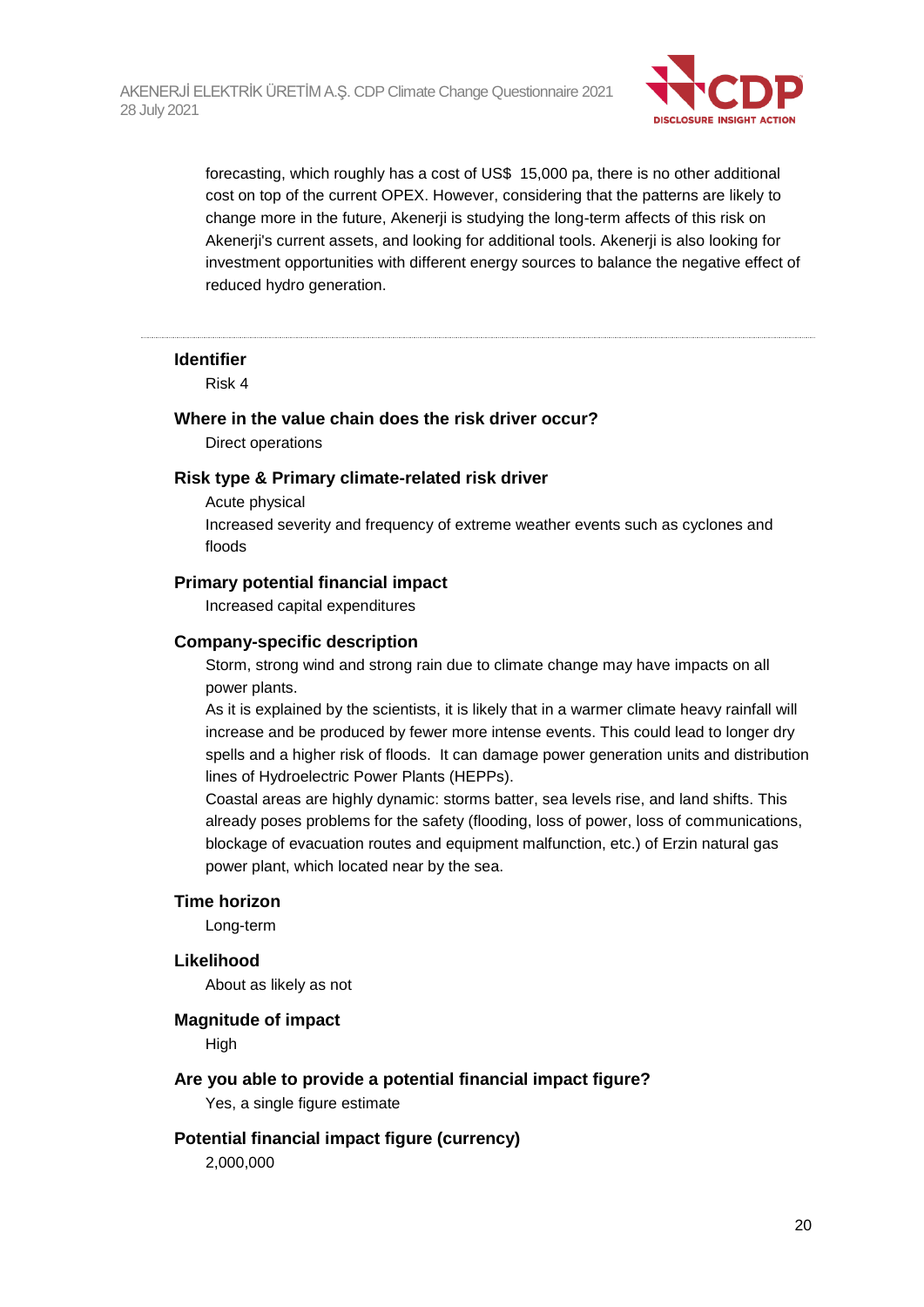forecasting, which roughly has a cost of US$ 15,000 pa, there is no other additional cost on top of the current OPEX. However, considering that the patterns are likely to change more in the future, Akenerji is studying the long-term affects of this risk on Akenerji's current assets, and looking for additional tools. Akenerji is also looking for investment opportunities with different energy sources to balance the negative effect of reduced hydro generation.

---

**Identifier**

Risk 4

**Where in the value chain does the risk driver occur?**

Direct operations

**Risk type & Primary climate-related risk driver**

Acute physical

Increased severity and frequency of extreme weather events such as cyclones and floods

**Primary potential financial impact**

Increased capital expenditures

**Company-specific description**

Storm, strong wind and strong rain due to climate change may have impacts on all power plants.

As it is explained by the scientists, it is likely that in a warmer climate heavy rainfall will increase and be produced by fewer more intense events. This could lead to longer dry spells and a higher risk of floods. It can damage power generation units and distribution lines of Hydroelectric Power Plants (HEPPs).

Coastal areas are highly dynamic: storms batter, sea levels rise, and land shifts. This already poses problems for the safety (flooding, loss of power, loss of communications, blockage of evacuation routes and equipment malfunction, etc.) of Erzin natural gas power plant, which located near by the sea.

**Time horizon**

Long-term

**Likelihood**

About as likely as not

**Magnitude of impact**

High

**Are you able to provide a potential financial impact figure?**

Yes, a single figure estimate

**Potential financial impact figure (currency)**

2,000,000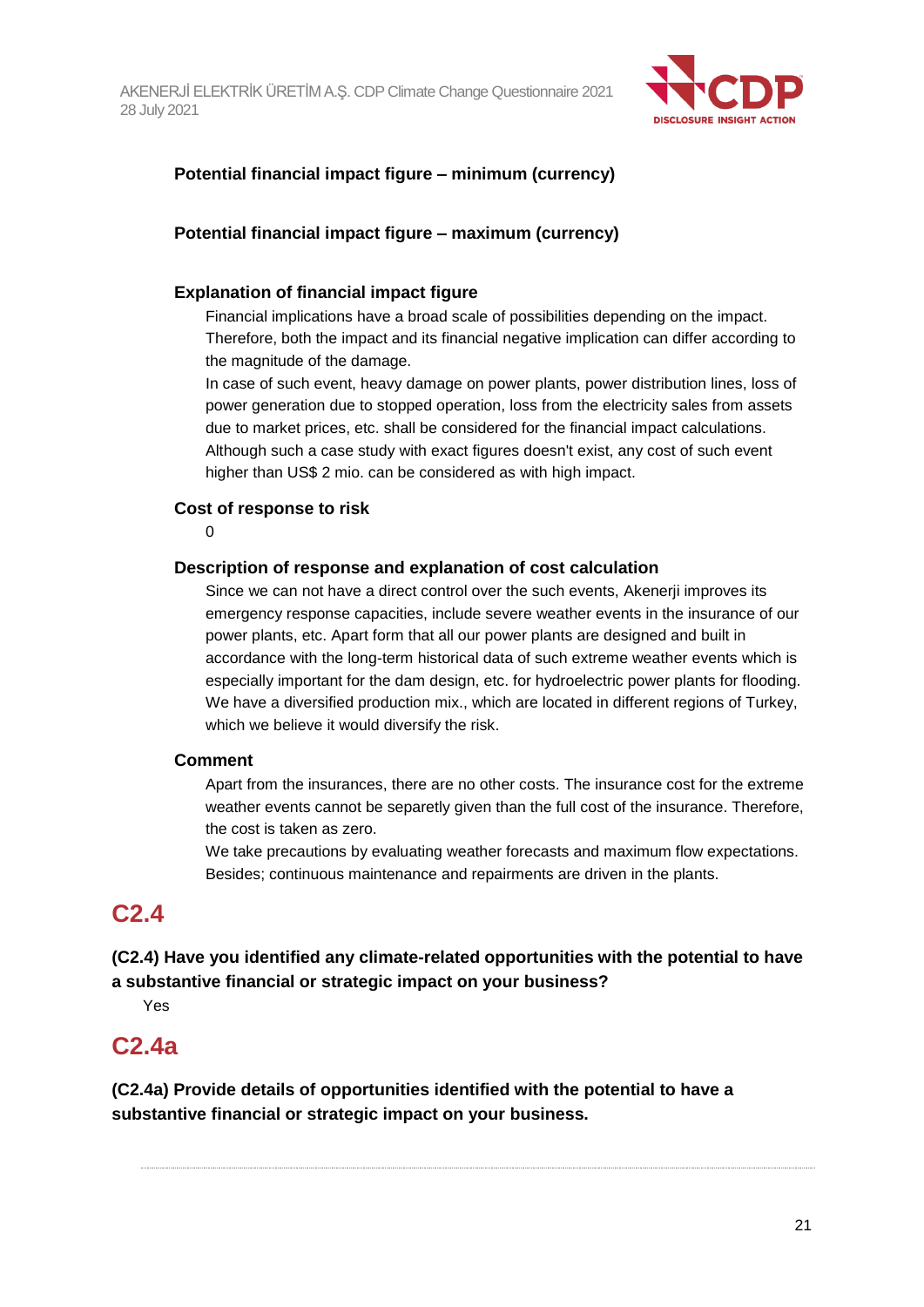**Potential financial impact figure – minimum (currency)**

**Potential financial impact figure – maximum (currency)**

**Explanation of financial impact figure**

Financial implications have a broad scale of possibilities depending on the impact. Therefore, both the impact and its financial negative implication can differ according to the magnitude of the damage.

In case of such event, heavy damage on power plants, power distribution lines, loss of power generation due to stopped operation, loss from the electricity sales from assets due to market prices, etc. shall be considered for the financial impact calculations. Although such a case study with exact figures doesn't exist, any cost of such event higher than US$ 2 mio. can be considered as with high impact.

**Cost of response to risk**

0

**Description of response and explanation of cost calculation**

Since we can not have a direct control over the such events, Akenerji improves its emergency response capacities, include severe weather events in the insurance of our power plants, etc. Apart form that all our power plants are designed and built in accordance with the long-term historical data of such extreme weather events which is especially important for the dam design, etc. for hydroelectric power plants for flooding. We have a diversified production mix., which are located in different regions of Turkey, which we believe it would diversify the risk.

**Comment**

Apart from the insurances, there are no other costs. The insurance cost for the extreme weather events cannot be separtely given than the full cost of the insurance. Therefore, the cost is taken as zero.

We take precautions by evaluating weather forecasts and maximum flow expectations. Besides; continuous maintenance and repairments are driven in the plants.

## C2.4

**(C2.4) Have you identified any climate-related opportunities with the potential to have a substantive financial or strategic impact on your business?**

Yes

## C2.4a

**(C2.4a) Provide details of opportunities identified with the potential to have a substantive financial or strategic impact on your business.**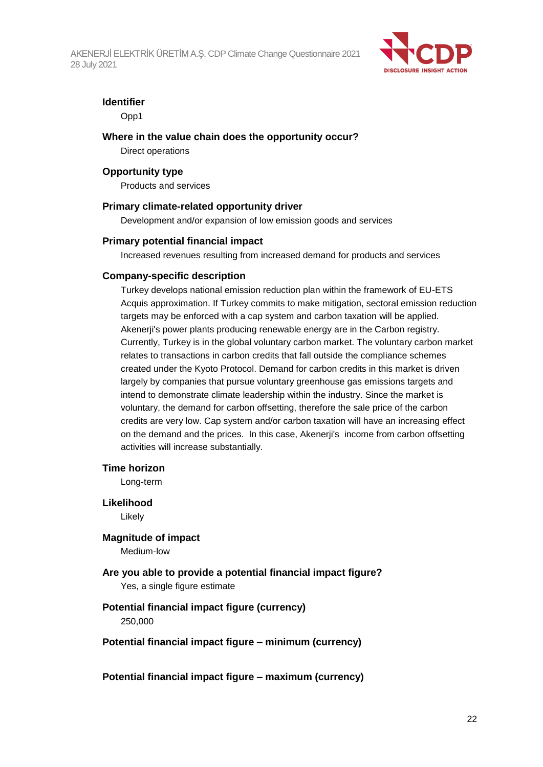**Identifier**

Opp1

**Where in the value chain does the opportunity occur?**

Direct operations

**Opportunity type**

Products and services

**Primary climate-related opportunity driver**

Development and/or expansion of low emission goods and services

**Primary potential financial impact**

Increased revenues resulting from increased demand for products and services

**Company-specific description**

Turkey develops national emission reduction plan within the framework of EU-ETS Acquis approximation. If Turkey commits to make mitigation, sectoral emission reduction targets may be enforced with a cap system and carbon taxation will be applied. Akenerji's power plants producing renewable energy are in the Carbon registry. Currently, Turkey is in the global voluntary carbon market. The voluntary carbon market relates to transactions in carbon credits that fall outside the compliance schemes created under the Kyoto Protocol. Demand for carbon credits in this market is driven largely by companies that pursue voluntary greenhouse gas emissions targets and intend to demonstrate climate leadership within the industry. Since the market is voluntary, the demand for carbon offsetting, therefore the sale price of the carbon credits are very low. Cap system and/or carbon taxation will have an increasing effect on the demand and the prices. In this case, Akenerji's income from carbon offsetting activities will increase substantially.

**Time horizon**

Long-term

**Likelihood**

Likely

**Magnitude of impact**

Medium-low

**Are you able to provide a potential financial impact figure?**

Yes, a single figure estimate

**Potential financial impact figure (currency)**

250,000

**Potential financial impact figure – minimum (currency)**

**Potential financial impact figure – maximum (currency)**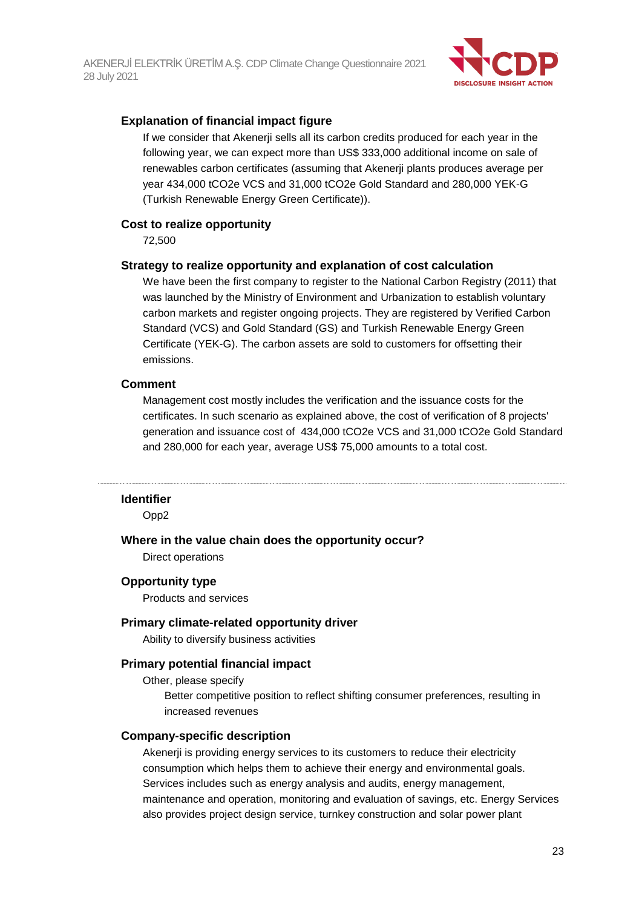#### Explanation of financial impact figure

If we consider that Akenerji sells all its carbon credits produced for each year in the following year, we can expect more than US$ 333,000 additional income on sale of renewables carbon certificates (assuming that Akenerji plants produces average per year 434,000 tCO2e VCS and 31,000 tCO2e Gold Standard and 280,000 YEK-G (Turkish Renewable Energy Green Certificate)).

#### Cost to realize opportunity

72,500

#### Strategy to realize opportunity and explanation of cost calculation

We have been the first company to register to the National Carbon Registry (2011) that was launched by the Ministry of Environment and Urbanization to establish voluntary carbon markets and register ongoing projects. They are registered by Verified Carbon Standard (VCS) and Gold Standard (GS) and Turkish Renewable Energy Green Certificate (YEK-G). The carbon assets are sold to customers for offsetting their emissions.

#### Comment

Management cost mostly includes the verification and the issuance costs for the certificates. In such scenario as explained above, the cost of verification of 8 projects' generation and issuance cost of 434,000 tCO2e VCS and 31,000 tCO2e Gold Standard and 280,000 for each year, average US$ 75,000 amounts to a total cost.

---

#### Identifier

Opp2

#### Where in the value chain does the opportunity occur?

Direct operations

#### Opportunity type

Products and services

#### Primary climate-related opportunity driver

Ability to diversify business activities

#### Primary potential financial impact

Other, please specify

Better competitive position to reflect shifting consumer preferences, resulting in increased revenues

#### Company-specific description

Akenerji is providing energy services to its customers to reduce their electricity consumption which helps them to achieve their energy and environmental goals. Services includes such as energy analysis and audits, energy management, maintenance and operation, monitoring and evaluation of savings, etc. Energy Services also provides project design service, turnkey construction and solar power plant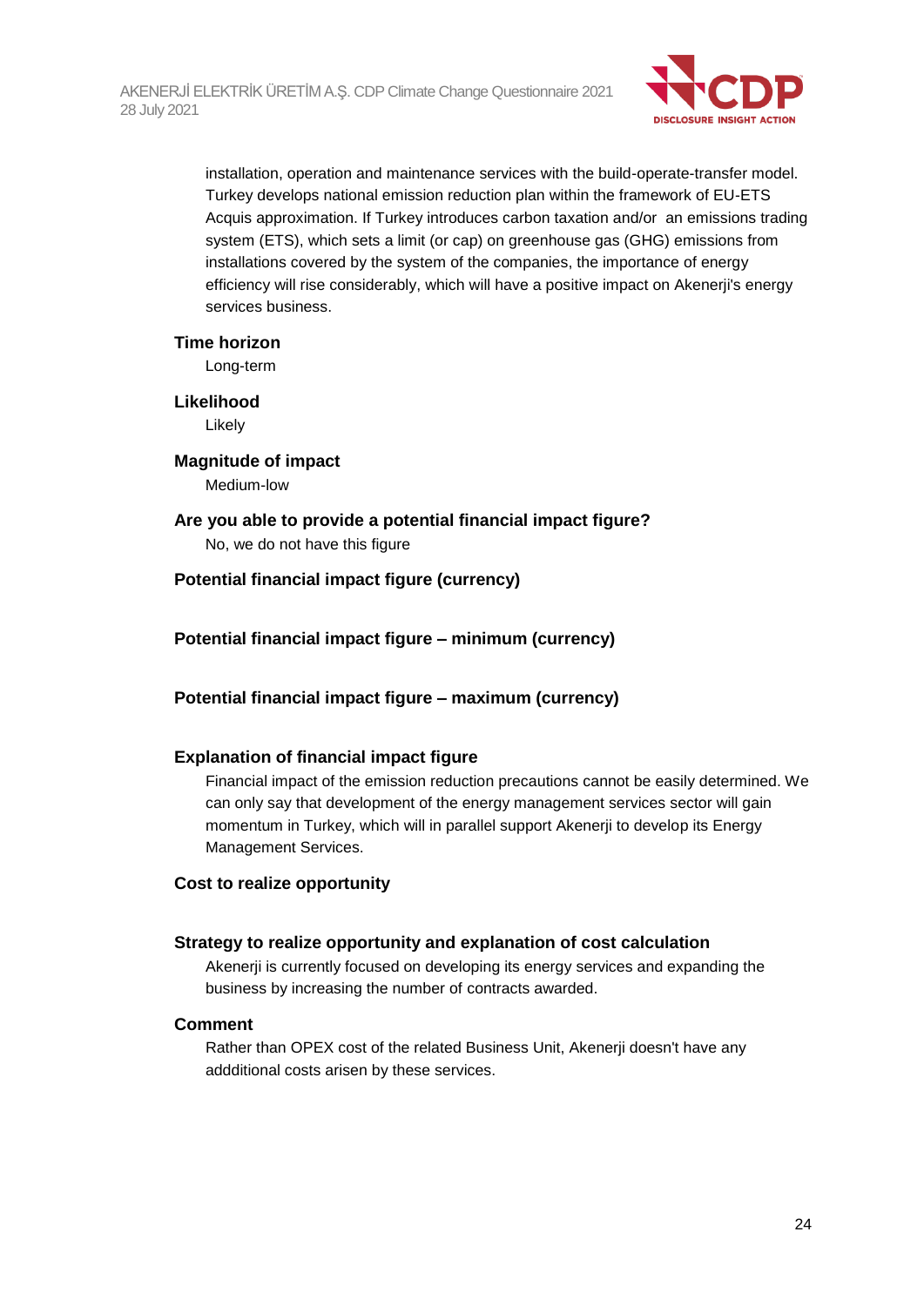installation, operation and maintenance services with the build-operate-transfer model. Turkey develops national emission reduction plan within the framework of EU-ETS Acquis approximation. If Turkey introduces carbon taxation and/or an emissions trading system (ETS), which sets a limit (or cap) on greenhouse gas (GHG) emissions from installations covered by the system of the companies, the importance of energy efficiency will rise considerably, which will have a positive impact on Akenerji's energy services business.

**Time horizon**

Long-term

**Likelihood**

Likely

**Magnitude of impact**

Medium-low

**Are you able to provide a potential financial impact figure?**

No, we do not have this figure

**Potential financial impact figure (currency)**

**Potential financial impact figure – minimum (currency)**

**Potential financial impact figure – maximum (currency)**

**Explanation of financial impact figure**

Financial impact of the emission reduction precautions cannot be easily determined. We can only say that development of the energy management services sector will gain momentum in Turkey, which will in parallel support Akenerji to develop its Energy Management Services.

**Cost to realize opportunity**

**Strategy to realize opportunity and explanation of cost calculation**

Akenerji is currently focused on developing its energy services and expanding the business by increasing the number of contracts awarded.

**Comment**

Rather than OPEX cost of the related Business Unit, Akenerji doesn't have any addditional costs arisen by these services.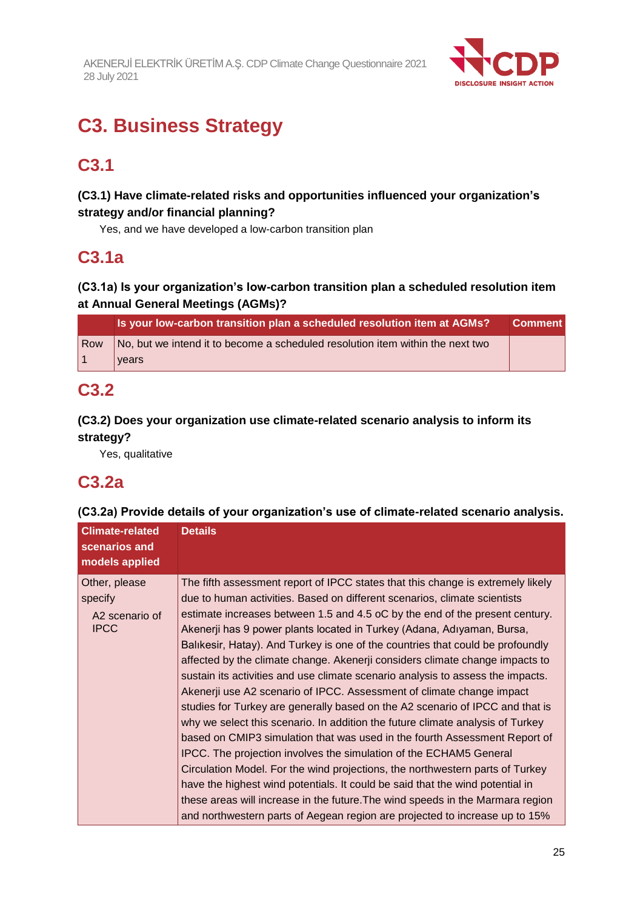# C3. Business Strategy

## C3.1

### (C3.1) Have climate-related risks and opportunities influenced your organization's strategy and/or financial planning?

Yes, and we have developed a low-carbon transition plan

## C3.1a

### (C3.1a) Is your organization's low-carbon transition plan a scheduled resolution item at Annual General Meetings (AGMs)?

| | Is your low-carbon transition plan a scheduled resolution item at AGMs? | Comment |
|---|---|---|
| Row 1 | No, but we intend it to become a scheduled resolution item within the next two years | |

## C3.2

### (C3.2) Does your organization use climate-related scenario analysis to inform its strategy?

Yes, qualitative

## C3.2a

### (C3.2a) Provide details of your organization's use of climate-related scenario analysis.

| Climate-related scenarios and models applied | Details |
|---|---|
| Other, please specify<br>A2 scenario of IPCC | The fifth assessment report of IPCC states that this change is extremely likely due to human activities. Based on different scenarios, climate scientists estimate increases between 1.5 and 4.5 oC by the end of the present century. Akenerji has 9 power plants located in Turkey (Adana, Adıyaman, Bursa, Balıkesir, Hatay). And Turkey is one of the countries that could be profoundly affected by the climate change. Akenerji considers climate change impacts to sustain its activities and use climate scenario analysis to assess the impacts. Akenerji use A2 scenario of IPCC. Assessment of climate change impact studies for Turkey are generally based on the A2 scenario of IPCC and that is why we select this scenario. In addition the future climate analysis of Turkey based on CMIP3 simulation that was used in the fourth Assessment Report of IPCC. The projection involves the simulation of the ECHAM5 General Circulation Model. For the wind projections, the northwestern parts of Turkey have the highest wind potentials. It could be said that the wind potential in these areas will increase in the future.The wind speeds in the Marmara region and northwestern parts of Aegean region are projected to increase up to 15% |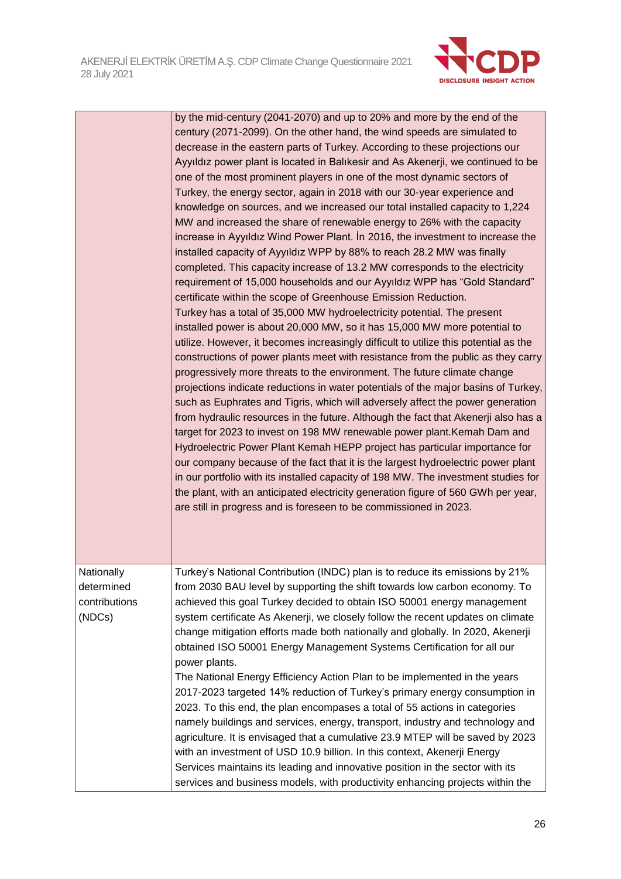| | |
|---|---|
| | by the mid-century (2041-2070) and up to 20% and more by the end of the century (2071-2099). On the other hand, the wind speeds are simulated to decrease in the eastern parts of Turkey. According to these projections our Ayyıldız power plant is located in Balıkesir and As Akenerji, we continued to be one of the most prominent players in one of the most dynamic sectors of Turkey, the energy sector, again in 2018 with our 30-year experience and knowledge on sources, and we increased our total installed capacity to 1,224 MW and increased the share of renewable energy to 26% with the capacity increase in Ayyıldız Wind Power Plant. İn 2016, the investment to increase the installed capacity of Ayyıldız WPP by 88% to reach 28.2 MW was finally completed. This capacity increase of 13.2 MW corresponds to the electricity requirement of 15,000 households and our Ayyıldız WPP has "Gold Standard" certificate within the scope of Greenhouse Emission Reduction.<br>Turkey has a total of 35,000 MW hydroelectricity potential. The present installed power is about 20,000 MW, so it has 15,000 MW more potential to utilize. However, it becomes increasingly difficult to utilize this potential as the constructions of power plants meet with resistance from the public as they carry progressively more threats to the environment. The future climate change projections indicate reductions in water potentials of the major basins of Turkey, such as Euphrates and Tigris, which will adversely affect the power generation from hydraulic resources in the future. Although the fact that Akenerji also has a target for 2023 to invest on 198 MW renewable power plant.Kemah Dam and Hydroelectric Power Plant Kemah HEPP project has particular importance for our company because of the fact that it is the largest hydroelectric power plant in our portfolio with its installed capacity of 198 MW. The investment studies for the plant, with an anticipated electricity generation figure of 560 GWh per year, are still in progress and is foreseen to be commissioned in 2023. |
| Nationally determined contributions (NDCs) | Turkey's National Contribution (INDC) plan is to reduce its emissions by 21% from 2030 BAU level by supporting the shift towards low carbon economy. To achieved this goal Turkey decided to obtain ISO 50001 energy management system certificate As Akenerji, we closely follow the recent updates on climate change mitigation efforts made both nationally and globally. In 2020, Akenerji obtained ISO 50001 Energy Management Systems Certification for all our power plants.<br>The National Energy Efficiency Action Plan to be implemented in the years 2017-2023 targeted 14% reduction of Turkey's primary energy consumption in 2023. To this end, the plan encompases a total of 55 actions in categories namely buildings and services, energy, transport, industry and technology and agriculture. It is envisaged that a cumulative 23.9 MTEP will be saved by 2023 with an investment of USD 10.9 billion. In this context, Akenerji Energy Services maintains its leading and innovative position in the sector with its services and business models, with productivity enhancing projects within the |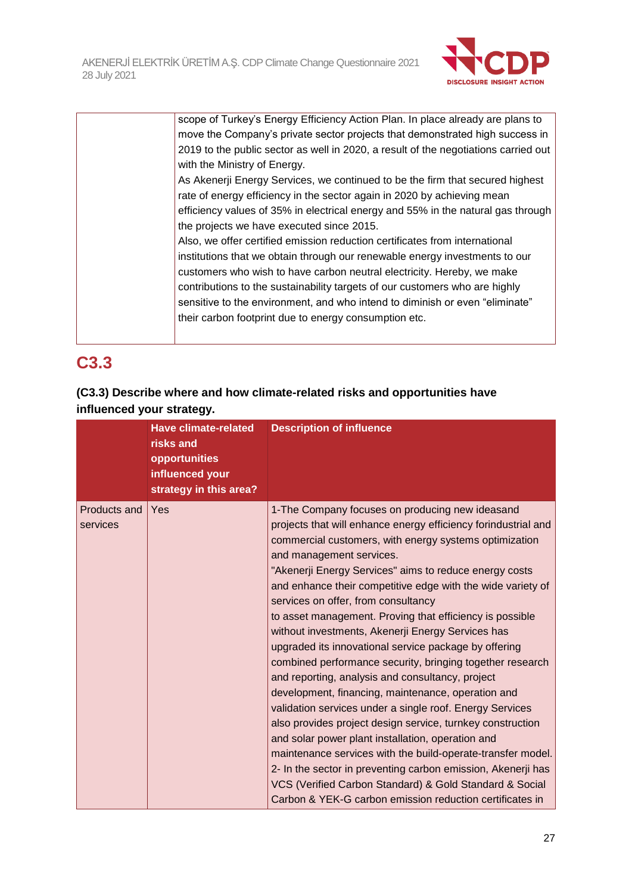| | |
|---|---|
| | scope of Turkey's Energy Efficiency Action Plan. In place already are plans to move the Company's private sector projects that demonstrated high success in 2019 to the public sector as well in 2020, a result of the negotiations carried out with the Ministry of Energy.<br>As Akenerji Energy Services, we continued to be the firm that secured highest rate of energy efficiency in the sector again in 2020 by achieving mean efficiency values of 35% in electrical energy and 55% in the natural gas through the projects we have executed since 2015.<br>Also, we offer certified emission reduction certificates from international institutions that we obtain through our renewable energy investments to our customers who wish to have carbon neutral electricity. Hereby, we make contributions to the sustainability targets of our customers who are highly sensitive to the environment, and who intend to diminish or even "eliminate" their carbon footprint due to energy consumption etc. |

## C3.3

**(C3.3) Describe where and how climate-related risks and opportunities have influenced your strategy.**

| | Have climate-related risks and opportunities influenced your strategy in this area? | Description of influence |
|---|---|---|
| Products and services | Yes | 1-The Company focuses on producing new ideasand projects that will enhance energy efficiency forindustrial and commercial customers, with energy systems optimization and management services.<br>"Akenerji Energy Services" aims to reduce energy costs and enhance their competitive edge with the wide variety of services on offer, from consultancy to asset management. Proving that efficiency is possible without investments, Akenerji Energy Services has upgraded its innovational service package by offering combined performance security, bringing together research and reporting, analysis and consultancy, project development, financing, maintenance, operation and validation services under a single roof. Energy Services also provides project design service, turnkey construction and solar power plant installation, operation and maintenance services with the build-operate-transfer model.<br>2- In the sector in preventing carbon emission, Akenerji has VCS (Verified Carbon Standard) & Gold Standard & Social Carbon & YEK-G carbon emission reduction certificates in |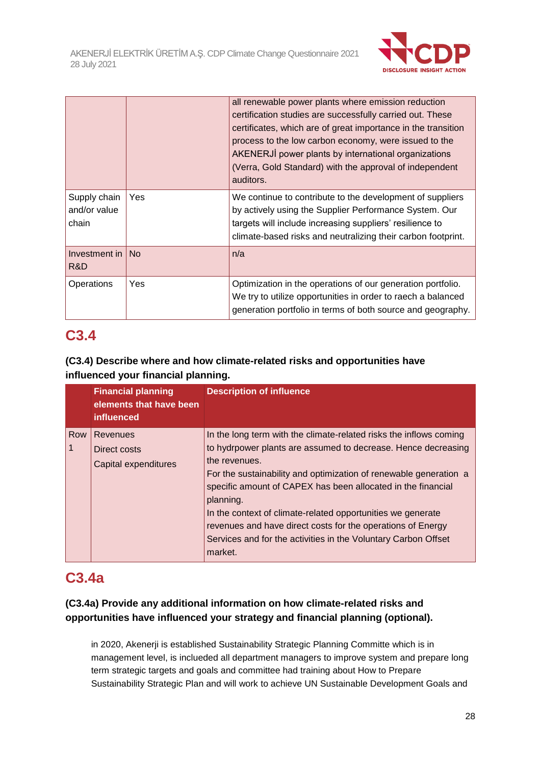|  |  |  |
|---|---|---|
|  |  | all renewable power plants where emission reduction certification studies are successfully carried out. These certificates, which are of great importance in the transition process to the low carbon economy, were issued to the AKENERJİ power plants by international organizations (Verra, Gold Standard) with the approval of independent auditors. |
| Supply chain and/or value chain | Yes | We continue to contribute to the development of suppliers by actively using the Supplier Performance System. Our targets will include increasing suppliers' resilience to climate-based risks and neutralizing their carbon footprint. |
| Investment in R&D | No | n/a |
| Operations | Yes | Optimization in the operations of our generation portfolio. We try to utilize opportunities in order to raech a balanced generation portfolio in terms of both source and geography. |

# C3.4

**(C3.4) Describe where and how climate-related risks and opportunities have influenced your financial planning.**

|  | Financial planning elements that have been influenced | Description of influence |
|---|---|---|
| Row 1 | Revenues<br>Direct costs<br>Capital expenditures | In the long term with the climate-related risks the inflows coming to hydrpower plants are assumed to decrease. Hence decreasing the revenues.<br>For the sustainability and optimization of renewable generation a specific amount of CAPEX has been allocated in the financial planning.<br>In the context of climate-related opportunities we generate revenues and have direct costs for the operations of Energy Services and for the activities in the Voluntary Carbon Offset market. |

# C3.4a

**(C3.4a) Provide any additional information on how climate-related risks and opportunities have influenced your strategy and financial planning (optional).**

in 2020, Akenerji is established Sustainability Strategic Planning Committe which is in management level, is inclueded all department managers to improve system and prepare long term strategic targets and goals and committee had training about How to Prepare Sustainability Strategic Plan and will work to achieve UN Sustainable Development Goals and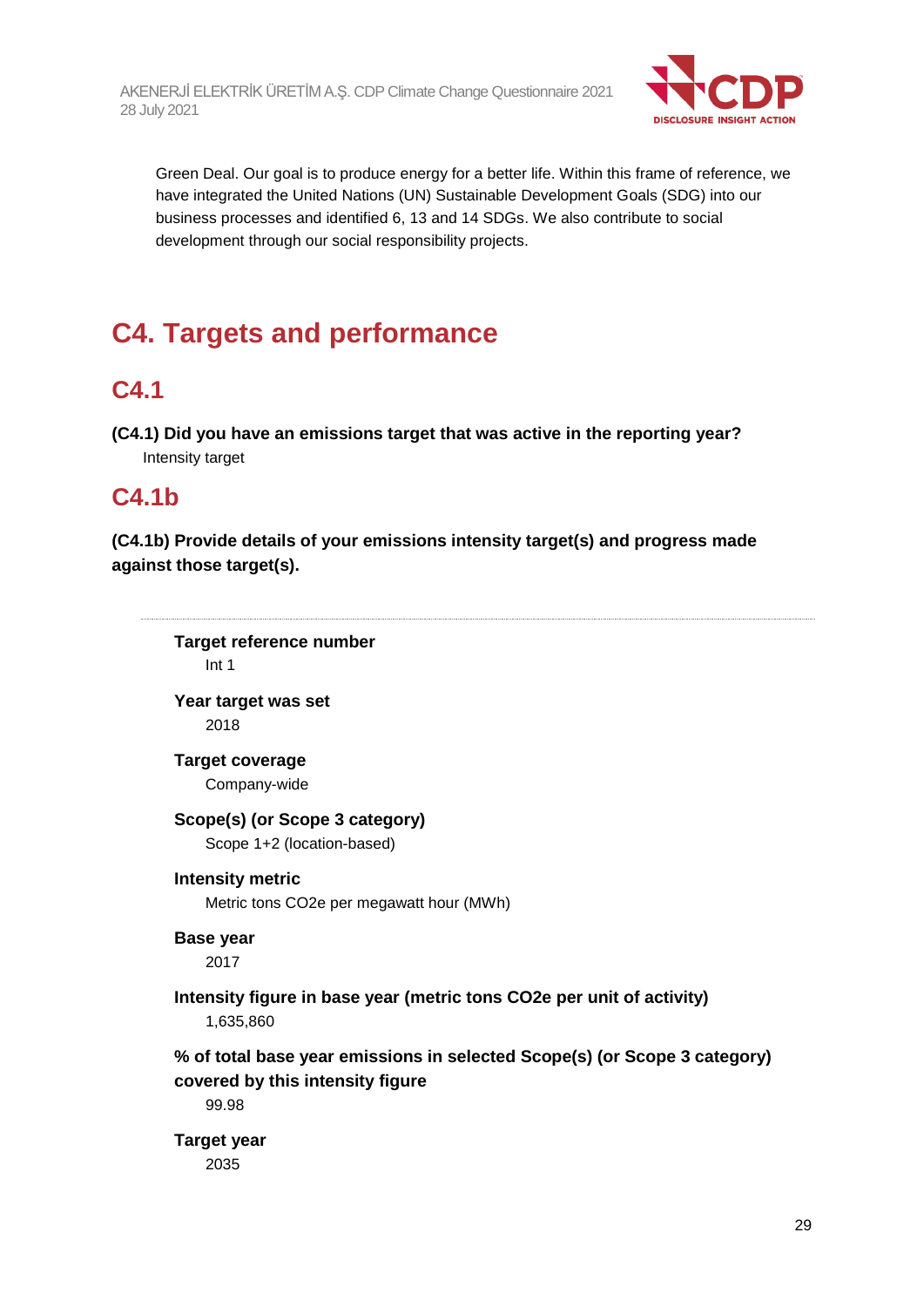Green Deal. Our goal is to produce energy for a better life. Within this frame of reference, we have integrated the United Nations (UN) Sustainable Development Goals (SDG) into our business processes and identified 6, 13 and 14 SDGs. We also contribute to social development through our social responsibility projects.

# C4. Targets and performance

## C4.1

**(C4.1) Did you have an emissions target that was active in the reporting year?**

Intensity target

## C4.1b

**(C4.1b) Provide details of your emissions intensity target(s) and progress made against those target(s).**

**Target reference number**

Int 1

**Year target was set**

2018

**Target coverage**

Company-wide

**Scope(s) (or Scope 3 category)**

Scope 1+2 (location-based)

**Intensity metric**

Metric tons CO2e per megawatt hour (MWh)

**Base year**

2017

**Intensity figure in base year (metric tons CO2e per unit of activity)**

1,635,860

**% of total base year emissions in selected Scope(s) (or Scope 3 category) covered by this intensity figure**

99.98

**Target year**

2035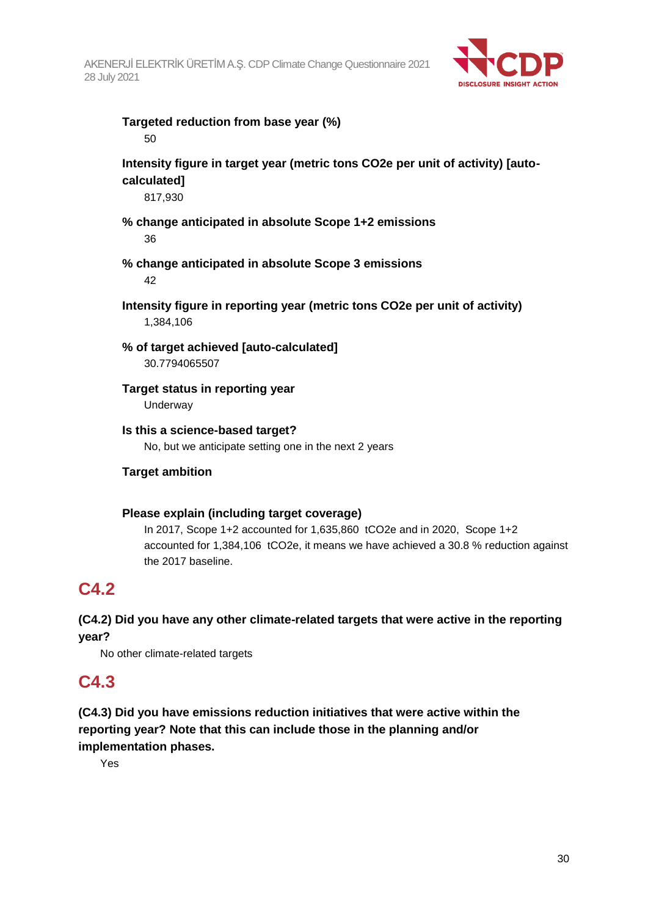**Targeted reduction from base year (%)**

50

**Intensity figure in target year (metric tons CO2e per unit of activity) [auto-calculated]**

817,930

**% change anticipated in absolute Scope 1+2 emissions**

36

**% change anticipated in absolute Scope 3 emissions**

42

**Intensity figure in reporting year (metric tons CO2e per unit of activity)**

1,384,106

**% of target achieved [auto-calculated]**

30.7794065507

**Target status in reporting year**

Underway

**Is this a science-based target?**

No, but we anticipate setting one in the next 2 years

**Target ambition**

**Please explain (including target coverage)**

In 2017, Scope 1+2 accounted for 1,635,860 tCO2e and in 2020, Scope 1+2 accounted for 1,384,106 tCO2e, it means we have achieved a 30.8 % reduction against the 2017 baseline.

## C4.2

**(C4.2) Did you have any other climate-related targets that were active in the reporting year?**

No other climate-related targets

## C4.3

**(C4.3) Did you have emissions reduction initiatives that were active within the reporting year? Note that this can include those in the planning and/or implementation phases.**

Yes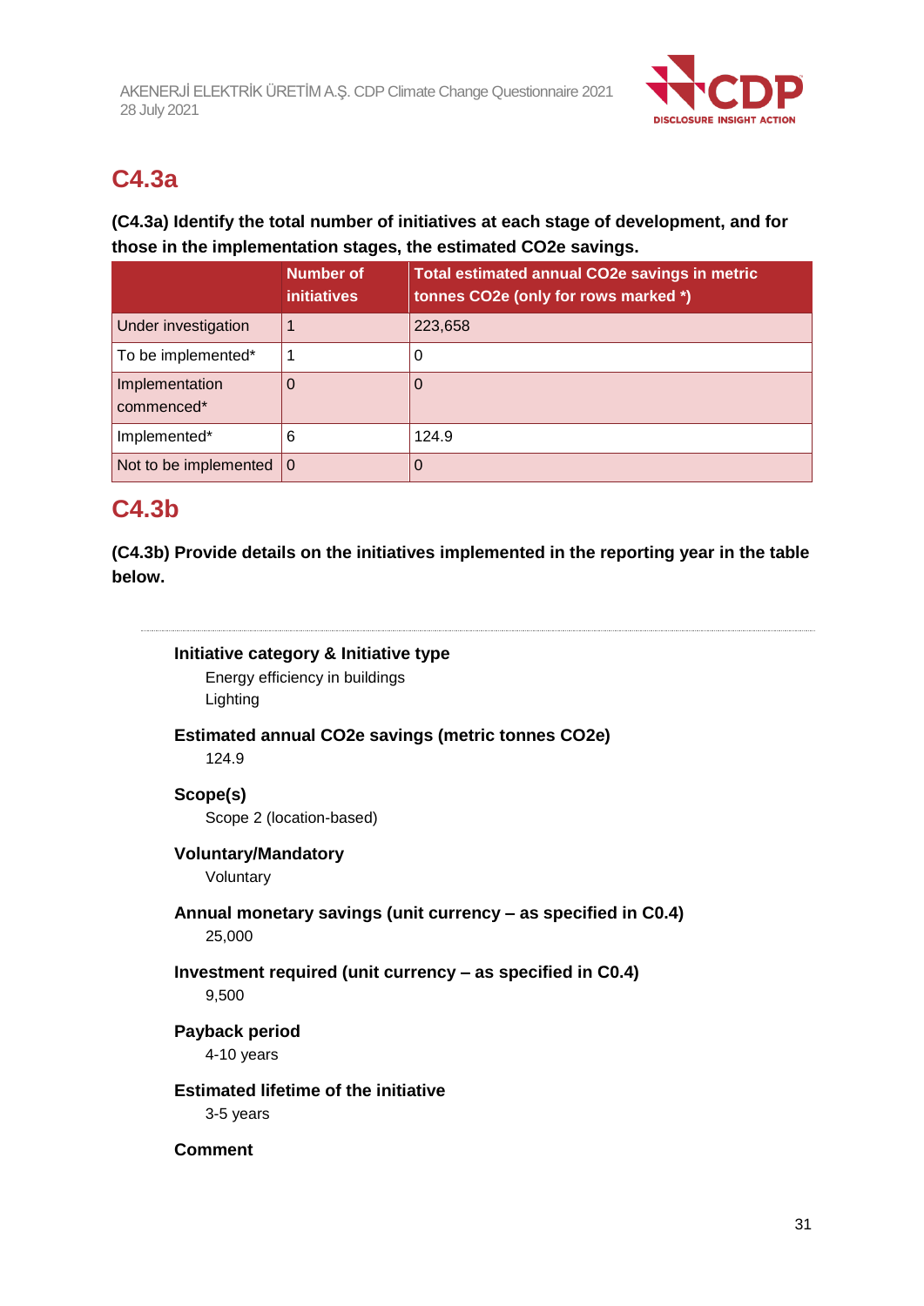## C4.3a

**(C4.3a) Identify the total number of initiatives at each stage of development, and for those in the implementation stages, the estimated CO2e savings.**

| | Number of initiatives | Total estimated annual CO2e savings in metric tonnes CO2e (only for rows marked *) |
|---|---|---|
| Under investigation | 1 | 223,658 |
| To be implemented* | 1 | 0 |
| Implementation commenced* | 0 | 0 |
| Implemented* | 6 | 124.9 |
| Not to be implemented | 0 | 0 |

## C4.3b

**(C4.3b) Provide details on the initiatives implemented in the reporting year in the table below.**

---

**Initiative category & Initiative type**

Energy efficiency in buildings

Lighting

**Estimated annual CO2e savings (metric tonnes CO2e)**

124.9

**Scope(s)**

Scope 2 (location-based)

**Voluntary/Mandatory**

Voluntary

**Annual monetary savings (unit currency – as specified in C0.4)**

25,000

**Investment required (unit currency – as specified in C0.4)**

9,500

**Payback period**

4-10 years

**Estimated lifetime of the initiative**

3-5 years

**Comment**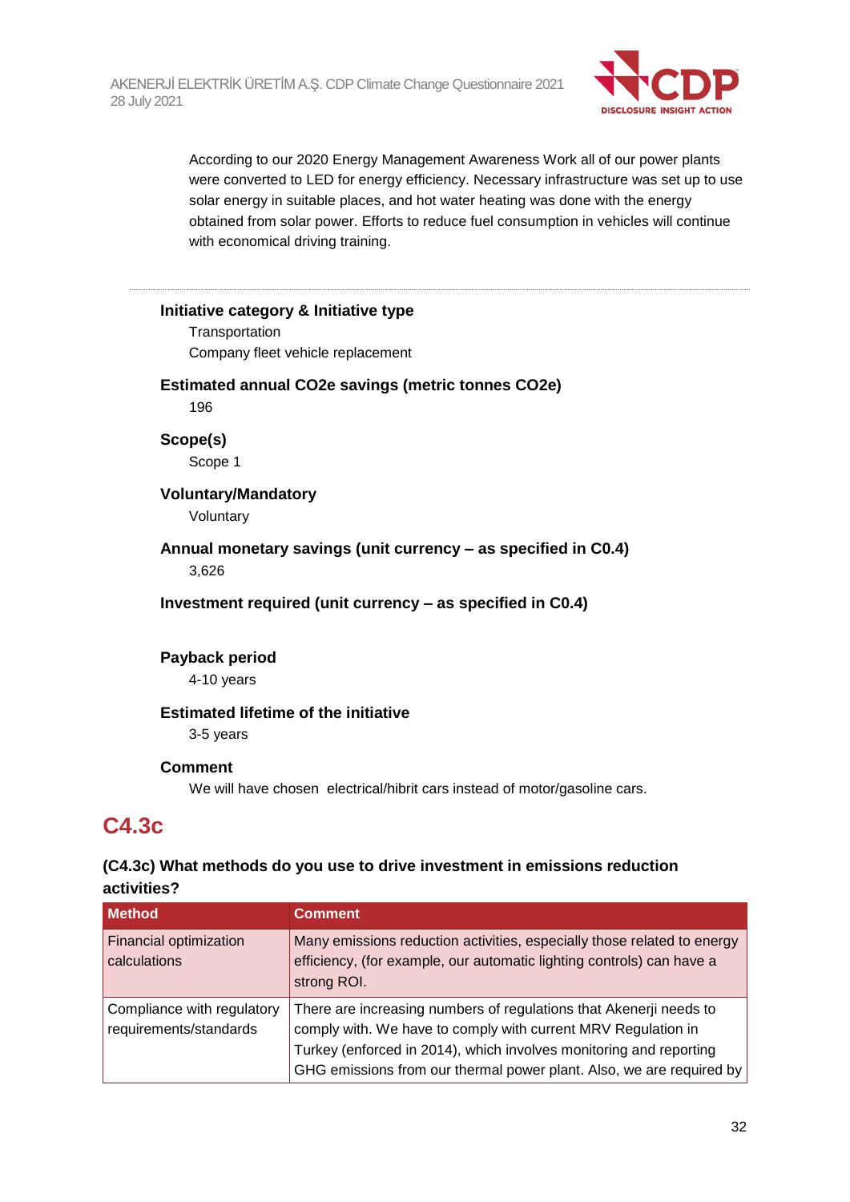According to our 2020 Energy Management Awareness Work all of our power plants were converted to LED for energy efficiency. Necessary infrastructure was set up to use solar energy in suitable places, and hot water heating was done with the energy obtained from solar power. Efforts to reduce fuel consumption in vehicles will continue with economical driving training.

---

**Initiative category & Initiative type**

Transportation

Company fleet vehicle replacement

**Estimated annual CO2e savings (metric tonnes CO2e)**

196

**Scope(s)**

Scope 1

**Voluntary/Mandatory**

Voluntary

**Annual monetary savings (unit currency – as specified in C0.4)**

3,626

**Investment required (unit currency – as specified in C0.4)**

**Payback period**

4-10 years

**Estimated lifetime of the initiative**

3-5 years

**Comment**

We will have chosen  electrical/hibrit cars instead of motor/gasoline cars.

## C4.3c

### (C4.3c) What methods do you use to drive investment in emissions reduction activities?

| Method | Comment |
| --- | --- |
| Financial optimization calculations | Many emissions reduction activities, especially those related to energy efficiency, (for example, our automatic lighting controls) can have a strong ROI. |
| Compliance with regulatory requirements/standards | There are increasing numbers of regulations that Akenerji needs to comply with. We have to comply with current MRV Regulation in Turkey (enforced in 2014), which involves monitoring and reporting GHG emissions from our thermal power plant. Also, we are required by |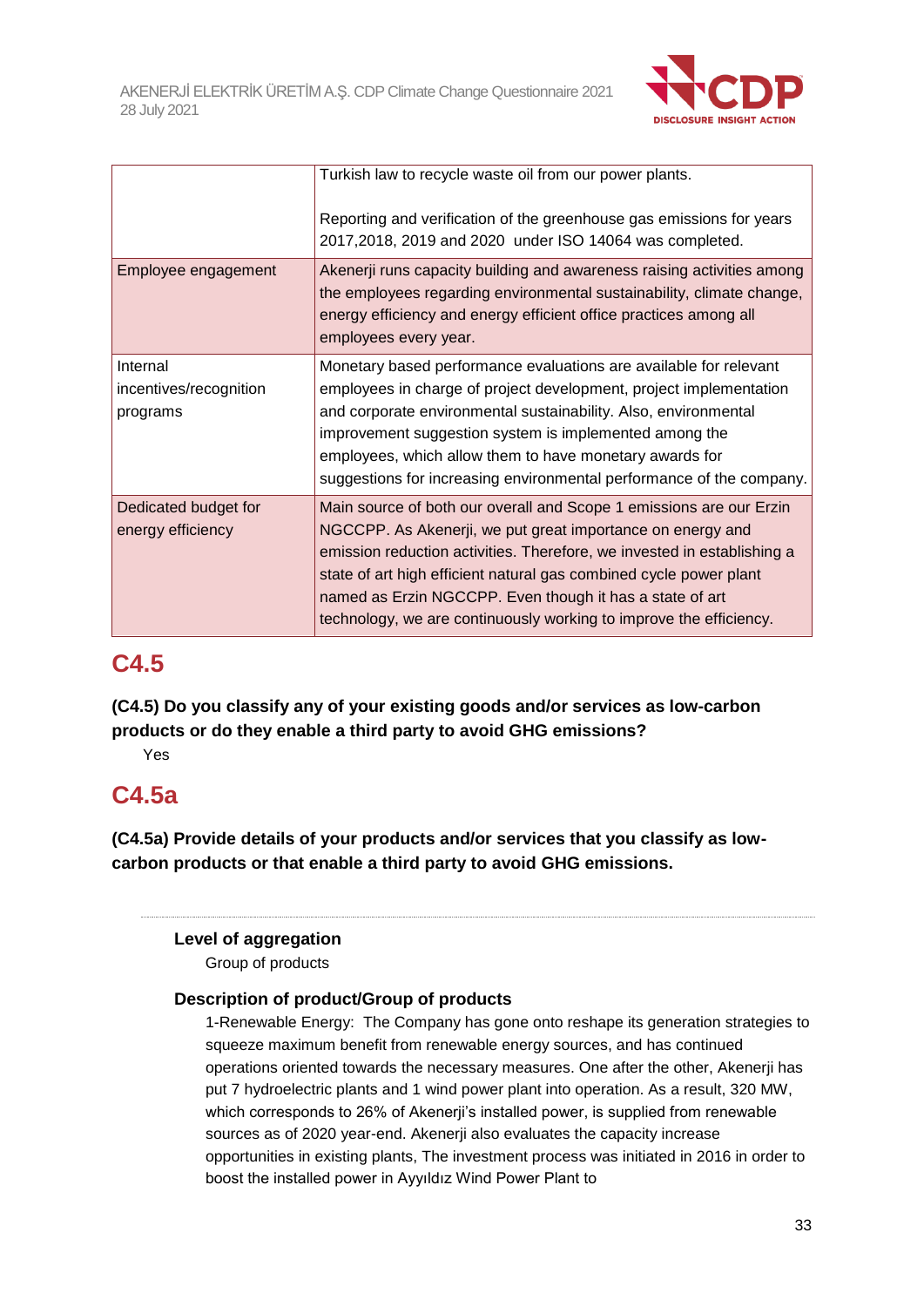|  |  |
|---|---|
|  | Turkish law to recycle waste oil from our power plants.<br><br>Reporting and verification of the greenhouse gas emissions for years 2017,2018, 2019 and 2020 under ISO 14064 was completed. |
| Employee engagement | Akenerji runs capacity building and awareness raising activities among the employees regarding environmental sustainability, climate change, energy efficiency and energy efficient office practices among all employees every year. |
| Internal incentives/recognition programs | Monetary based performance evaluations are available for relevant employees in charge of project development, project implementation and corporate environmental sustainability. Also, environmental improvement suggestion system is implemented among the employees, which allow them to have monetary awards for suggestions for increasing environmental performance of the company. |
| Dedicated budget for energy efficiency | Main source of both our overall and Scope 1 emissions are our Erzin NGCCPP. As Akenerji, we put great importance on energy and emission reduction activities. Therefore, we invested in establishing a state of art high efficient natural gas combined cycle power plant named as Erzin NGCCPP. Even though it has a state of art technology, we are continuously working to improve the efficiency. |

## C4.5

**(C4.5) Do you classify any of your existing goods and/or services as low-carbon products or do they enable a third party to avoid GHG emissions?**

Yes

## C4.5a

**(C4.5a) Provide details of your products and/or services that you classify as low-carbon products or that enable a third party to avoid GHG emissions.**

---

**Level of aggregation**

Group of products

**Description of product/Group of products**

1-Renewable Energy: The Company has gone onto reshape its generation strategies to squeeze maximum benefit from renewable energy sources, and has continued operations oriented towards the necessary measures. One after the other, Akenerji has put 7 hydroelectric plants and 1 wind power plant into operation. As a result, 320 MW, which corresponds to 26% of Akenerji's installed power, is supplied from renewable sources as of 2020 year-end. Akenerji also evaluates the capacity increase opportunities in existing plants, The investment process was initiated in 2016 in order to boost the installed power in Ayyıldız Wind Power Plant to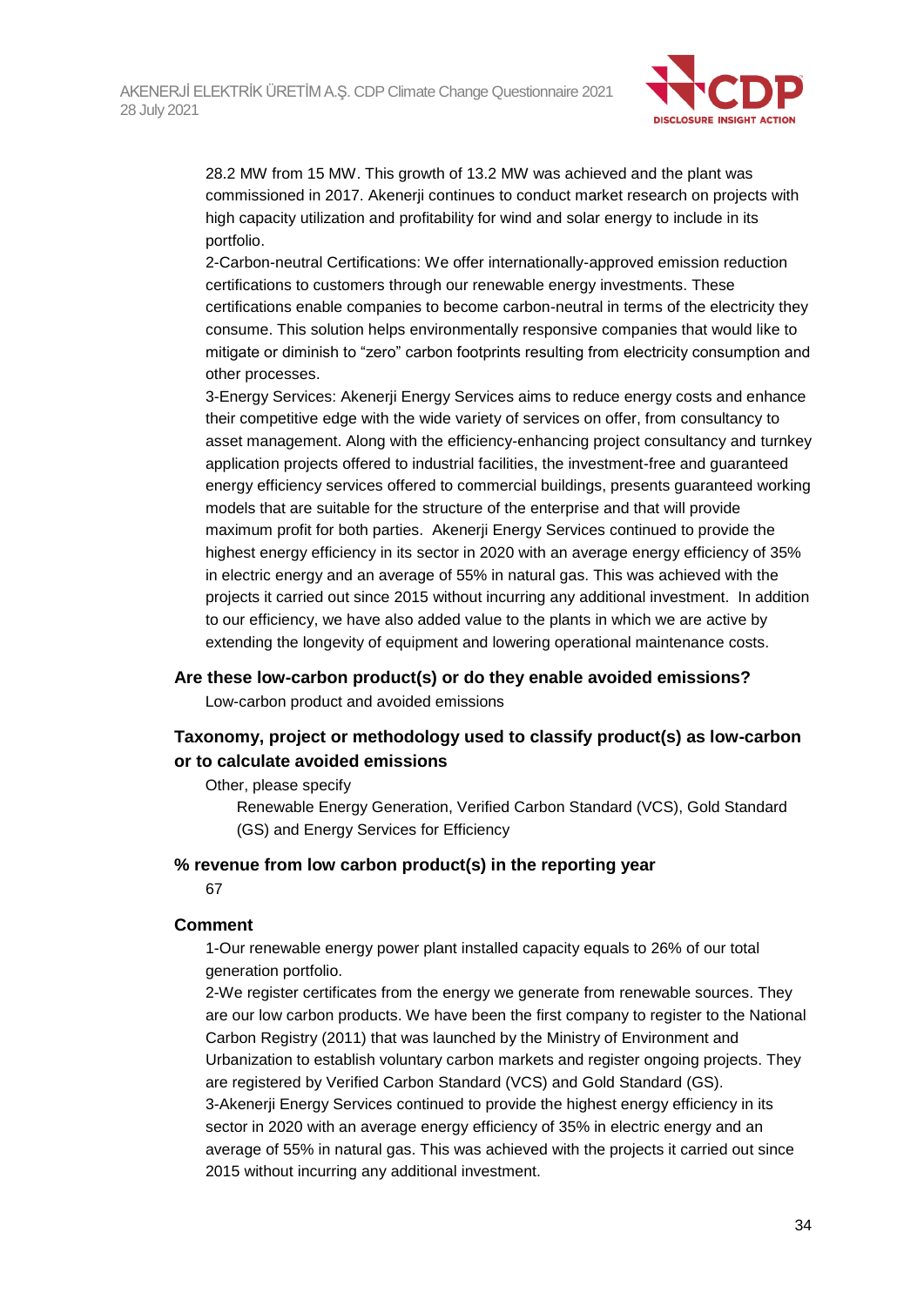28.2 MW from 15 MW. This growth of 13.2 MW was achieved and the plant was commissioned in 2017. Akenerji continues to conduct market research on projects with high capacity utilization and profitability for wind and solar energy to include in its portfolio.

2-Carbon-neutral Certifications: We offer internationally-approved emission reduction certifications to customers through our renewable energy investments. These certifications enable companies to become carbon-neutral in terms of the electricity they consume. This solution helps environmentally responsive companies that would like to mitigate or diminish to "zero" carbon footprints resulting from electricity consumption and other processes.

3-Energy Services: Akenerji Energy Services aims to reduce energy costs and enhance their competitive edge with the wide variety of services on offer, from consultancy to asset management. Along with the efficiency-enhancing project consultancy and turnkey application projects offered to industrial facilities, the investment-free and guaranteed energy efficiency services offered to commercial buildings, presents guaranteed working models that are suitable for the structure of the enterprise and that will provide maximum profit for both parties. Akenerji Energy Services continued to provide the highest energy efficiency in its sector in 2020 with an average energy efficiency of 35% in electric energy and an average of 55% in natural gas. This was achieved with the projects it carried out since 2015 without incurring any additional investment. In addition to our efficiency, we have also added value to the plants in which we are active by extending the longevity of equipment and lowering operational maintenance costs.

**Are these low-carbon product(s) or do they enable avoided emissions?**

Low-carbon product and avoided emissions

**Taxonomy, project or methodology used to classify product(s) as low-carbon or to calculate avoided emissions**

Other, please specify

Renewable Energy Generation, Verified Carbon Standard (VCS), Gold Standard (GS) and Energy Services for Efficiency

**% revenue from low carbon product(s) in the reporting year**

67

**Comment**

1-Our renewable energy power plant installed capacity equals to 26% of our total generation portfolio.

2-We register certificates from the energy we generate from renewable sources. They are our low carbon products. We have been the first company to register to the National Carbon Registry (2011) that was launched by the Ministry of Environment and Urbanization to establish voluntary carbon markets and register ongoing projects. They are registered by Verified Carbon Standard (VCS) and Gold Standard (GS).

3-Akenerji Energy Services continued to provide the highest energy efficiency in its sector in 2020 with an average energy efficiency of 35% in electric energy and an average of 55% in natural gas. This was achieved with the projects it carried out since 2015 without incurring any additional investment.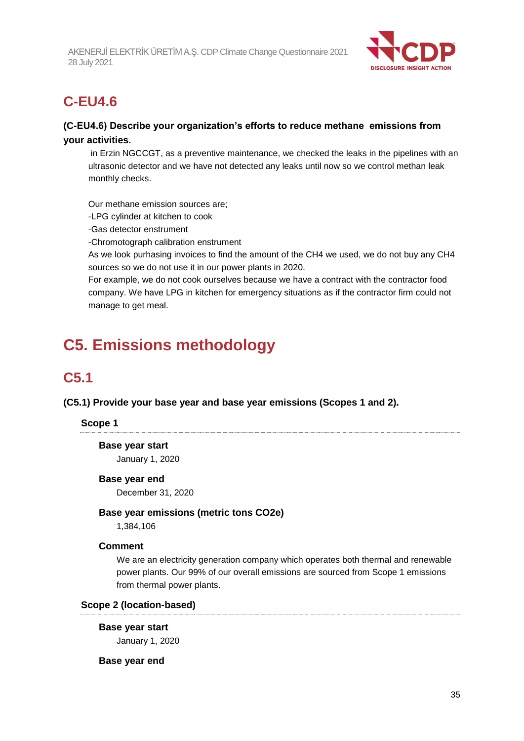## C-EU4.6

**(C-EU4.6) Describe your organization's efforts to reduce methane emissions from your activities.**

in Erzin NGCCGT, as a preventive maintenance, we checked the leaks in the pipelines with an ultrasonic detector and we have not detected any leaks until now so we control methan leak monthly checks.

Our methane emission sources are;
-LPG cylinder at kitchen to cook
-Gas detector enstrument
-Chromotograph calibration enstrument
As we look purhasing invoices to find the amount of the CH4 we used, we do not buy any CH4 sources so we do not use it in our power plants in 2020.
For example, we do not cook ourselves because we have a contract with the contractor food company. We have LPG in kitchen for emergency situations as if the contractor firm could not manage to get meal.

# C5. Emissions methodology

## C5.1

**(C5.1) Provide your base year and base year emissions (Scopes 1 and 2).**

### Scope 1

**Base year start**

January 1, 2020

**Base year end**

December 31, 2020

**Base year emissions (metric tons CO2e)**

1,384,106

**Comment**

We are an electricity generation company which operates both thermal and renewable power plants. Our 99% of our overall emissions are sourced from Scope 1 emissions from thermal power plants.

### Scope 2 (location-based)

**Base year start**

January 1, 2020

**Base year end**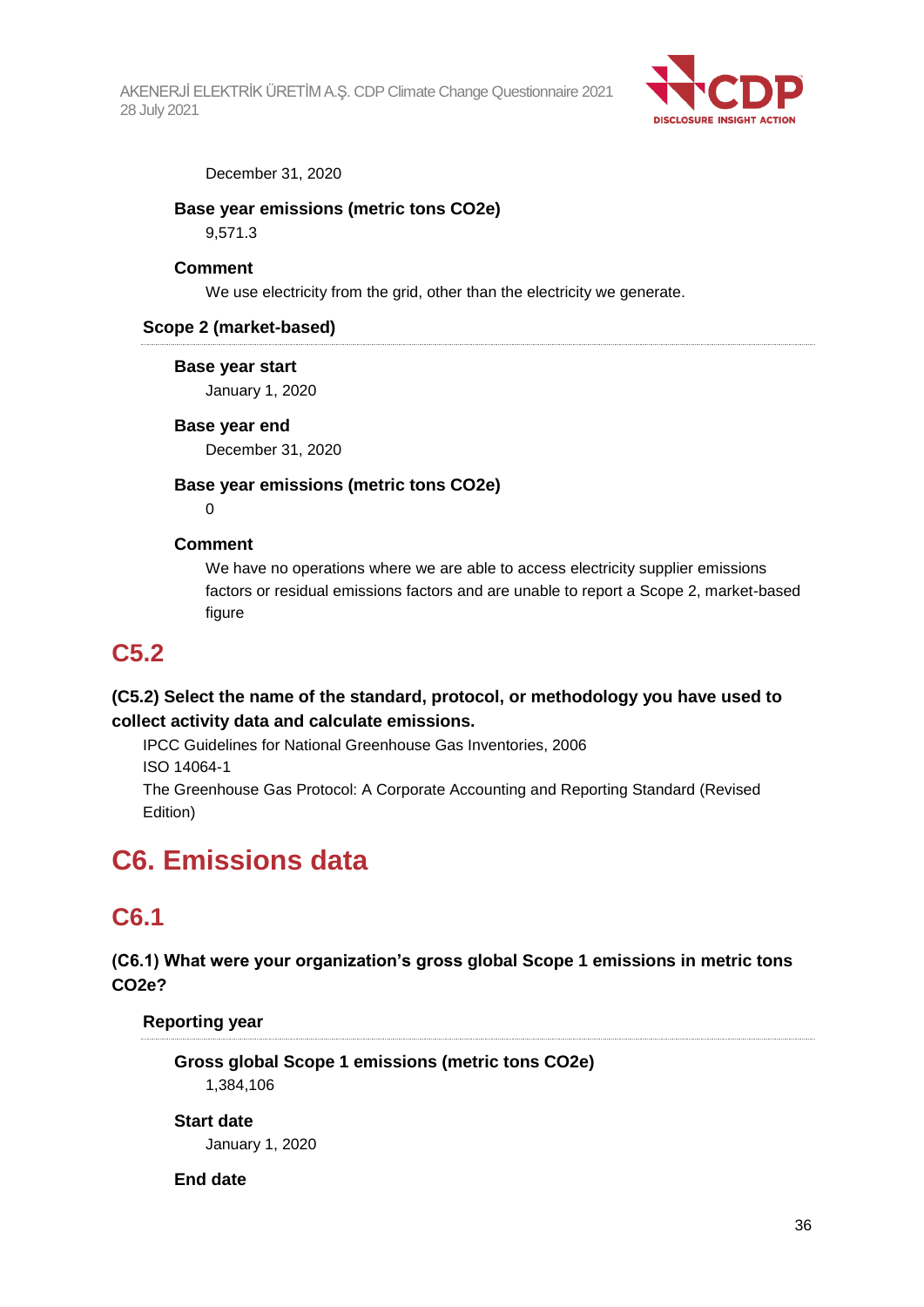December 31, 2020

**Base year emissions (metric tons CO2e)**

9,571.3

**Comment**

We use electricity from the grid, other than the electricity we generate.

**Scope 2 (market-based)**

**Base year start**

January 1, 2020

**Base year end**

December 31, 2020

**Base year emissions (metric tons CO2e)**

0

**Comment**

We have no operations where we are able to access electricity supplier emissions factors or residual emissions factors and are unable to report a Scope 2, market-based figure

## C5.2

**(C5.2) Select the name of the standard, protocol, or methodology you have used to collect activity data and calculate emissions.**

IPCC Guidelines for National Greenhouse Gas Inventories, 2006
ISO 14064-1
The Greenhouse Gas Protocol: A Corporate Accounting and Reporting Standard (Revised Edition)

# C6. Emissions data

## C6.1

**(C6.1) What were your organization's gross global Scope 1 emissions in metric tons CO2e?**

**Reporting year**

**Gross global Scope 1 emissions (metric tons CO2e)**

1,384,106

**Start date**

January 1, 2020

**End date**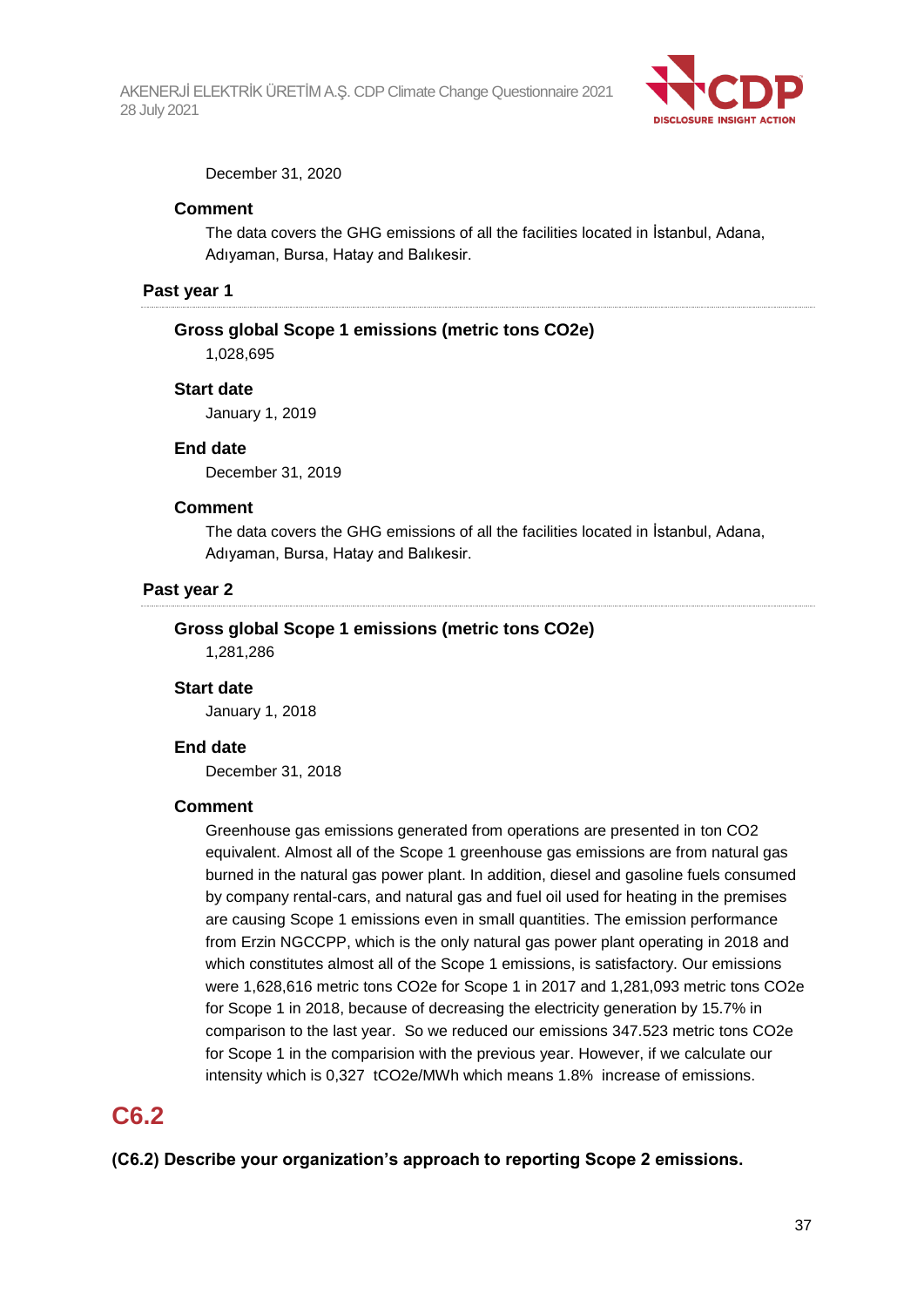December 31, 2020

**Comment**

The data covers the GHG emissions of all the facilities located in İstanbul, Adana, Adıyaman, Bursa, Hatay and Balıkesir.

**Past year 1**

**Gross global Scope 1 emissions (metric tons CO2e)**

1,028,695

**Start date**

January 1, 2019

**End date**

December 31, 2019

**Comment**

The data covers the GHG emissions of all the facilities located in İstanbul, Adana, Adıyaman, Bursa, Hatay and Balıkesir.

**Past year 2**

**Gross global Scope 1 emissions (metric tons CO2e)**

1,281,286

**Start date**

January 1, 2018

**End date**

December 31, 2018

**Comment**

Greenhouse gas emissions generated from operations are presented in ton CO2 equivalent. Almost all of the Scope 1 greenhouse gas emissions are from natural gas burned in the natural gas power plant. In addition, diesel and gasoline fuels consumed by company rental-cars, and natural gas and fuel oil used for heating in the premises are causing Scope 1 emissions even in small quantities. The emission performance from Erzin NGCCPP, which is the only natural gas power plant operating in 2018 and which constitutes almost all of the Scope 1 emissions, is satisfactory. Our emissions were 1,628,616 metric tons CO2e for Scope 1 in 2017 and 1,281,093 metric tons CO2e for Scope 1 in 2018, because of decreasing the electricity generation by 15.7% in comparison to the last year. So we reduced our emissions 347.523 metric tons CO2e for Scope 1 in the comparision with the previous year. However, if we calculate our intensity which is 0,327 tCO2e/MWh which means 1.8% increase of emissions.

## C6.2

**(C6.2) Describe your organization's approach to reporting Scope 2 emissions.**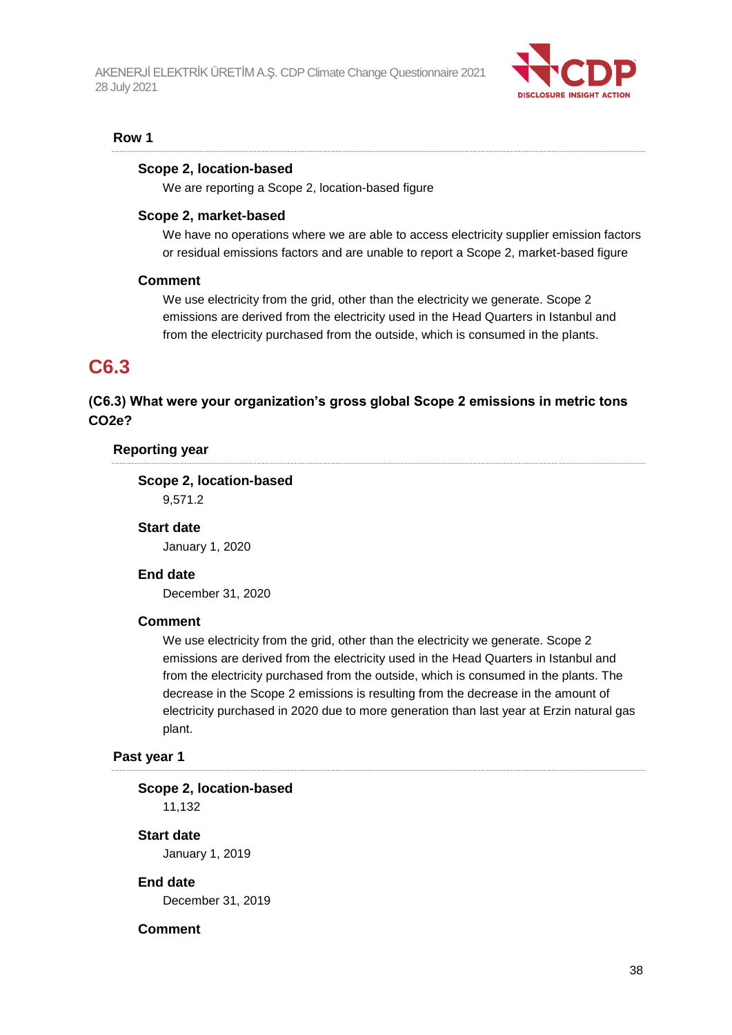**Row 1**

**Scope 2, location-based**

We are reporting a Scope 2, location-based figure

**Scope 2, market-based**

We have no operations where we are able to access electricity supplier emission factors or residual emissions factors and are unable to report a Scope 2, market-based figure

**Comment**

We use electricity from the grid, other than the electricity we generate. Scope 2 emissions are derived from the electricity used in the Head Quarters in Istanbul and from the electricity purchased from the outside, which is consumed in the plants.

## C6.3

### (C6.3) What were your organization's gross global Scope 2 emissions in metric tons CO2e?

**Reporting year**

**Scope 2, location-based**

9,571.2

**Start date**

January 1, 2020

**End date**

December 31, 2020

**Comment**

We use electricity from the grid, other than the electricity we generate. Scope 2 emissions are derived from the electricity used in the Head Quarters in Istanbul and from the electricity purchased from the outside, which is consumed in the plants. The decrease in the Scope 2 emissions is resulting from the decrease in the amount of electricity purchased in 2020 due to more generation than last year at Erzin natural gas plant.

**Past year 1**

**Scope 2, location-based**

11,132

**Start date**

January 1, 2019

**End date**

December 31, 2019

**Comment**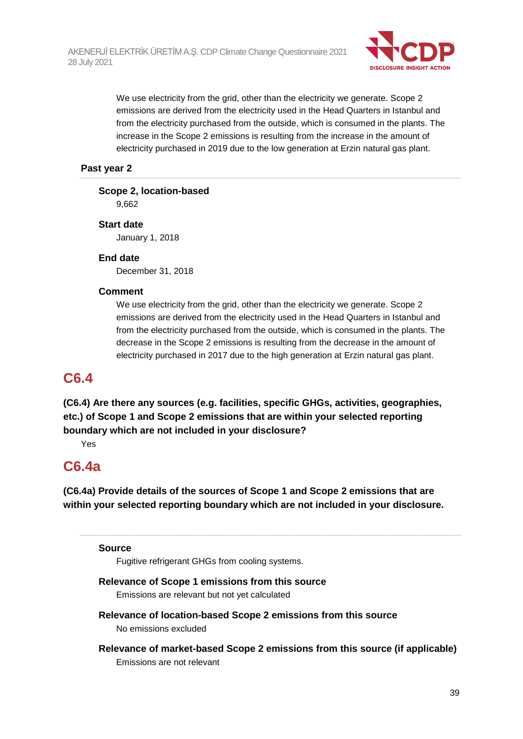We use electricity from the grid, other than the electricity we generate. Scope 2 emissions are derived from the electricity used in the Head Quarters in Istanbul and from the electricity purchased from the outside, which is consumed in the plants. The increase in the Scope 2 emissions is resulting from the increase in the amount of electricity purchased in 2019 due to the low generation at Erzin natural gas plant.

**Past year 2**

**Scope 2, location-based**
9,662

**Start date**
January 1, 2018

**End date**
December 31, 2018

**Comment**
We use electricity from the grid, other than the electricity we generate. Scope 2 emissions are derived from the electricity used in the Head Quarters in Istanbul and from the electricity purchased from the outside, which is consumed in the plants. The decrease in the Scope 2 emissions is resulting from the decrease in the amount of electricity purchased in 2017 due to the high generation at Erzin natural gas plant.

## C6.4

**(C6.4) Are there any sources (e.g. facilities, specific GHGs, activities, geographies, etc.) of Scope 1 and Scope 2 emissions that are within your selected reporting boundary which are not included in your disclosure?**

Yes

## C6.4a

**(C6.4a) Provide details of the sources of Scope 1 and Scope 2 emissions that are within your selected reporting boundary which are not included in your disclosure.**

**Source**
Fugitive refrigerant GHGs from cooling systems.

**Relevance of Scope 1 emissions from this source**
Emissions are relevant but not yet calculated

**Relevance of location-based Scope 2 emissions from this source**
No emissions excluded

**Relevance of market-based Scope 2 emissions from this source (if applicable)**
Emissions are not relevant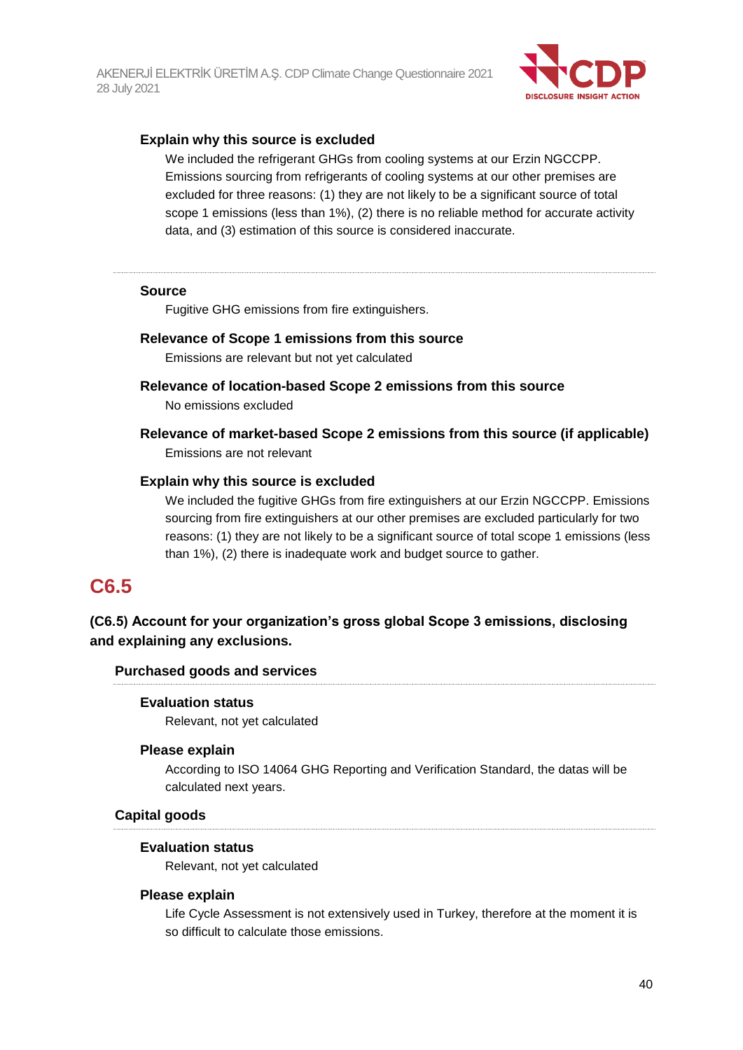#### Explain why this source is excluded

We included the refrigerant GHGs from cooling systems at our Erzin NGCCPP. Emissions sourcing from refrigerants of cooling systems at our other premises are excluded for three reasons: (1) they are not likely to be a significant source of total scope 1 emissions (less than 1%), (2) there is no reliable method for accurate activity data, and (3) estimation of this source is considered inaccurate.

---

#### Source

Fugitive GHG emissions from fire extinguishers.

#### Relevance of Scope 1 emissions from this source

Emissions are relevant but not yet calculated

#### Relevance of location-based Scope 2 emissions from this source

No emissions excluded

#### Relevance of market-based Scope 2 emissions from this source (if applicable)

Emissions are not relevant

#### Explain why this source is excluded

We included the fugitive GHGs from fire extinguishers at our Erzin NGCCPP. Emissions sourcing from fire extinguishers at our other premises are excluded particularly for two reasons: (1) they are not likely to be a significant source of total scope 1 emissions (less than 1%), (2) there is inadequate work and budget source to gather.

## C6.5

### (C6.5) Account for your organization's gross global Scope 3 emissions, disclosing and explaining any exclusions.

#### Purchased goods and services

---

#### Evaluation status

Relevant, not yet calculated

#### Please explain

According to ISO 14064 GHG Reporting and Verification Standard, the datas will be calculated next years.

#### Capital goods

---

#### Evaluation status

Relevant, not yet calculated

#### Please explain

Life Cycle Assessment is not extensively used in Turkey, therefore at the moment it is so difficult to calculate those emissions.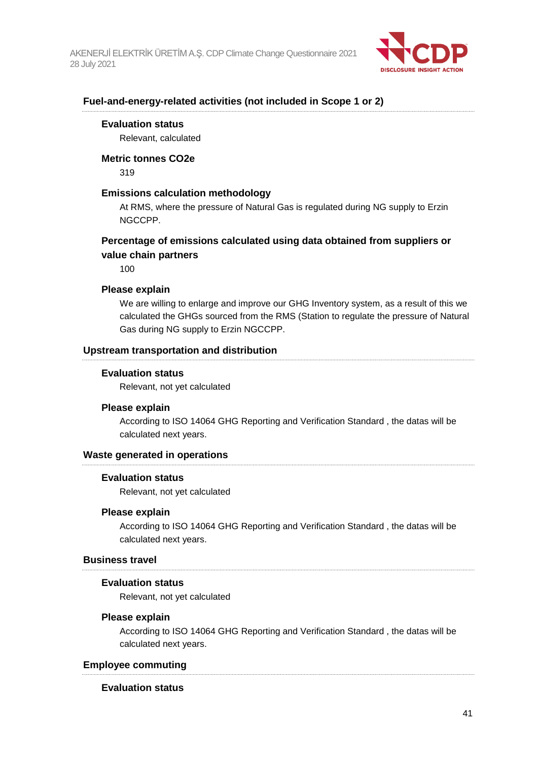### Fuel-and-energy-related activities (not included in Scope 1 or 2)

**Evaluation status**

Relevant, calculated

**Metric tonnes CO2e**

319

**Emissions calculation methodology**

At RMS, where the pressure of Natural Gas is regulated during NG supply to Erzin NGCCPP.

**Percentage of emissions calculated using data obtained from suppliers or value chain partners**

100

**Please explain**

We are willing to enlarge and improve our GHG Inventory system, as a result of this we calculated the GHGs sourced from the RMS (Station to regulate the pressure of Natural Gas during NG supply to Erzin NGCCPP.

### Upstream transportation and distribution

**Evaluation status**

Relevant, not yet calculated

**Please explain**

According to ISO 14064 GHG Reporting and Verification Standard , the datas will be calculated next years.

### Waste generated in operations

**Evaluation status**

Relevant, not yet calculated

**Please explain**

According to ISO 14064 GHG Reporting and Verification Standard , the datas will be calculated next years.

### Business travel

**Evaluation status**

Relevant, not yet calculated

**Please explain**

According to ISO 14064 GHG Reporting and Verification Standard , the datas will be calculated next years.

### Employee commuting

**Evaluation status**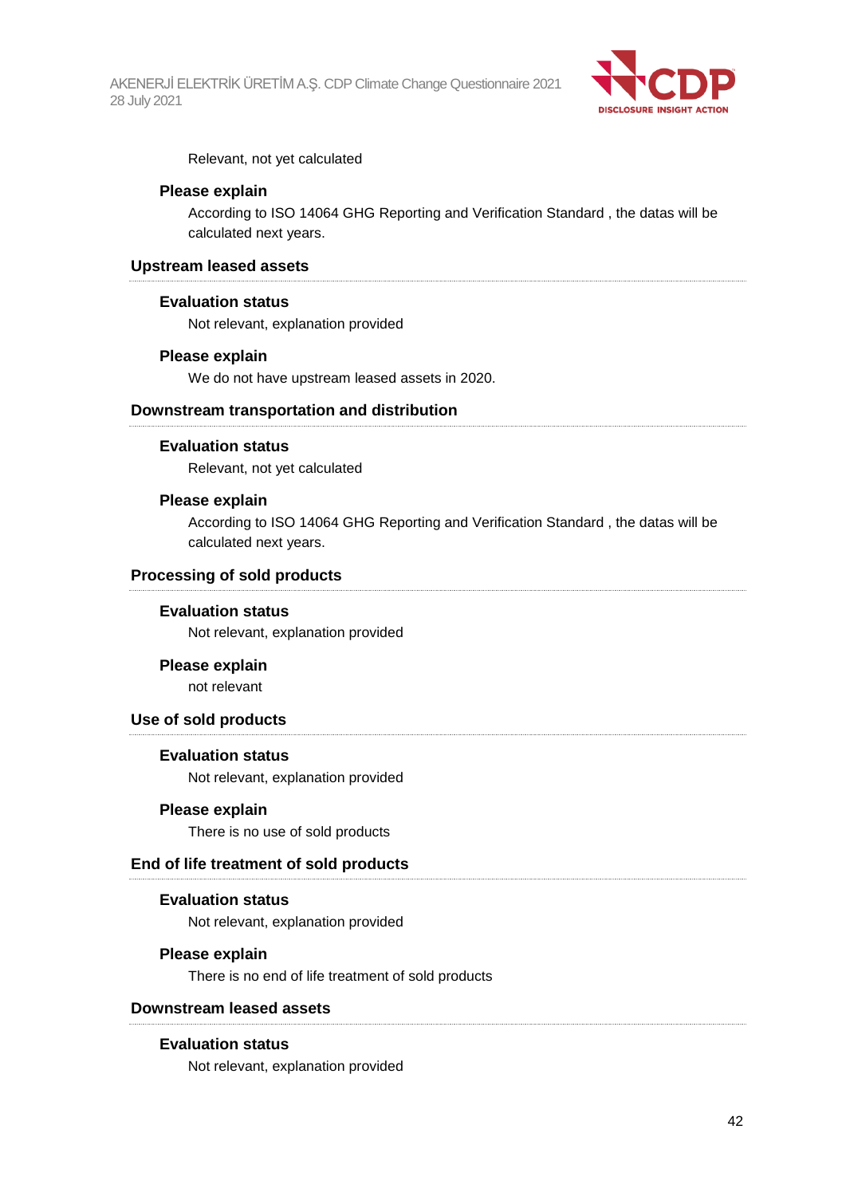Relevant, not yet calculated

**Please explain**

According to ISO 14064 GHG Reporting and Verification Standard , the datas will be calculated next years.

### Upstream leased assets

**Evaluation status**

Not relevant, explanation provided

**Please explain**

We do not have upstream leased assets in 2020.

### Downstream transportation and distribution

**Evaluation status**

Relevant, not yet calculated

**Please explain**

According to ISO 14064 GHG Reporting and Verification Standard , the datas will be calculated next years.

### Processing of sold products

**Evaluation status**

Not relevant, explanation provided

**Please explain**

not relevant

### Use of sold products

**Evaluation status**

Not relevant, explanation provided

**Please explain**

There is no use of sold products

### End of life treatment of sold products

**Evaluation status**

Not relevant, explanation provided

**Please explain**

There is no end of life treatment of sold products

### Downstream leased assets

**Evaluation status**

Not relevant, explanation provided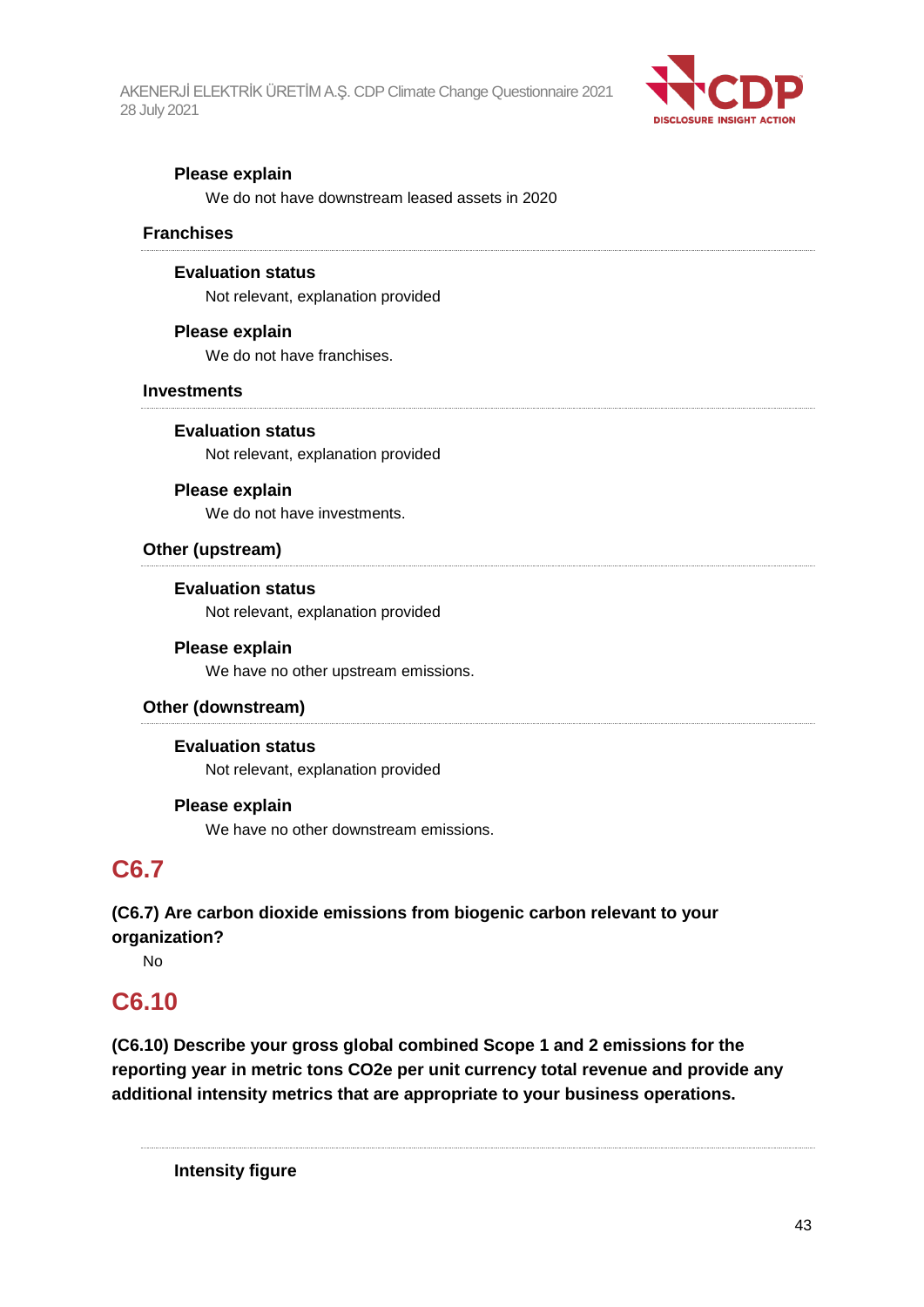#### Please explain

We do not have downstream leased assets in 2020

### Franchises

#### Evaluation status

Not relevant, explanation provided

#### Please explain

We do not have franchises.

### Investments

#### Evaluation status

Not relevant, explanation provided

#### Please explain

We do not have investments.

### Other (upstream)

#### Evaluation status

Not relevant, explanation provided

#### Please explain

We have no other upstream emissions.

### Other (downstream)

#### Evaluation status

Not relevant, explanation provided

#### Please explain

We have no other downstream emissions.

## C6.7

**(C6.7) Are carbon dioxide emissions from biogenic carbon relevant to your organization?**

No

## C6.10

**(C6.10) Describe your gross global combined Scope 1 and 2 emissions for the reporting year in metric tons CO2e per unit currency total revenue and provide any additional intensity metrics that are appropriate to your business operations.**

#### Intensity figure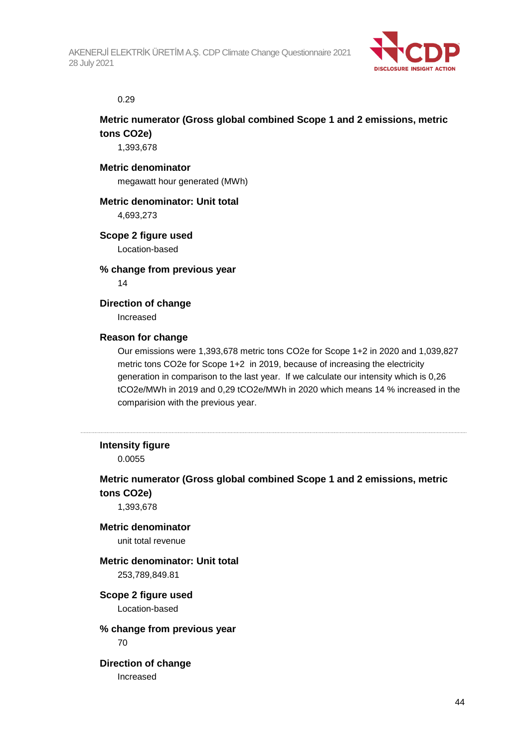0.29

**Metric numerator (Gross global combined Scope 1 and 2 emissions, metric tons CO2e)**

1,393,678

**Metric denominator**

megawatt hour generated (MWh)

**Metric denominator: Unit total**

4,693,273

**Scope 2 figure used**

Location-based

**% change from previous year**

14

**Direction of change**

Increased

**Reason for change**

Our emissions were 1,393,678 metric tons CO2e for Scope 1+2 in 2020 and 1,039,827 metric tons CO2e for Scope 1+2 in 2019, because of increasing the electricity generation in comparison to the last year. If we calculate our intensity which is 0,26 tCO2e/MWh in 2019 and 0,29 tCO2e/MWh in 2020 which means 14 % increased in the comparision with the previous year.

---

**Intensity figure**

0.0055

**Metric numerator (Gross global combined Scope 1 and 2 emissions, metric tons CO2e)**

1,393,678

**Metric denominator**

unit total revenue

**Metric denominator: Unit total**

253,789,849.81

**Scope 2 figure used**

Location-based

**% change from previous year**

70

**Direction of change**

Increased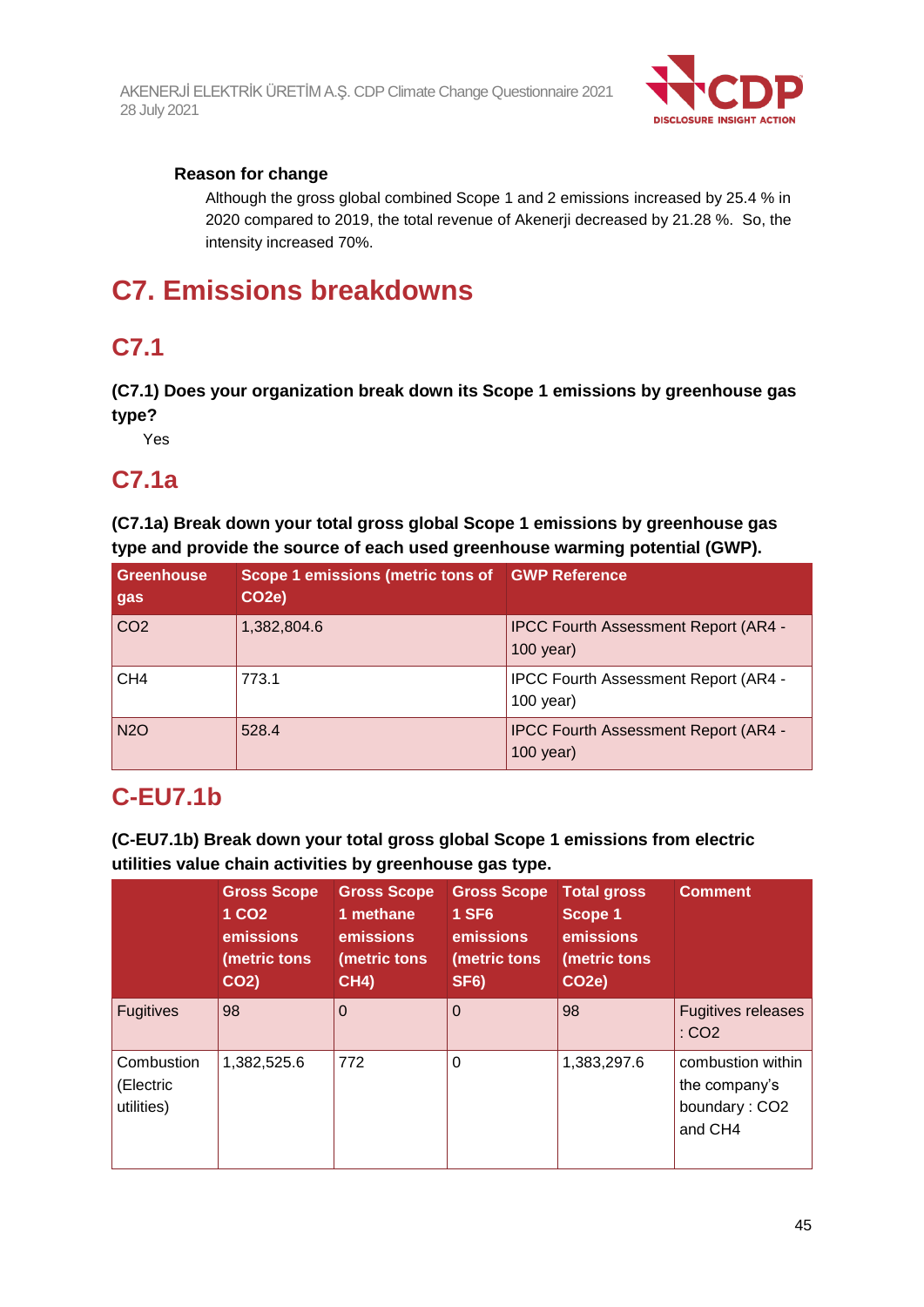**Reason for change**

Although the gross global combined Scope 1 and 2 emissions increased by 25.4 % in 2020 compared to 2019, the total revenue of Akenerji decreased by 21.28 %. So, the intensity increased 70%.

# C7. Emissions breakdowns

## C7.1

**(C7.1) Does your organization break down its Scope 1 emissions by greenhouse gas type?**

Yes

## C7.1a

**(C7.1a) Break down your total gross global Scope 1 emissions by greenhouse gas type and provide the source of each used greenhouse warming potential (GWP).**

| Greenhouse gas | Scope 1 emissions (metric tons of $CO_2e$) | GWP Reference |
|---|---|---|
| $CO_2$ | 1,382,804.6 | IPCC Fourth Assessment Report (AR4 - 100 year) |
| $CH_4$ | 773.1 | IPCC Fourth Assessment Report (AR4 - 100 year) |
| $N_2O$ | 528.4 | IPCC Fourth Assessment Report (AR4 - 100 year) |

## C-EU7.1b

**(C-EU7.1b) Break down your total gross global Scope 1 emissions from electric utilities value chain activities by greenhouse gas type.**

| | Gross Scope 1 $CO_2$ emissions (metric tons $CO_2$) | Gross Scope 1 methane emissions (metric tons $CH_4$) | Gross Scope 1 $SF_6$ emissions (metric tons $SF_6$) | Total gross Scope 1 emissions (metric tons $CO_2e$) | Comment |
|---|---|---|---|---|---|
| Fugitives | 98 | 0 | 0 | 98 | Fugitives releases : $CO_2$ |
| Combustion (Electric utilities) | 1,382,525.6 | 772 | 0 | 1,383,297.6 | combustion within the company's boundary : $CO_2$ and $CH_4$ |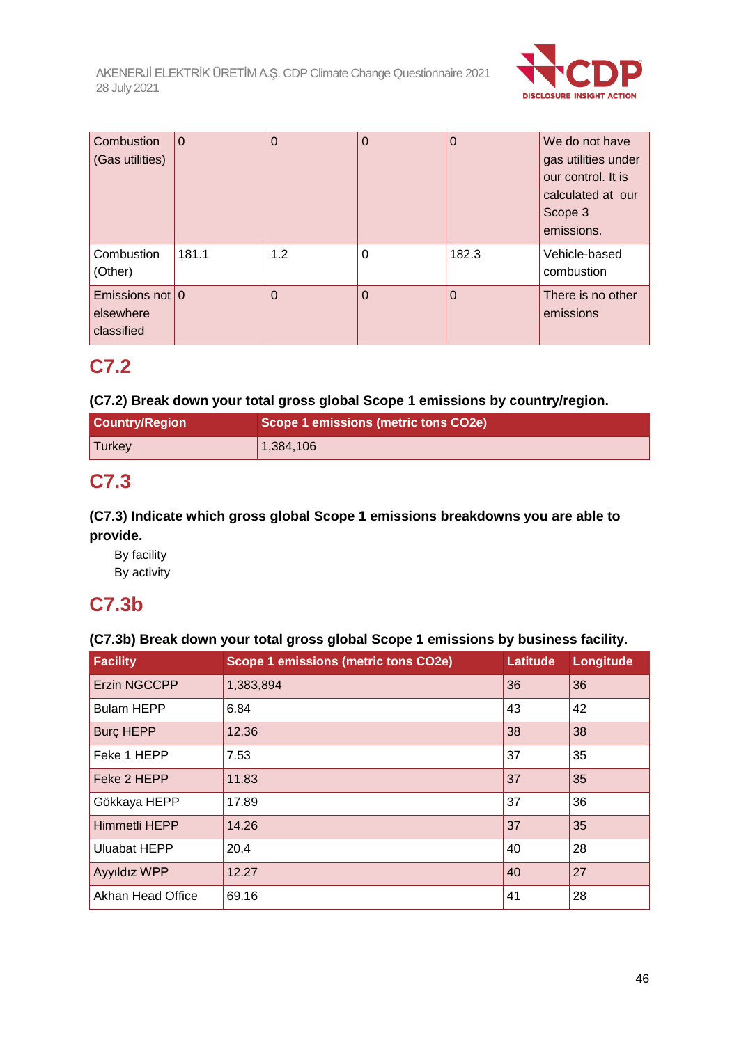| | | | | | |
|---|---|---|---|---|---|
| Combustion (Gas utilities) | 0 | 0 | 0 | 0 | We do not have gas utilities under our control. It is calculated at our Scope 3 emissions. |
| Combustion (Other) | 181.1 | 1.2 | 0 | 182.3 | Vehicle-based combustion |
| Emissions not elsewhere classified | 0 | 0 | 0 | 0 | There is no other emissions |

## C7.2

**(C7.2) Break down your total gross global Scope 1 emissions by country/region.**

| Country/Region | Scope 1 emissions (metric tons CO2e) |
|---|---|
| Turkey | 1,384,106 |

## C7.3

**(C7.3) Indicate which gross global Scope 1 emissions breakdowns you are able to provide.**

By facility
By activity

## C7.3b

**(C7.3b) Break down your total gross global Scope 1 emissions by business facility.**

| Facility | Scope 1 emissions (metric tons CO2e) | Latitude | Longitude |
|---|---|---|---|
| Erzin NGCCPP | 1,383,894 | 36 | 36 |
| Bulam HEPP | 6.84 | 43 | 42 |
| Burç HEPP | 12.36 | 38 | 38 |
| Feke 1 HEPP | 7.53 | 37 | 35 |
| Feke 2 HEPP | 11.83 | 37 | 35 |
| Gökkaya HEPP | 17.89 | 37 | 36 |
| Himmetli HEPP | 14.26 | 37 | 35 |
| Uluabat HEPP | 20.4 | 40 | 28 |
| Ayyıldız WPP | 12.27 | 40 | 27 |
| Akhan Head Office | 69.16 | 41 | 28 |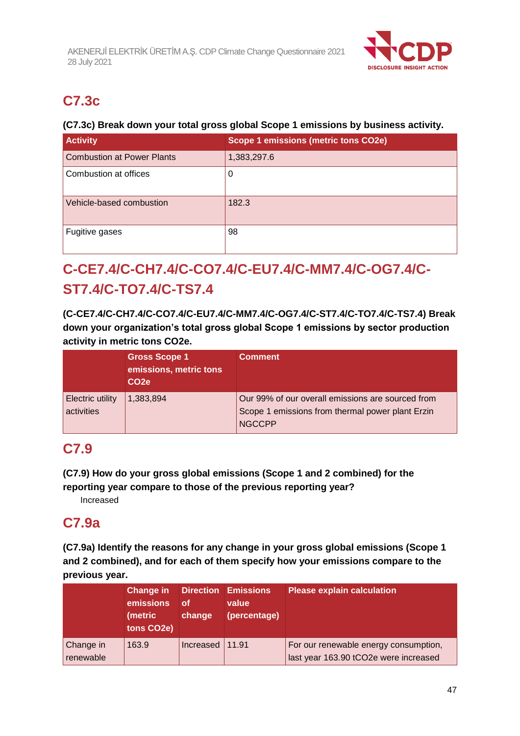## C7.3c

**(C7.3c) Break down your total gross global Scope 1 emissions by business activity.**

| Activity | Scope 1 emissions (metric tons CO2e) |
|---|---|
| Combustion at Power Plants | 1,383,297.6 |
| Combustion at offices | 0 |
| Vehicle-based combustion | 182.3 |
| Fugitive gases | 98 |

## C-CE7.4/C-CH7.4/C-CO7.4/C-EU7.4/C-MM7.4/C-OG7.4/C-ST7.4/C-TO7.4/C-TS7.4

**(C-CE7.4/C-CH7.4/C-CO7.4/C-EU7.4/C-MM7.4/C-OG7.4/C-ST7.4/C-TO7.4/C-TS7.4) Break down your organization's total gross global Scope 1 emissions by sector production activity in metric tons CO2e.**

| | Gross Scope 1 emissions, metric tons CO2e | Comment |
|---|---|---|
| Electric utility activities | 1,383,894 | Our 99% of our overall emissions are sourced from Scope 1 emissions from thermal power plant Erzin NGCCPP |

## C7.9

**(C7.9) How do your gross global emissions (Scope 1 and 2 combined) for the reporting year compare to those of the previous reporting year?**

Increased

## C7.9a

**(C7.9a) Identify the reasons for any change in your gross global emissions (Scope 1 and 2 combined), and for each of them specify how your emissions compare to the previous year.**

| | Change in emissions (metric tons CO2e) | Direction of change | Emissions value (percentage) | Please explain calculation |
|---|---|---|---|---|
| Change in renewable | 163.9 | Increased | 11.91 | For our renewable energy consumption, last year 163.90 tCO2e were increased |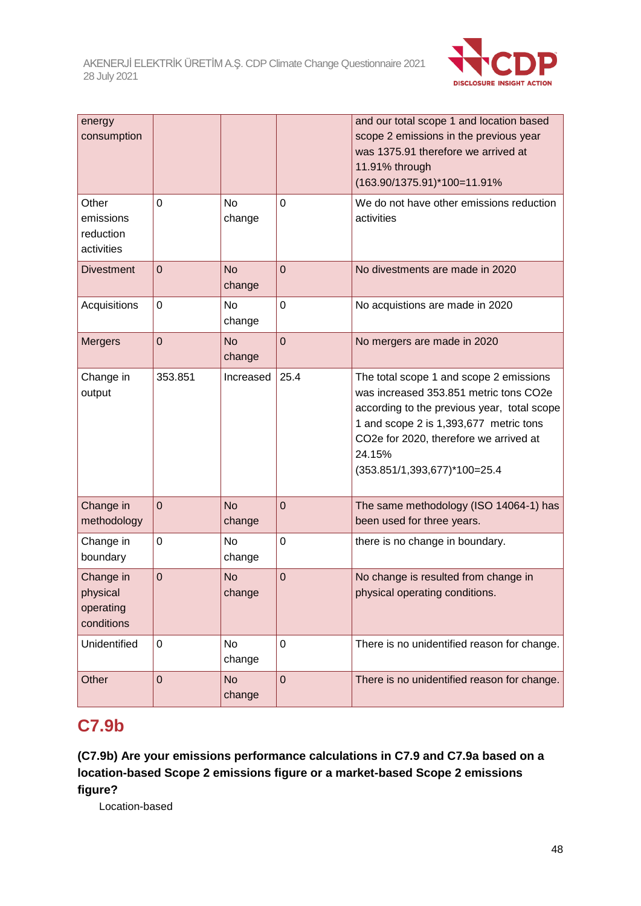| energy consumption | | | | and our total scope 1 and location based scope 2 emissions in the previous year was 1375.91 therefore we arrived at 11.91% through (163.90/1375.91)*100=11.91% |
|---|---|---|---|---|
| Other emissions reduction activities | 0 | No change | 0 | We do not have other emissions reduction activities |
| Divestment | 0 | No change | 0 | No divestments are made in 2020 |
| Acquisitions | 0 | No change | 0 | No acquistions are made in 2020 |
| Mergers | 0 | No change | 0 | No mergers are made in 2020 |
| Change in output | 353.851 | Increased | 25.4 | The total scope 1 and scope 2 emissions was increased 353.851 metric tons CO2e according to the previous year, total scope 1 and scope 2 is 1,393,677 metric tons CO2e for 2020, therefore we arrived at 24.15% (353.851/1,393,677)*100=25.4 |
| Change in methodology | 0 | No change | 0 | The same methodology (ISO 14064-1) has been used for three years. |
| Change in boundary | 0 | No change | 0 | there is no change in boundary. |
| Change in physical operating conditions | 0 | No change | 0 | No change is resulted from change in physical operating conditions. |
| Unidentified | 0 | No change | 0 | There is no unidentified reason for change. |
| Other | 0 | No change | 0 | There is no unidentified reason for change. |

## C7.9b

**(C7.9b) Are your emissions performance calculations in C7.9 and C7.9a based on a location-based Scope 2 emissions figure or a market-based Scope 2 emissions figure?**

Location-based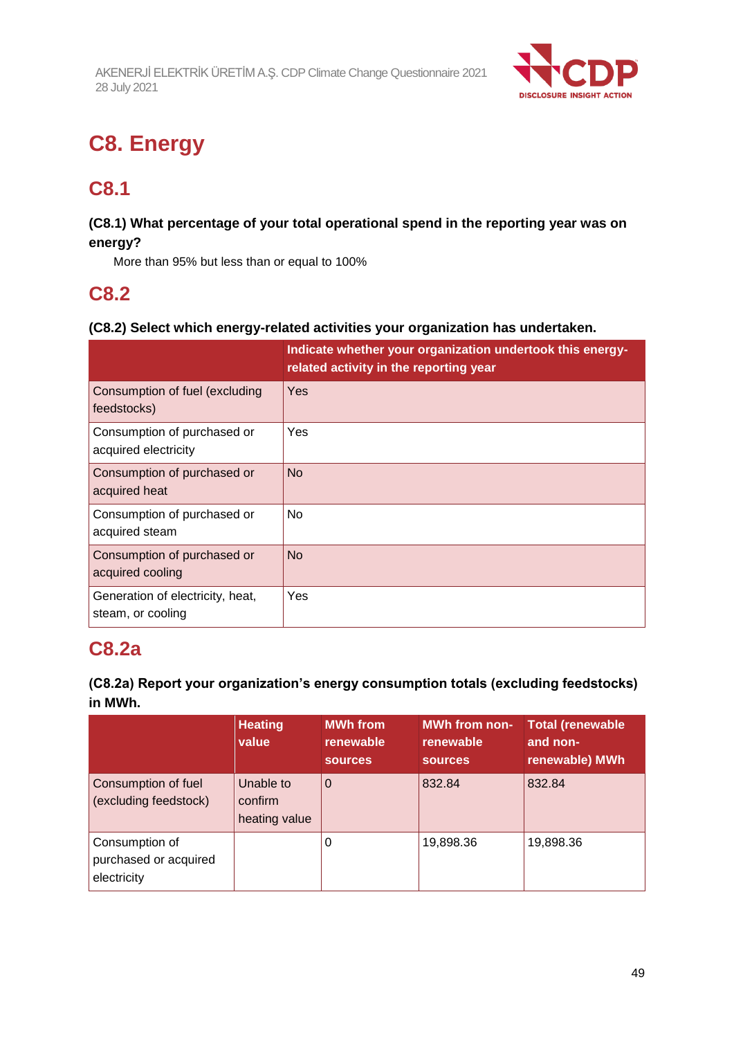# C8. Energy

## C8.1

**(C8.1) What percentage of your total operational spend in the reporting year was on energy?**

More than 95% but less than or equal to 100%

## C8.2

**(C8.2) Select which energy-related activities your organization has undertaken.**

| | Indicate whether your organization undertook this energy-related activity in the reporting year |
|---|---|
| Consumption of fuel (excluding feedstocks) | Yes |
| Consumption of purchased or acquired electricity | Yes |
| Consumption of purchased or acquired heat | No |
| Consumption of purchased or acquired steam | No |
| Consumption of purchased or acquired cooling | No |
| Generation of electricity, heat, steam, or cooling | Yes |

## C8.2a

**(C8.2a) Report your organization's energy consumption totals (excluding feedstocks) in MWh.**

| | Heating value | MWh from renewable sources | MWh from non-renewable sources | Total (renewable and non-renewable) MWh |
|---|---|---|---|---|
| Consumption of fuel (excluding feedstock) | Unable to confirm heating value | 0 | 832.84 | 832.84 |
| Consumption of purchased or acquired electricity | | 0 | 19,898.36 | 19,898.36 |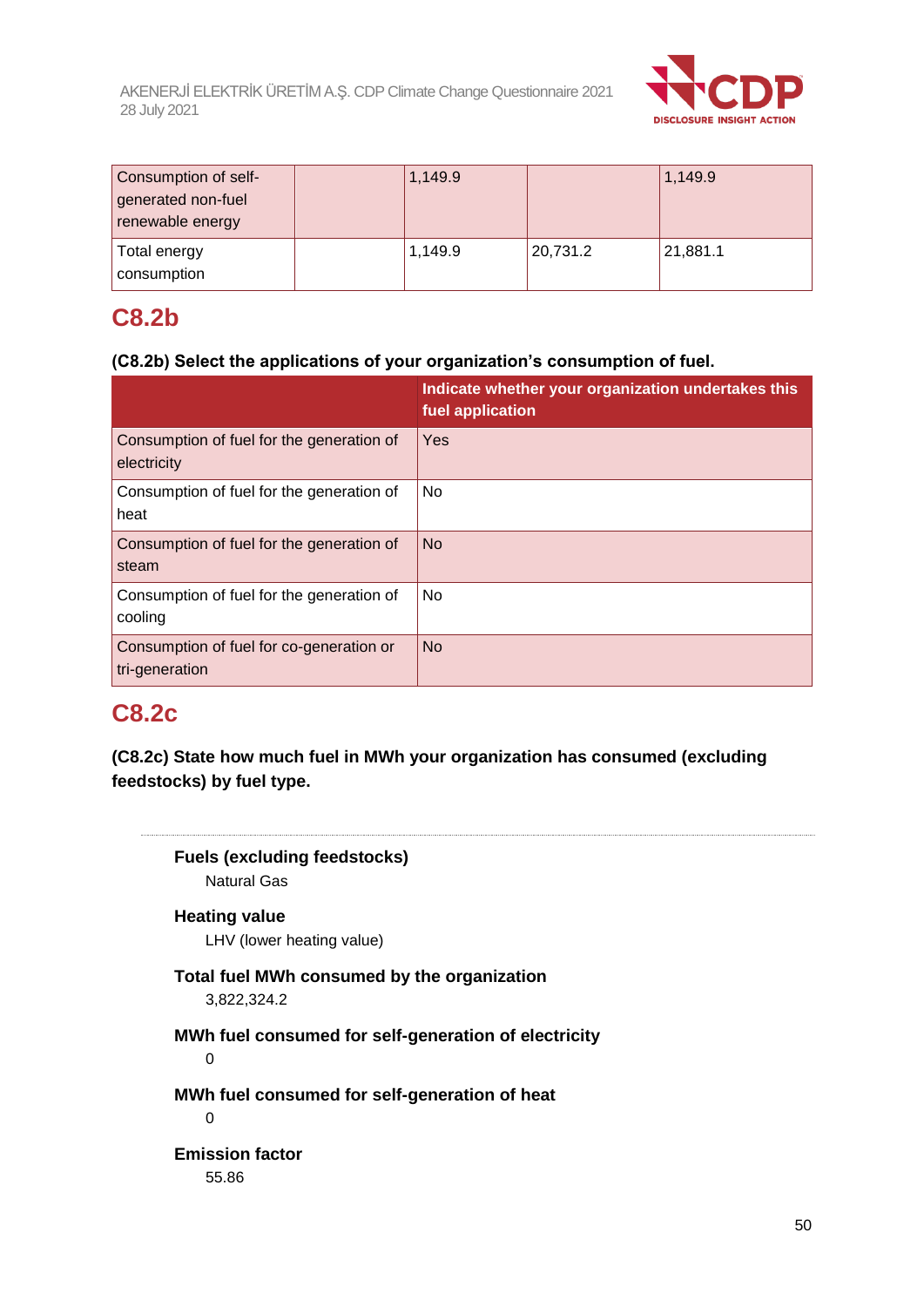| | | | | |
|---|---|---|---|---|
| Consumption of self-generated non-fuel renewable energy | | 1,149.9 | | 1,149.9 |
| Total energy consumption | | 1,149.9 | 20,731.2 | 21,881.1 |

## C8.2b

**(C8.2b) Select the applications of your organization's consumption of fuel.**

| | Indicate whether your organization undertakes this fuel application |
|---|---|
| Consumption of fuel for the generation of electricity | Yes |
| Consumption of fuel for the generation of heat | No |
| Consumption of fuel for the generation of steam | No |
| Consumption of fuel for the generation of cooling | No |
| Consumption of fuel for co-generation or tri-generation | No |

## C8.2c

**(C8.2c) State how much fuel in MWh your organization has consumed (excluding feedstocks) by fuel type.**

**Fuels (excluding feedstocks)**
Natural Gas

**Heating value**
LHV (lower heating value)

**Total fuel MWh consumed by the organization**
3,822,324.2

**MWh fuel consumed for self-generation of electricity**
0

**MWh fuel consumed for self-generation of heat**
0

**Emission factor**
55.86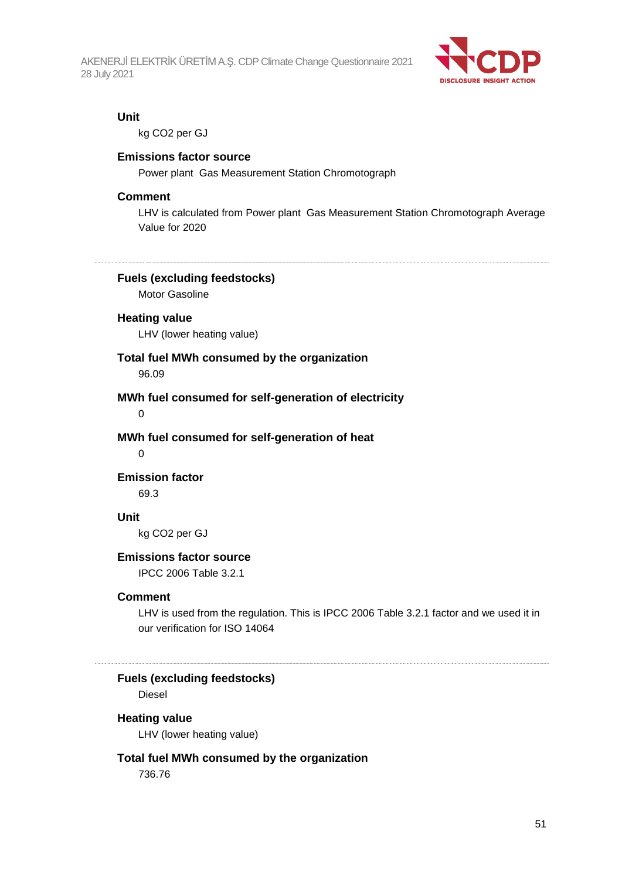**Unit**

kg CO2 per GJ

**Emissions factor source**

Power plant  Gas Measurement Station Chromotograph

**Comment**

LHV is calculated from Power plant  Gas Measurement Station Chromotograph Average Value for 2020

---

**Fuels (excluding feedstocks)**

Motor Gasoline

**Heating value**

LHV (lower heating value)

**Total fuel MWh consumed by the organization**

96.09

**MWh fuel consumed for self-generation of electricity**

0

**MWh fuel consumed for self-generation of heat**

0

**Emission factor**

69.3

**Unit**

kg CO2 per GJ

**Emissions factor source**

IPCC 2006 Table 3.2.1

**Comment**

LHV is used from the regulation. This is IPCC 2006 Table 3.2.1 factor and we used it in our verification for ISO 14064

---

**Fuels (excluding feedstocks)**

Diesel

**Heating value**

LHV (lower heating value)

**Total fuel MWh consumed by the organization**

736.76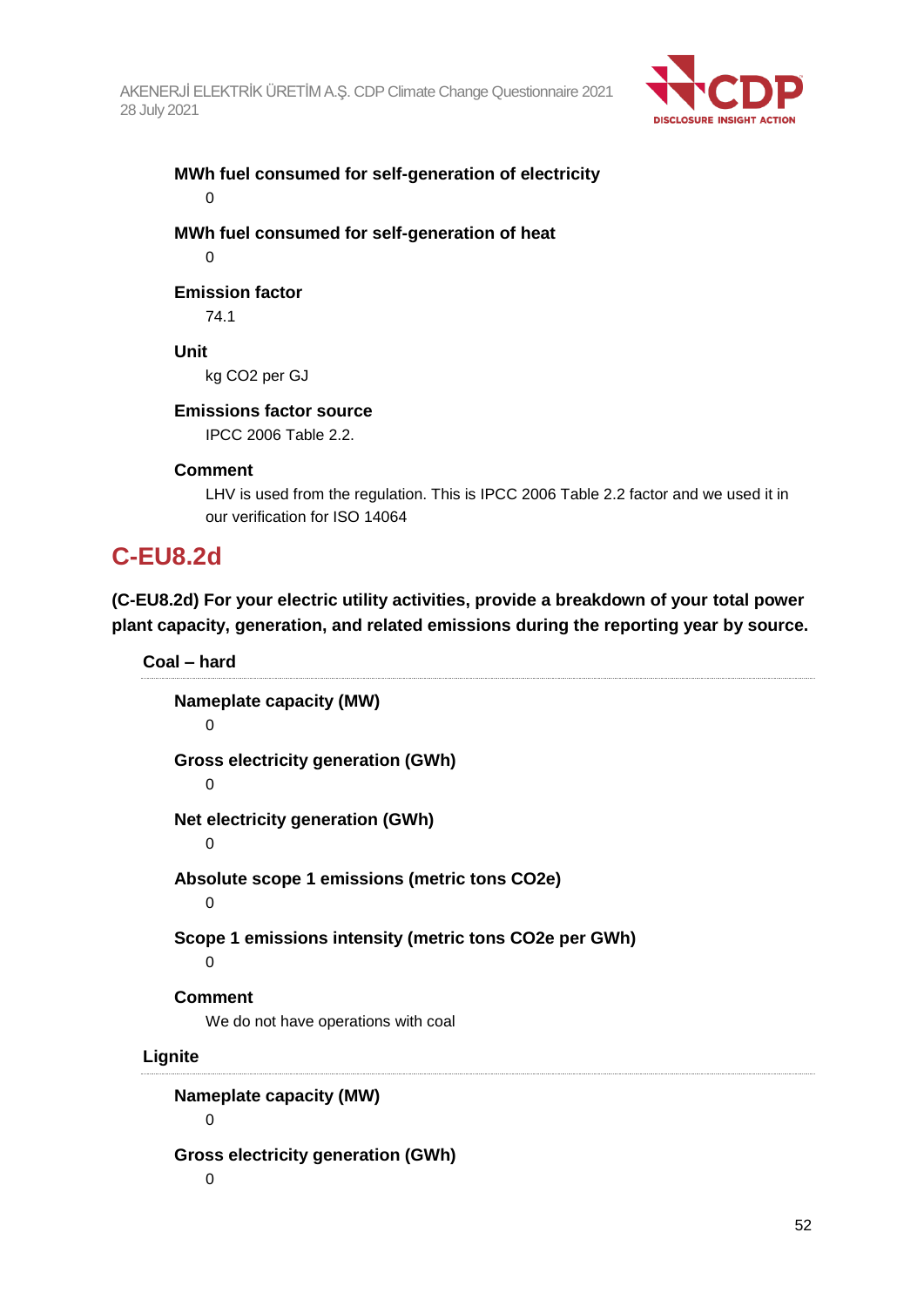**MWh fuel consumed for self-generation of electricity**

0

**MWh fuel consumed for self-generation of heat**

0

**Emission factor**

74.1

**Unit**

kg CO2 per GJ

**Emissions factor source**

IPCC 2006 Table 2.2.

**Comment**

LHV is used from the regulation. This is IPCC 2006 Table 2.2 factor and we used it in our verification for ISO 14064

## C-EU8.2d

**(C-EU8.2d) For your electric utility activities, provide a breakdown of your total power plant capacity, generation, and related emissions during the reporting year by source.**

### Coal – hard

**Nameplate capacity (MW)**

0

**Gross electricity generation (GWh)**

0

**Net electricity generation (GWh)**

0

**Absolute scope 1 emissions (metric tons CO2e)**

0

**Scope 1 emissions intensity (metric tons CO2e per GWh)**

0

**Comment**

We do not have operations with coal

### Lignite

**Nameplate capacity (MW)**

0

**Gross electricity generation (GWh)**

0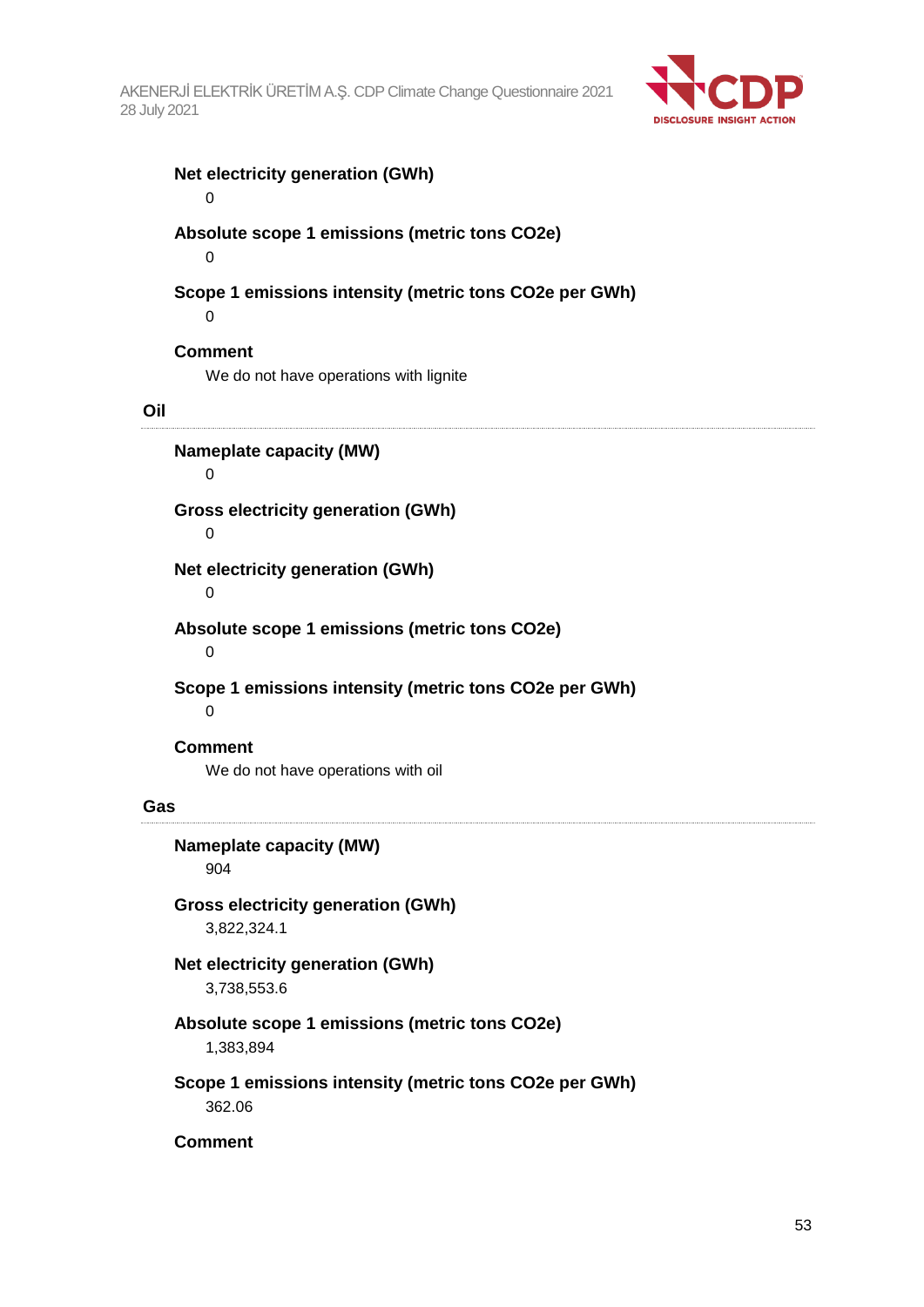**Net electricity generation (GWh)**

0

**Absolute scope 1 emissions (metric tons CO2e)**

0

**Scope 1 emissions intensity (metric tons CO2e per GWh)**

0

**Comment**

We do not have operations with lignite

### Oil

**Nameplate capacity (MW)**

0

**Gross electricity generation (GWh)**

0

**Net electricity generation (GWh)**

0

**Absolute scope 1 emissions (metric tons CO2e)**

0

**Scope 1 emissions intensity (metric tons CO2e per GWh)**

0

**Comment**

We do not have operations with oil

### Gas

**Nameplate capacity (MW)**

904

**Gross electricity generation (GWh)**

3,822,324.1

**Net electricity generation (GWh)**

3,738,553.6

**Absolute scope 1 emissions (metric tons CO2e)**

1,383,894

**Scope 1 emissions intensity (metric tons CO2e per GWh)**

362.06

**Comment**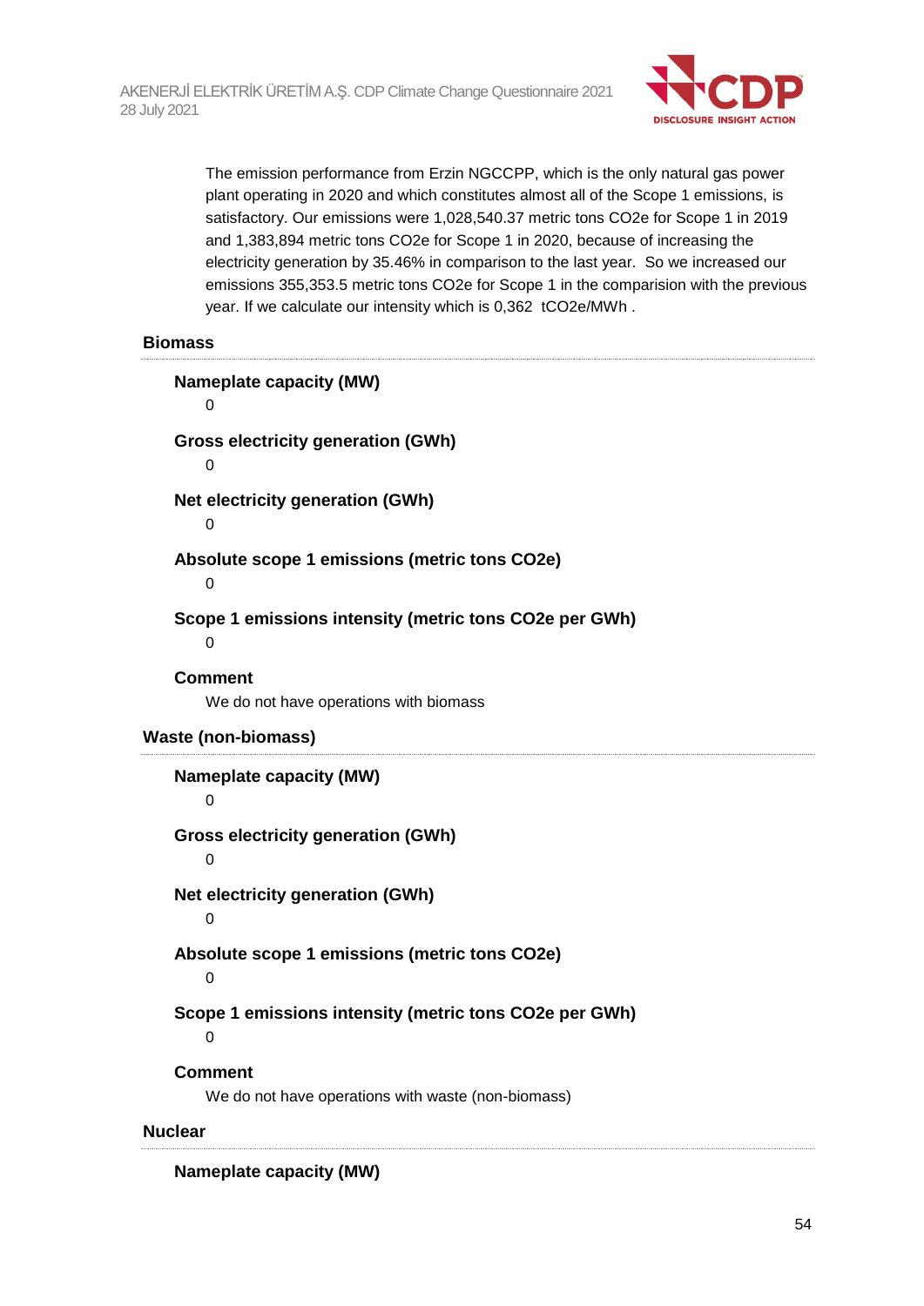The emission performance from Erzin NGCCPP, which is the only natural gas power plant operating in 2020 and which constitutes almost all of the Scope 1 emissions, is satisfactory. Our emissions were 1,028,540.37 metric tons CO2e for Scope 1 in 2019 and 1,383,894 metric tons CO2e for Scope 1 in 2020, because of increasing the electricity generation by 35.46% in comparison to the last year. So we increased our emissions 355,353.5 metric tons CO2e for Scope 1 in the comparision with the previous year. If we calculate our intensity which is 0,362 tCO2e/MWh .

### Biomass

**Nameplate capacity (MW)**

0

**Gross electricity generation (GWh)**

0

**Net electricity generation (GWh)**

0

**Absolute scope 1 emissions (metric tons CO2e)**

0

**Scope 1 emissions intensity (metric tons CO2e per GWh)**

0

**Comment**

We do not have operations with biomass

### Waste (non-biomass)

**Nameplate capacity (MW)**

0

**Gross electricity generation (GWh)**

0

**Net electricity generation (GWh)**

0

**Absolute scope 1 emissions (metric tons CO2e)**

0

**Scope 1 emissions intensity (metric tons CO2e per GWh)**

0

**Comment**

We do not have operations with waste (non-biomass)

### Nuclear

**Nameplate capacity (MW)**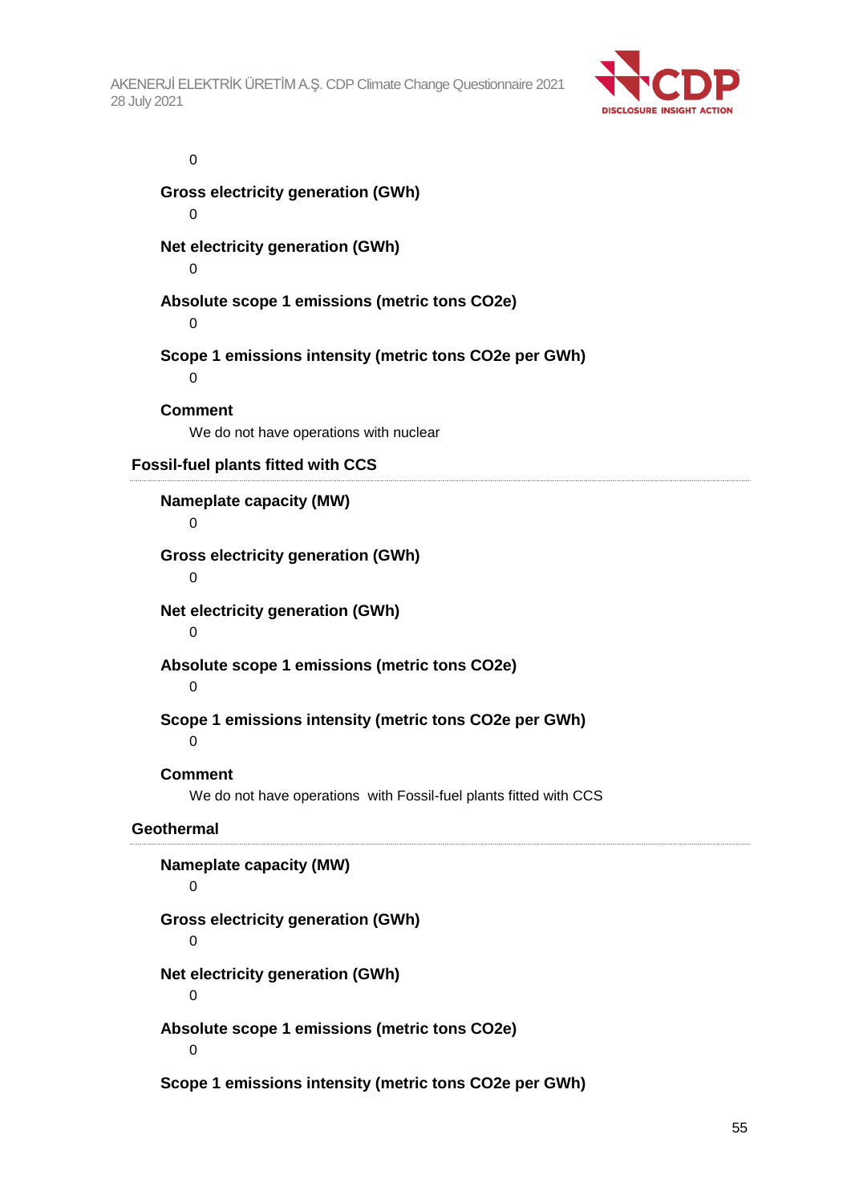0

**Gross electricity generation (GWh)**

0

**Net electricity generation (GWh)**

0

**Absolute scope 1 emissions (metric tons CO2e)**

0

**Scope 1 emissions intensity (metric tons CO2e per GWh)**

0

**Comment**

We do not have operations with nuclear

### Fossil-fuel plants fitted with CCS

**Nameplate capacity (MW)**

0

**Gross electricity generation (GWh)**

0

**Net electricity generation (GWh)**

0

**Absolute scope 1 emissions (metric tons CO2e)**

0

**Scope 1 emissions intensity (metric tons CO2e per GWh)**

0

**Comment**

We do not have operations with Fossil-fuel plants fitted with CCS

### Geothermal

**Nameplate capacity (MW)**

0

**Gross electricity generation (GWh)**

0

**Net electricity generation (GWh)**

0

**Absolute scope 1 emissions (metric tons CO2e)**

0

**Scope 1 emissions intensity (metric tons CO2e per GWh)**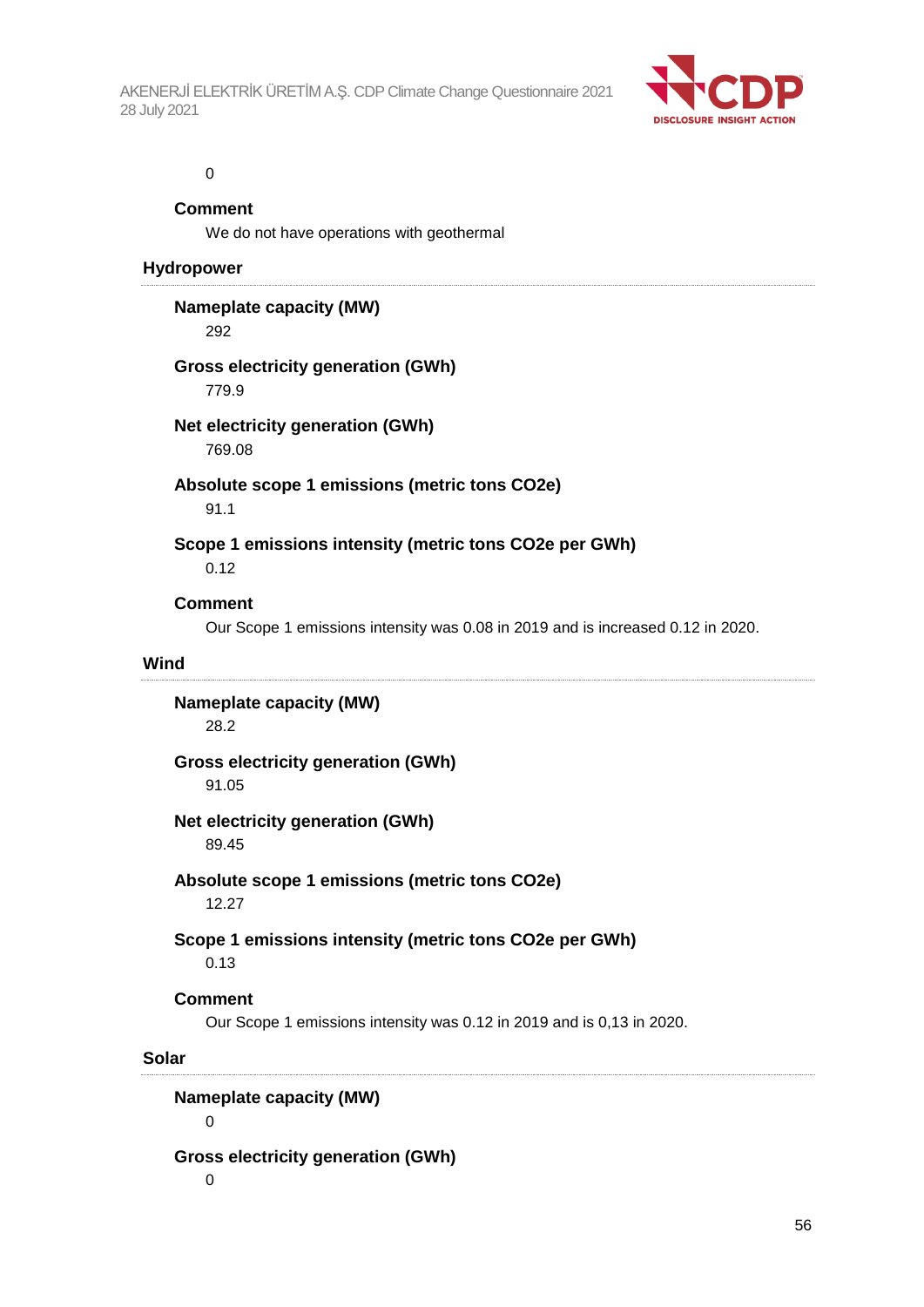0

**Comment**

We do not have operations with geothermal

### Hydropower

**Nameplate capacity (MW)**

292

**Gross electricity generation (GWh)**

779.9

**Net electricity generation (GWh)**

769.08

**Absolute scope 1 emissions (metric tons CO2e)**

91.1

**Scope 1 emissions intensity (metric tons CO2e per GWh)**

0.12

**Comment**

Our Scope 1 emissions intensity was 0.08 in 2019 and is increased 0.12 in 2020.

### Wind

**Nameplate capacity (MW)**

28.2

**Gross electricity generation (GWh)**

91.05

**Net electricity generation (GWh)**

89.45

**Absolute scope 1 emissions (metric tons CO2e)**

12.27

**Scope 1 emissions intensity (metric tons CO2e per GWh)**

0.13

**Comment**

Our Scope 1 emissions intensity was 0.12 in 2019 and is 0,13 in 2020.

### Solar

**Nameplate capacity (MW)**

0

**Gross electricity generation (GWh)**

0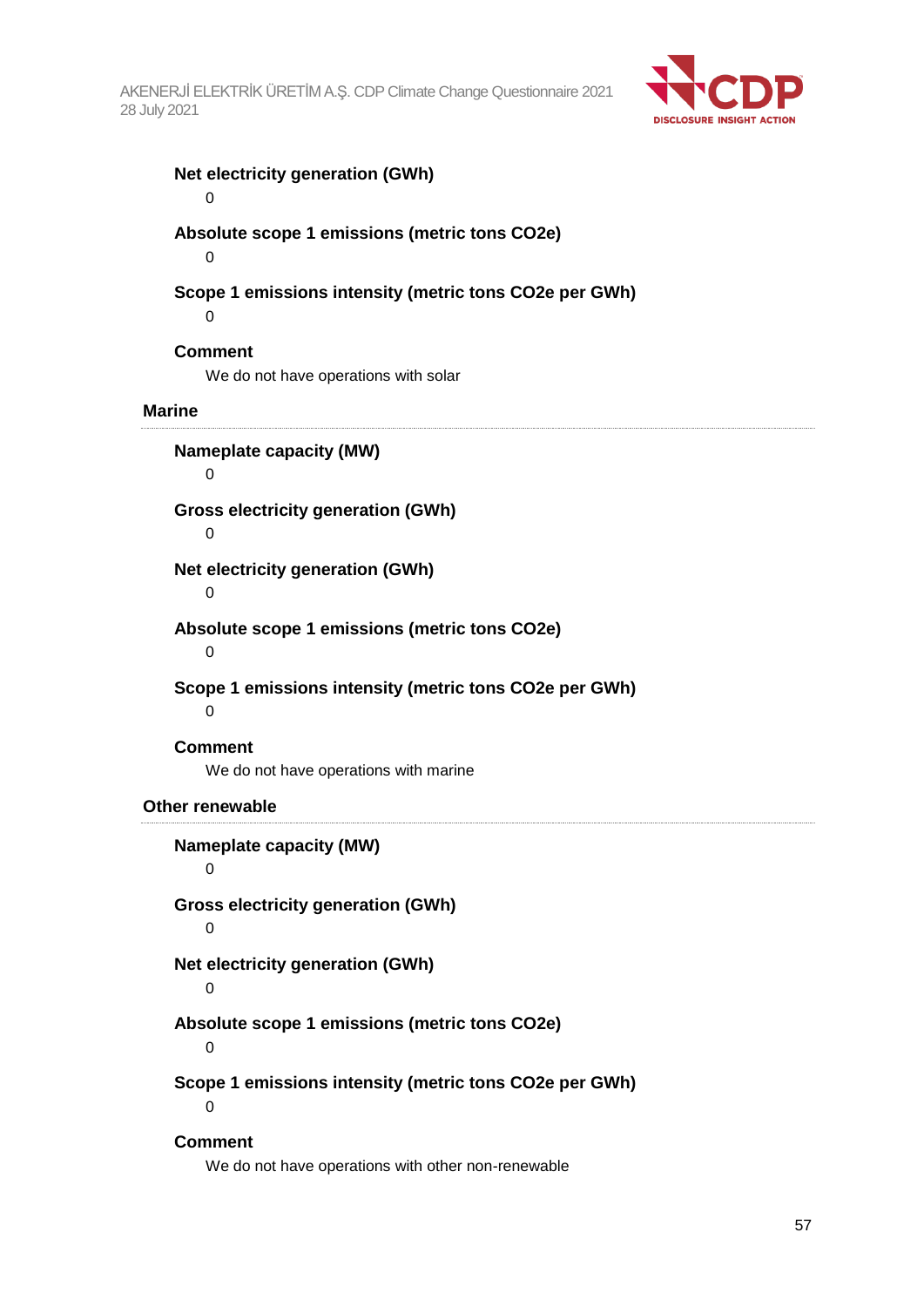**Net electricity generation (GWh)**

0

**Absolute scope 1 emissions (metric tons CO2e)**

0

**Scope 1 emissions intensity (metric tons CO2e per GWh)**

0

**Comment**

We do not have operations with solar

### Marine

**Nameplate capacity (MW)**

0

**Gross electricity generation (GWh)**

0

**Net electricity generation (GWh)**

0

**Absolute scope 1 emissions (metric tons CO2e)**

0

**Scope 1 emissions intensity (metric tons CO2e per GWh)**

0

**Comment**

We do not have operations with marine

### Other renewable

**Nameplate capacity (MW)**

0

**Gross electricity generation (GWh)**

0

**Net electricity generation (GWh)**

0

**Absolute scope 1 emissions (metric tons CO2e)**

0

**Scope 1 emissions intensity (metric tons CO2e per GWh)**

0

**Comment**

We do not have operations with other non-renewable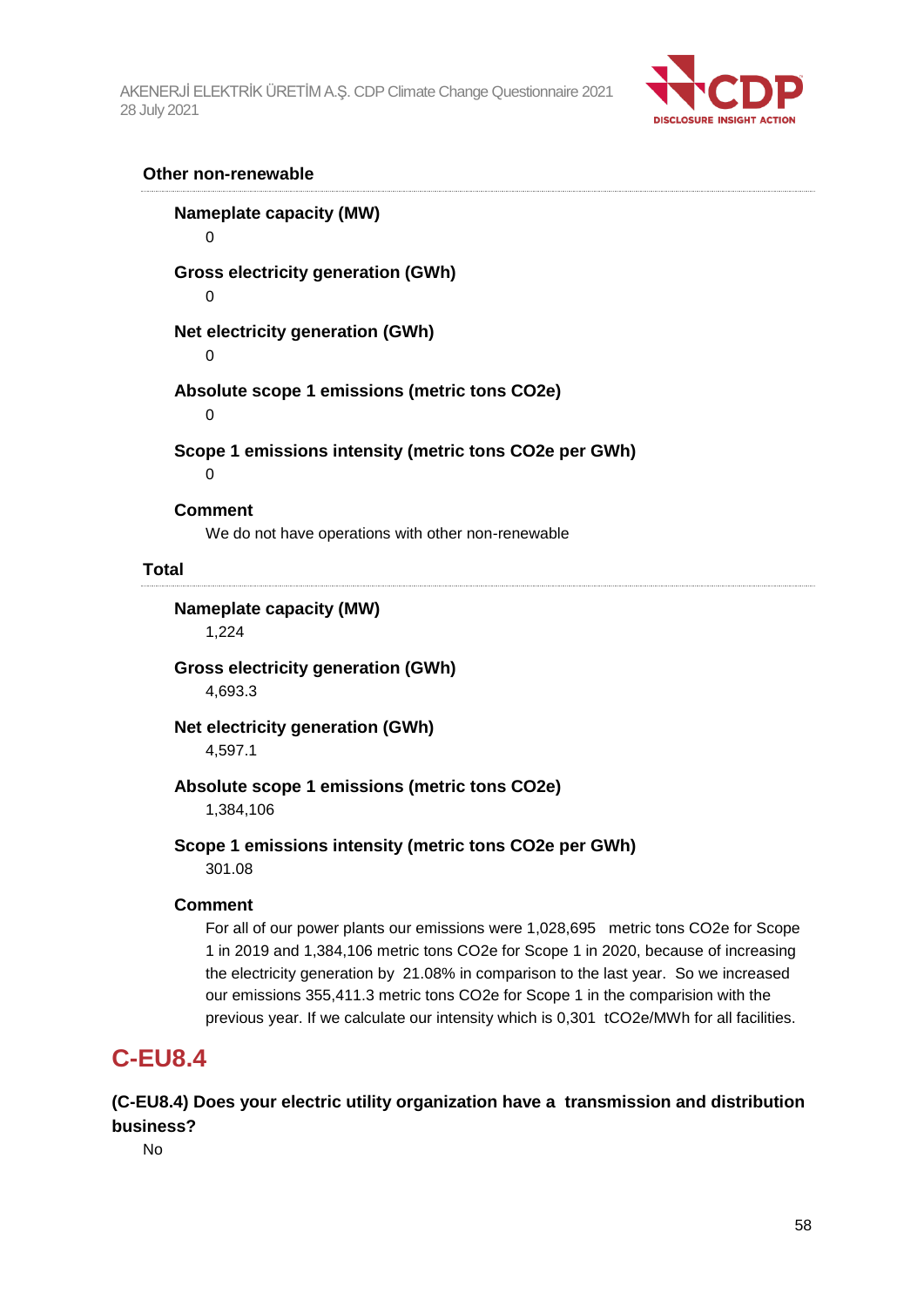### Other non-renewable

**Nameplate capacity (MW)**

0

**Gross electricity generation (GWh)**

0

**Net electricity generation (GWh)**

0

**Absolute scope 1 emissions (metric tons CO2e)**

0

**Scope 1 emissions intensity (metric tons CO2e per GWh)**

0

**Comment**

We do not have operations with other non-renewable

### Total

**Nameplate capacity (MW)**

1,224

**Gross electricity generation (GWh)**

4,693.3

**Net electricity generation (GWh)**

4,597.1

**Absolute scope 1 emissions (metric tons CO2e)**

1,384,106

**Scope 1 emissions intensity (metric tons CO2e per GWh)**

301.08

**Comment**

For all of our power plants our emissions were 1,028,695 metric tons CO2e for Scope 1 in 2019 and 1,384,106 metric tons CO2e for Scope 1 in 2020, because of increasing the electricity generation by 21.08% in comparison to the last year. So we increased our emissions 355,411.3 metric tons CO2e for Scope 1 in the comparision with the previous year. If we calculate our intensity which is 0,301 tCO2e/MWh for all facilities.

## C-EU8.4

**(C-EU8.4) Does your electric utility organization have a transmission and distribution business?**

No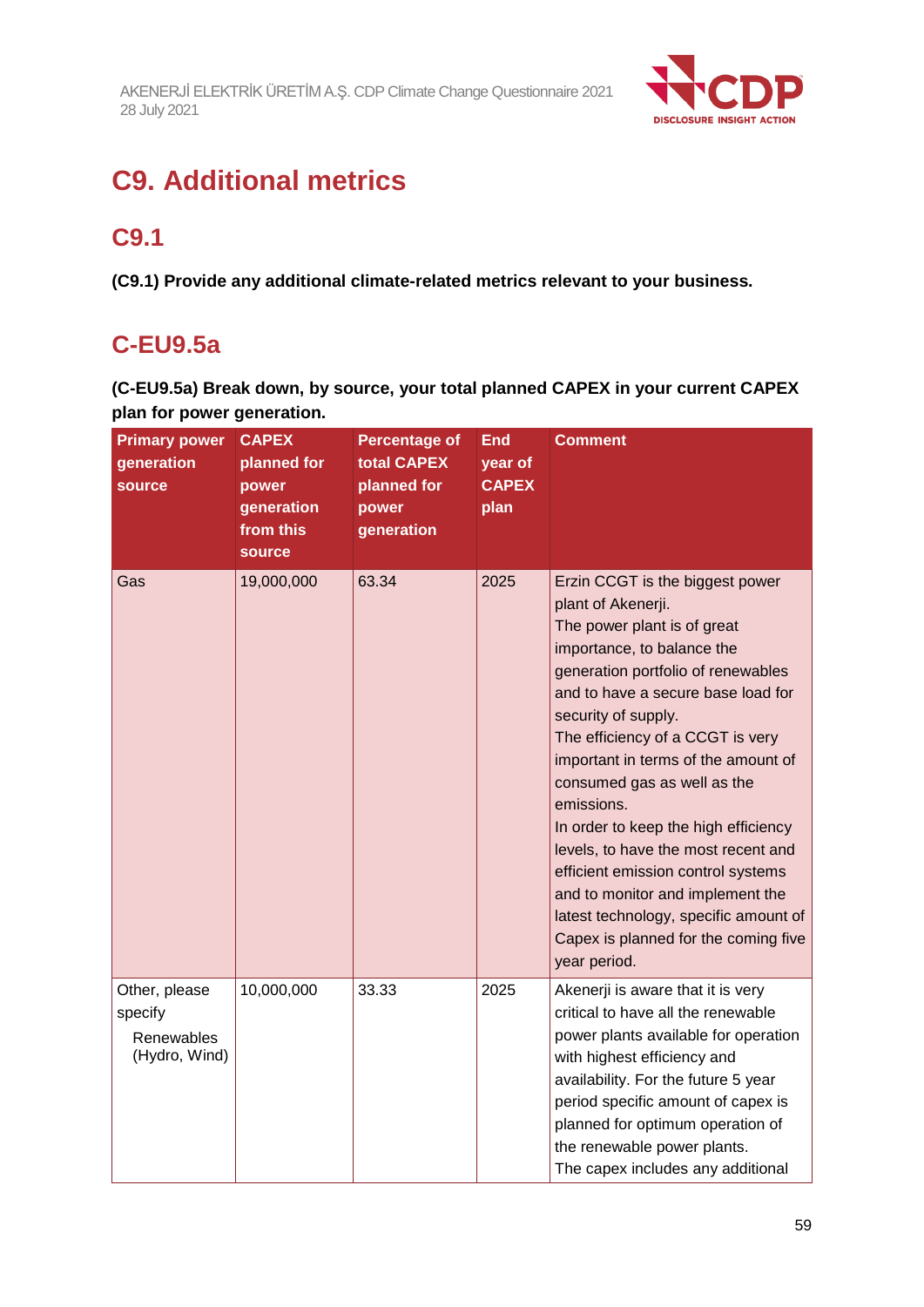# C9. Additional metrics

## C9.1

**(C9.1) Provide any additional climate-related metrics relevant to your business.**

## C-EU9.5a

**(C-EU9.5a) Break down, by source, your total planned CAPEX in your current CAPEX plan for power generation.**

| Primary power generation source | CAPEX planned for power generation from this source | Percentage of total CAPEX planned for power generation | End year of CAPEX plan | Comment |
|---|---|---|---|---|
| Gas | 19,000,000 | 63.34 | 2025 | Erzin CCGT is the biggest power plant of Akenerji.<br>The power plant is of great importance, to balance the generation portfolio of renewables and to have a secure base load for security of supply.<br>The efficiency of a CCGT is very important in terms of the amount of consumed gas as well as the emissions.<br>In order to keep the high efficiency levels, to have the most recent and efficient emission control systems and to monitor and implement the latest technology, specific amount of Capex is planned for the coming five year period. |
| Other, please specify<br>Renewables (Hydro, Wind) | 10,000,000 | 33.33 | 2025 | Akenerji is aware that it is very critical to have all the renewable power plants available for operation with highest efficiency and availability. For the future 5 year period specific amount of capex is planned for optimum operation of the renewable power plants.<br>The capex includes any additional |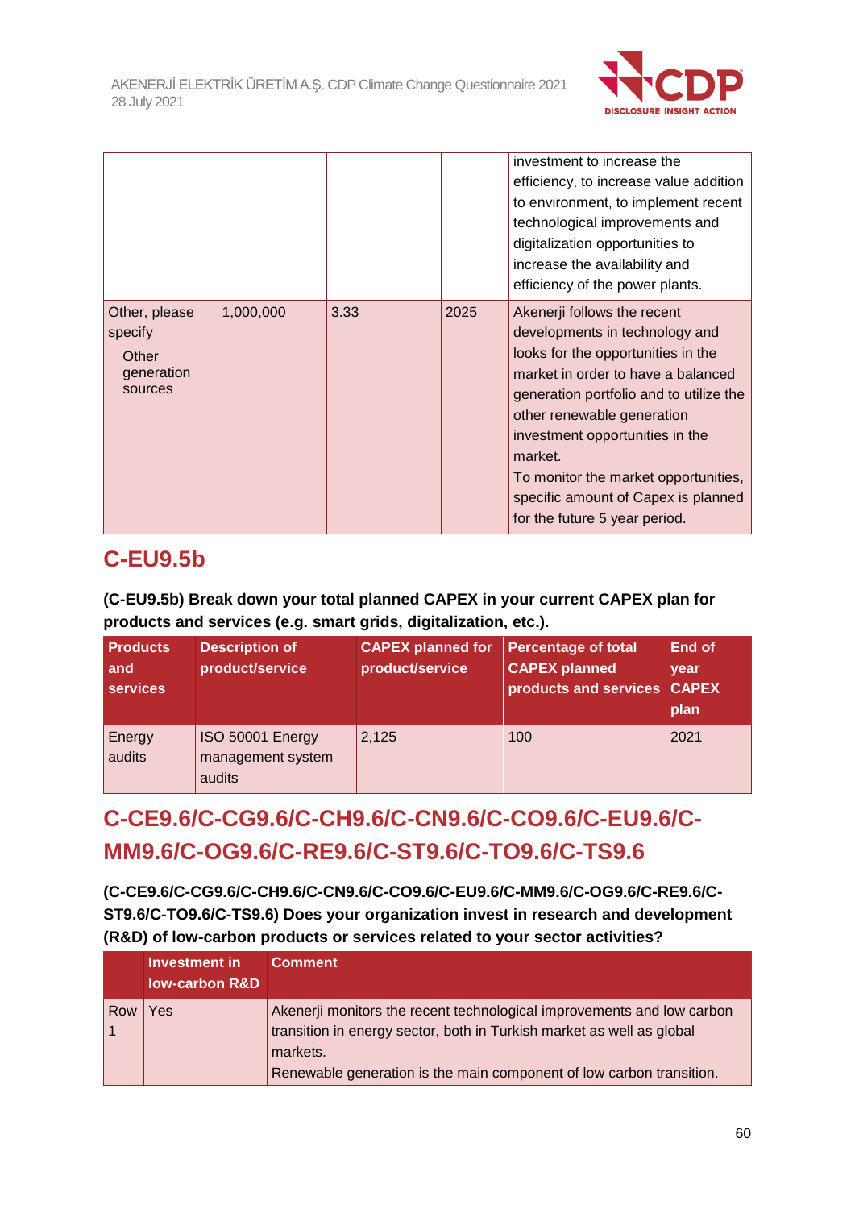| | | | | |
|---|---|---|---|---|
| | | | | investment to increase the efficiency, to increase value addition to environment, to implement recent technological improvements and digitalization opportunities to increase the availability and efficiency of the power plants. |
| Other, please specify<br>Other generation sources | 1,000,000 | 3.33 | 2025 | Akenerji follows the recent developments in technology and looks for the opportunities in the market in order to have a balanced generation portfolio and to utilize the other renewable generation investment opportunities in the market.<br>To monitor the market opportunities, specific amount of Capex is planned for the future 5 year period. |

## C-EU9.5b

**(C-EU9.5b) Break down your total planned CAPEX in your current CAPEX plan for products and services (e.g. smart grids, digitalization, etc.).**

| Products and services | Description of product/service | CAPEX planned for product/service | Percentage of total CAPEX planned products and services | End of year CAPEX plan |
|---|---|---|---|---|
| Energy audits | ISO 50001 Energy management system audits | 2,125 | 100 | 2021 |

## C-CE9.6/C-CG9.6/C-CH9.6/C-CN9.6/C-CO9.6/C-EU9.6/C-MM9.6/C-OG9.6/C-RE9.6/C-ST9.6/C-TO9.6/C-TS9.6

**(C-CE9.6/C-CG9.6/C-CH9.6/C-CN9.6/C-CO9.6/C-EU9.6/C-MM9.6/C-OG9.6/C-RE9.6/C-ST9.6/C-TO9.6/C-TS9.6) Does your organization invest in research and development (R&D) of low-carbon products or services related to your sector activities?**

| | Investment in low-carbon R&D | Comment |
|---|---|---|
| Row 1 | Yes | Akenerji monitors the recent technological improvements and low carbon transition in energy sector, both in Turkish market as well as global markets.<br>Renewable generation is the main component of low carbon transition. |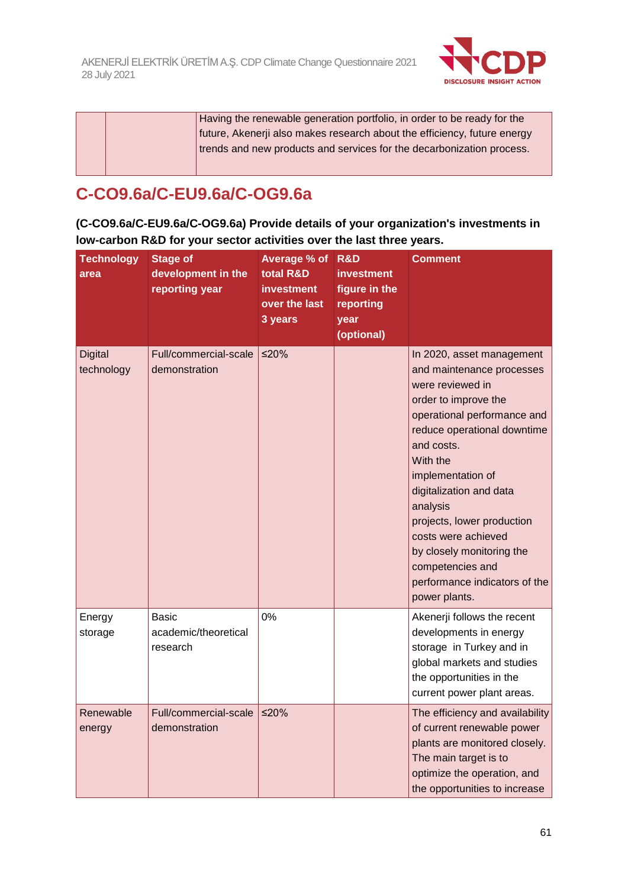| | | Having the renewable generation portfolio, in order to be ready for the future, Akenerji also makes research about the efficiency, future energy trends and new products and services for the decarbonization process. |
|---|---|---|

## C-CO9.6a/C-EU9.6a/C-OG9.6a

**(C-CO9.6a/C-EU9.6a/C-OG9.6a) Provide details of your organization's investments in low-carbon R&D for your sector activities over the last three years.**

| Technology area | Stage of development in the reporting year | Average % of total R&D investment over the last 3 years | R&D investment figure in the reporting year (optional) | Comment |
|---|---|---|---|---|
| Digital technology | Full/commercial-scale demonstration | ≤20% | | In 2020, asset management and maintenance processes were reviewed in order to improve the operational performance and reduce operational downtime and costs. With the implementation of digitalization and data analysis projects, lower production costs were achieved by closely monitoring the competencies and performance indicators of the power plants. |
| Energy storage | Basic academic/theoretical research | 0% | | Akenerji follows the recent developments in energy storage in Turkey and in global markets and studies the opportunities in the current power plant areas. |
| Renewable energy | Full/commercial-scale demonstration | ≤20% | | The efficiency and availability of current renewable power plants are monitored closely. The main target is to optimize the operation, and the opportunities to increase |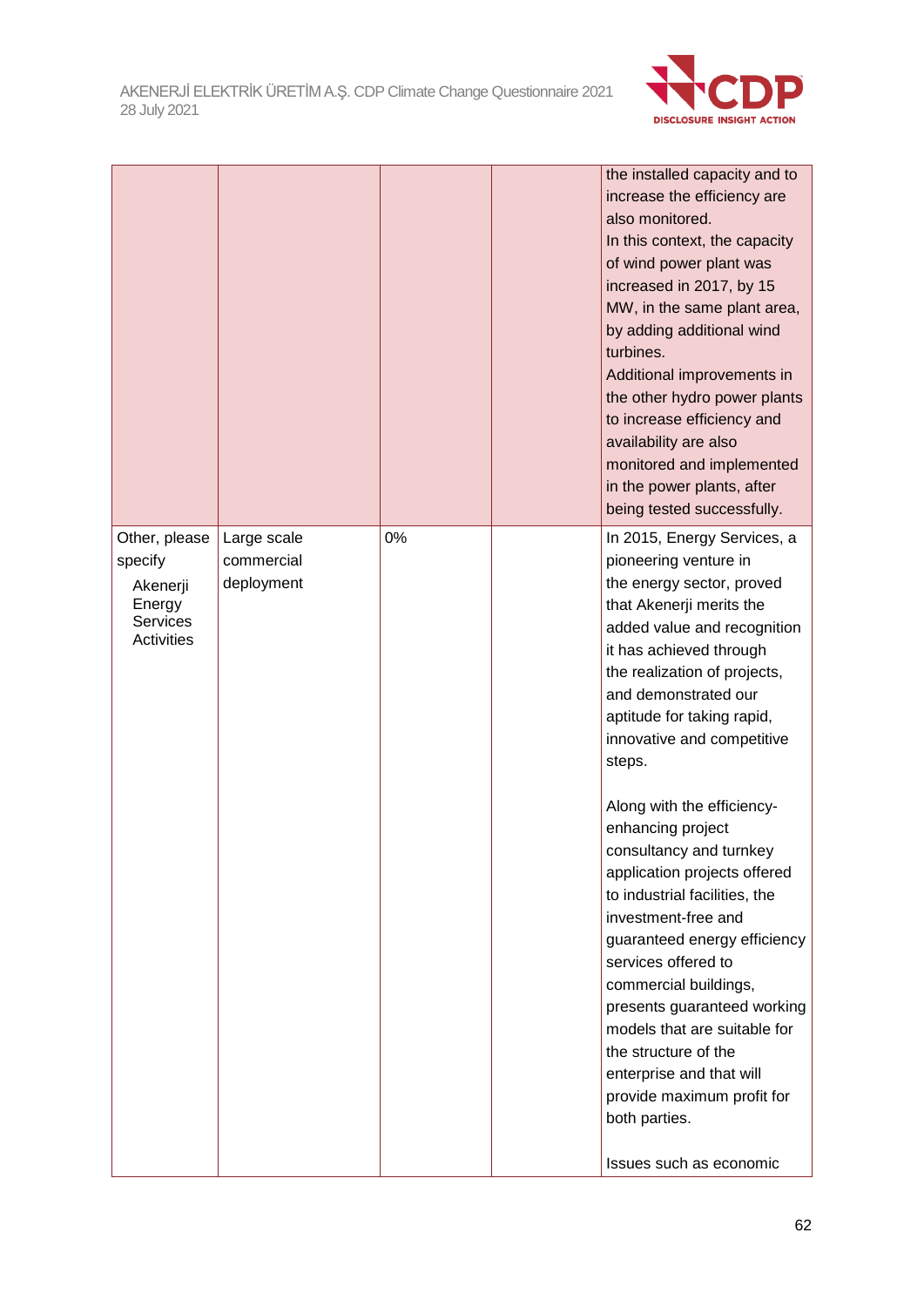| | | | | |
|---|---|---|---|---|
| | | | | the installed capacity and to increase the efficiency are also monitored.<br>In this context, the capacity of wind power plant was increased in 2017, by 15 MW, in the same plant area, by adding additional wind turbines.<br>Additional improvements in the other hydro power plants to increase efficiency and availability are also monitored and implemented in the power plants, after being tested successfully. |
| Other, please specify<br>Akenerji Energy Services Activities | Large scale commercial deployment | 0% | | In 2015, Energy Services, a pioneering venture in the energy sector, proved that Akenerji merits the added value and recognition it has achieved through the realization of projects, and demonstrated our aptitude for taking rapid, innovative and competitive steps.<br><br>Along with the efficiency-enhancing project consultancy and turnkey application projects offered to industrial facilities, the investment-free and guaranteed energy efficiency services offered to commercial buildings, presents guaranteed working models that are suitable for the structure of the enterprise and that will provide maximum profit for both parties.<br><br>Issues such as economic |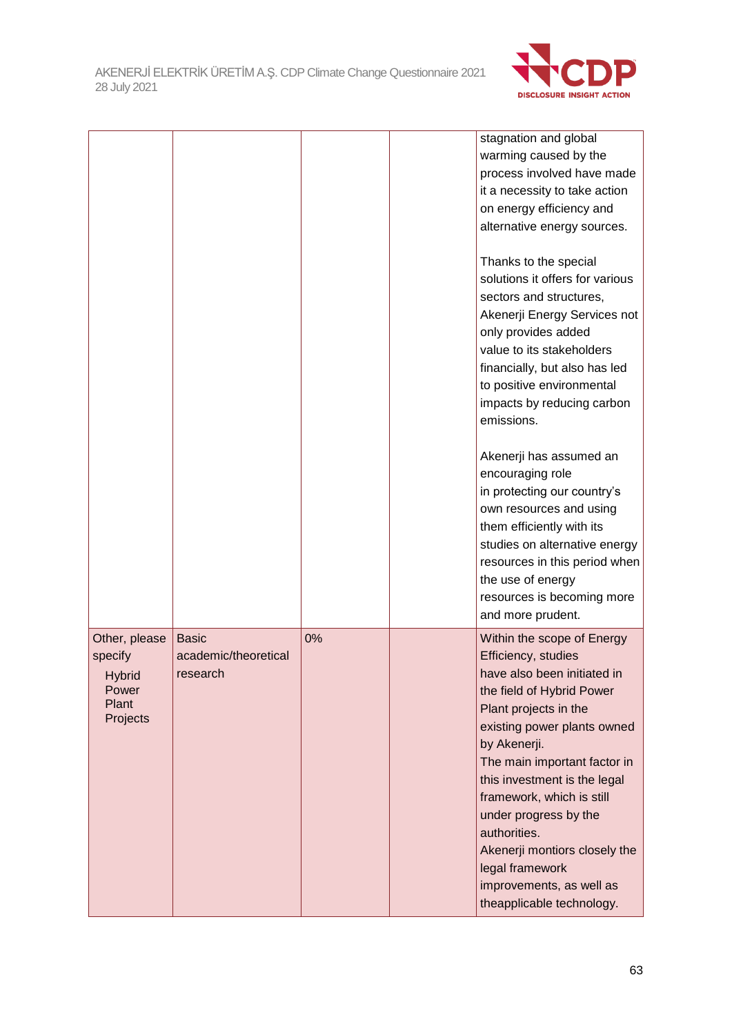| | | | | |
|---|---|---|---|---|
| | | | | stagnation and global warming caused by the process involved have made it a necessity to take action on energy efficiency and alternative energy sources.<br><br>Thanks to the special solutions it offers for various sectors and structures, Akenerji Energy Services not only provides added value to its stakeholders financially, but also has led to positive environmental impacts by reducing carbon emissions.<br><br>Akenerji has assumed an encouraging role in protecting our country's own resources and using them efficiently with its studies on alternative energy resources in this period when the use of energy resources is becoming more and more prudent. |
| Other, please specify<br>Hybrid Power Plant Projects | Basic academic/theoretical research | 0% | | Within the scope of Energy Efficiency, studies have also been initiated in the field of Hybrid Power Plant projects in the existing power plants owned by Akenerji.<br>The main important factor in this investment is the legal framework, which is still under progress by the authorities.<br>Akenerji montiors closely the legal framework improvements, as well as theapplicable technology. |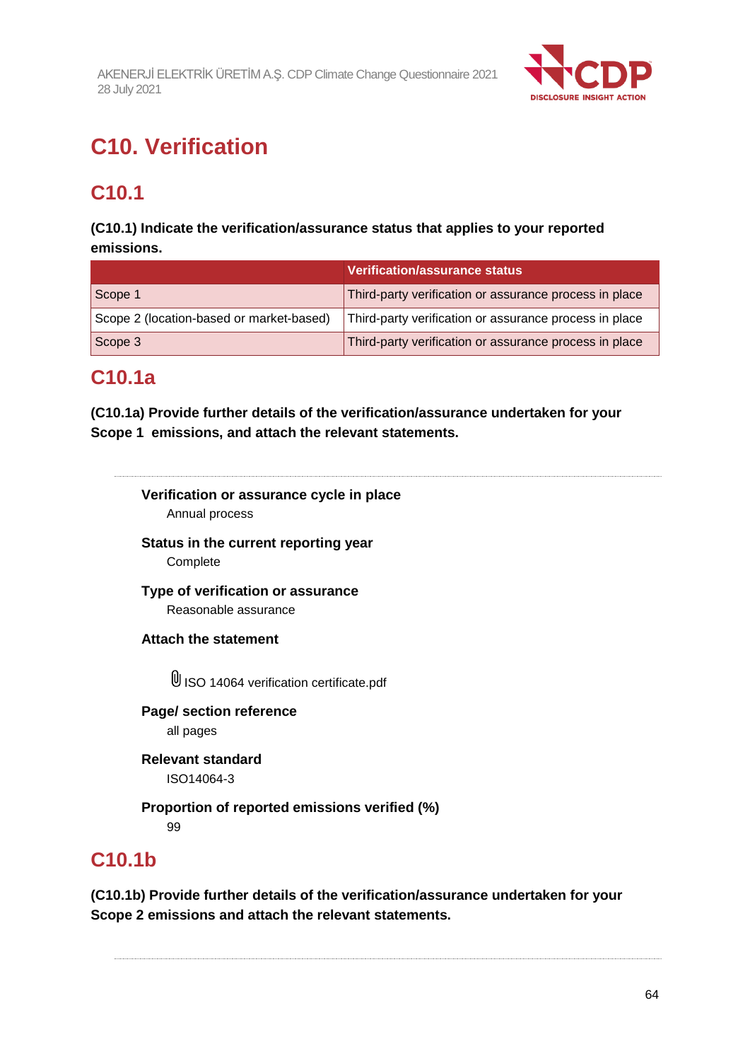# C10. Verification

## C10.1

**(C10.1) Indicate the verification/assurance status that applies to your reported emissions.**

| | Verification/assurance status |
|---|---|
| Scope 1 | Third-party verification or assurance process in place |
| Scope 2 (location-based or market-based) | Third-party verification or assurance process in place |
| Scope 3 | Third-party verification or assurance process in place |

## C10.1a

**(C10.1a) Provide further details of the verification/assurance undertaken for your Scope 1 emissions, and attach the relevant statements.**

**Verification or assurance cycle in place**

Annual process

**Status in the current reporting year**

Complete

**Type of verification or assurance**

Reasonable assurance

**Attach the statement**

ISO 14064 verification certificate.pdf

**Page/ section reference**

all pages

**Relevant standard**

ISO14064-3

**Proportion of reported emissions verified (%)**

99

## C10.1b

**(C10.1b) Provide further details of the verification/assurance undertaken for your Scope 2 emissions and attach the relevant statements.**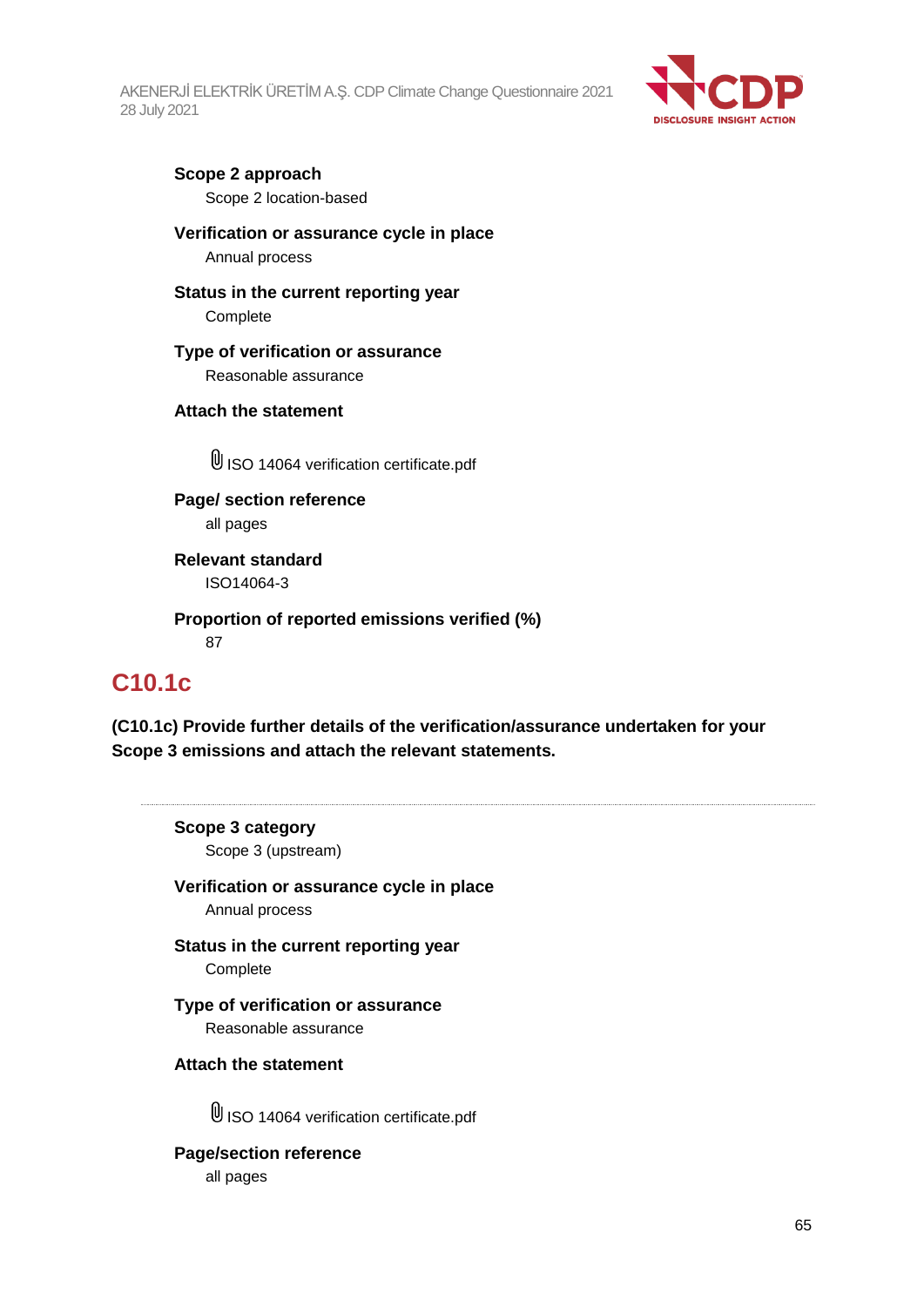**Scope 2 approach**

Scope 2 location-based

**Verification or assurance cycle in place**

Annual process

**Status in the current reporting year**

Complete

**Type of verification or assurance**

Reasonable assurance

**Attach the statement**

ISO 14064 verification certificate.pdf

**Page/ section reference**

all pages

**Relevant standard**

ISO14064-3

**Proportion of reported emissions verified (%)**

87

## C10.1c

**(C10.1c) Provide further details of the verification/assurance undertaken for your Scope 3 emissions and attach the relevant statements.**

---

**Scope 3 category**

Scope 3 (upstream)

**Verification or assurance cycle in place**

Annual process

**Status in the current reporting year**

Complete

**Type of verification or assurance**

Reasonable assurance

**Attach the statement**

ISO 14064 verification certificate.pdf

**Page/section reference**

all pages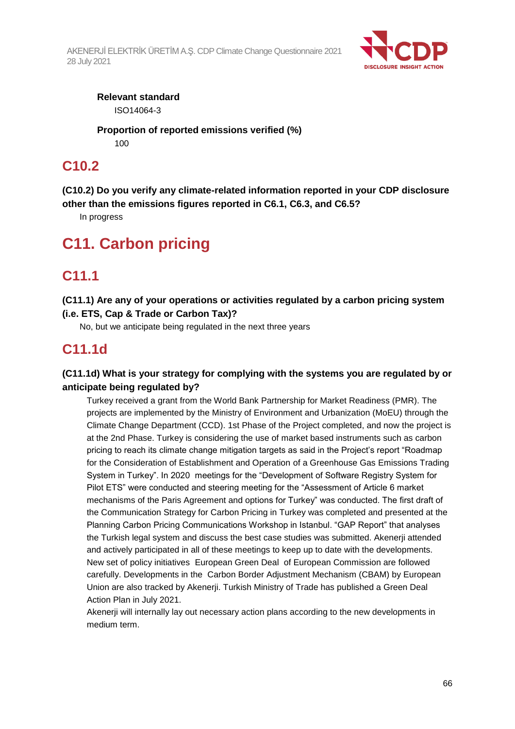**Relevant standard**

ISO14064-3

**Proportion of reported emissions verified (%)**

100

## C10.2

**(C10.2) Do you verify any climate-related information reported in your CDP disclosure other than the emissions figures reported in C6.1, C6.3, and C6.5?**

In progress

# C11. Carbon pricing

## C11.1

**(C11.1) Are any of your operations or activities regulated by a carbon pricing system (i.e. ETS, Cap & Trade or Carbon Tax)?**

No, but we anticipate being regulated in the next three years

## C11.1d

**(C11.1d) What is your strategy for complying with the systems you are regulated by or anticipate being regulated by?**

Turkey received a grant from the World Bank Partnership for Market Readiness (PMR). The projects are implemented by the Ministry of Environment and Urbanization (MoEU) through the Climate Change Department (CCD). 1st Phase of the Project completed, and now the project is at the 2nd Phase. Turkey is considering the use of market based instruments such as carbon pricing to reach its climate change mitigation targets as said in the Project's report "Roadmap for the Consideration of Establishment and Operation of a Greenhouse Gas Emissions Trading System in Turkey". In 2020 meetings for the "Development of Software Registry System for Pilot ETS" were conducted and steering meeting for the "Assessment of Article 6 market mechanisms of the Paris Agreement and options for Turkey" was conducted. The first draft of the Communication Strategy for Carbon Pricing in Turkey was completed and presented at the Planning Carbon Pricing Communications Workshop in Istanbul. "GAP Report" that analyses the Turkish legal system and discuss the best case studies was submitted. Akenerji attended and actively participated in all of these meetings to keep up to date with the developments. New set of policy initiatives European Green Deal of European Commission are followed carefully. Developments in the Carbon Border Adjustment Mechanism (CBAM) by European Union are also tracked by Akenerji. Turkish Ministry of Trade has published a Green Deal Action Plan in July 2021.

Akenerji will internally lay out necessary action plans according to the new developments in medium term.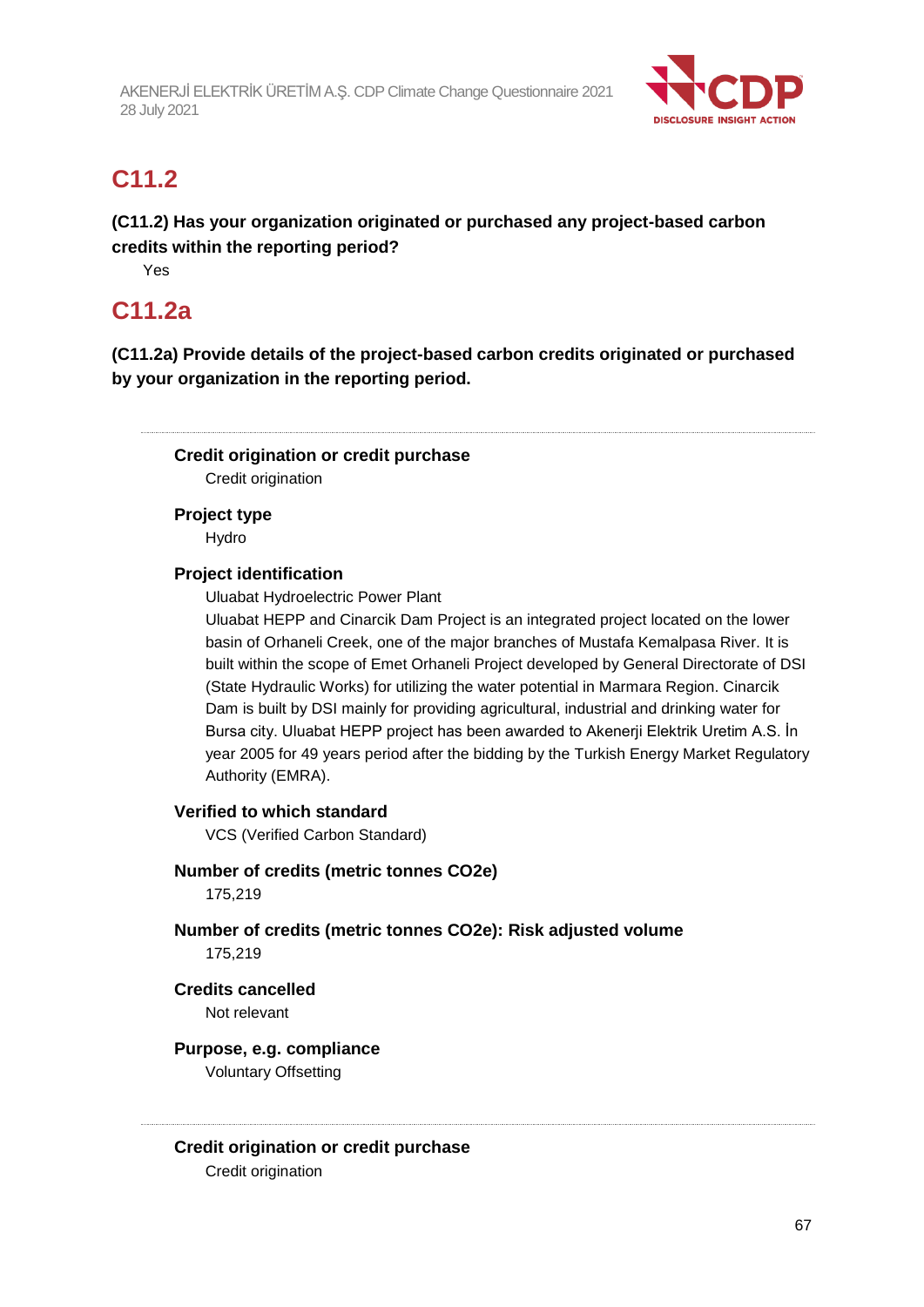## C11.2

**(C11.2) Has your organization originated or purchased any project-based carbon credits within the reporting period?**

Yes

## C11.2a

**(C11.2a) Provide details of the project-based carbon credits originated or purchased by your organization in the reporting period.**

---

**Credit origination or credit purchase**

Credit origination

**Project type**

Hydro

**Project identification**

Uluabat Hydroelectric Power Plant

Uluabat HEPP and Cinarcik Dam Project is an integrated project located on the lower basin of Orhaneli Creek, one of the major branches of Mustafa Kemalpasa River. It is built within the scope of Emet Orhaneli Project developed by General Directorate of DSI (State Hydraulic Works) for utilizing the water potential in Marmara Region. Cinarcik Dam is built by DSI mainly for providing agricultural, industrial and drinking water for Bursa city. Uluabat HEPP project has been awarded to Akenerji Elektrik Uretim A.S. İn year 2005 for 49 years period after the bidding by the Turkish Energy Market Regulatory Authority (EMRA).

**Verified to which standard**

VCS (Verified Carbon Standard)

**Number of credits (metric tonnes CO2e)**

175,219

**Number of credits (metric tonnes CO2e): Risk adjusted volume**

175,219

**Credits cancelled**

Not relevant

**Purpose, e.g. compliance**

Voluntary Offsetting

---

**Credit origination or credit purchase**

Credit origination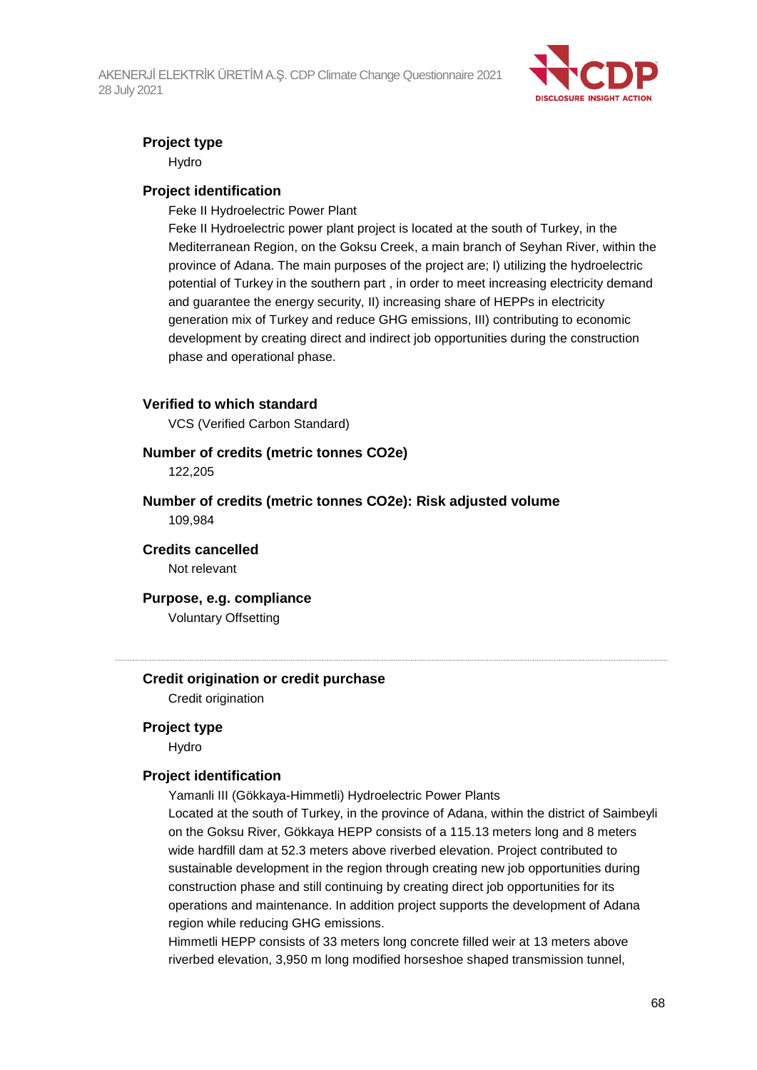**Project type**

Hydro

**Project identification**

Feke II Hydroelectric Power Plant

Feke II Hydroelectric power plant project is located at the south of Turkey, in the Mediterranean Region, on the Goksu Creek, a main branch of Seyhan River, within the province of Adana. The main purposes of the project are; I) utilizing the hydroelectric potential of Turkey in the southern part , in order to meet increasing electricity demand and guarantee the energy security, II) increasing share of HEPPs in electricity generation mix of Turkey and reduce GHG emissions, III) contributing to economic development by creating direct and indirect job opportunities during the construction phase and operational phase.

**Verified to which standard**

VCS (Verified Carbon Standard)

**Number of credits (metric tonnes CO2e)**

122,205

**Number of credits (metric tonnes CO2e): Risk adjusted volume**

109,984

**Credits cancelled**

Not relevant

**Purpose, e.g. compliance**

Voluntary Offsetting

---

**Credit origination or credit purchase**

Credit origination

**Project type**

Hydro

**Project identification**

Yamanli III (Gökkaya-Himmetli) Hydroelectric Power Plants

Located at the south of Turkey, in the province of Adana, within the district of Saimbeyli on the Goksu River, Gökkaya HEPP consists of a 115.13 meters long and 8 meters wide hardfill dam at 52.3 meters above riverbed elevation. Project contributed to sustainable development in the region through creating new job opportunities during construction phase and still continuing by creating direct job opportunities for its operations and maintenance. In addition project supports the development of Adana region while reducing GHG emissions.

Himmetli HEPP consists of 33 meters long concrete filled weir at 13 meters above riverbed elevation, 3,950 m long modified horseshoe shaped transmission tunnel,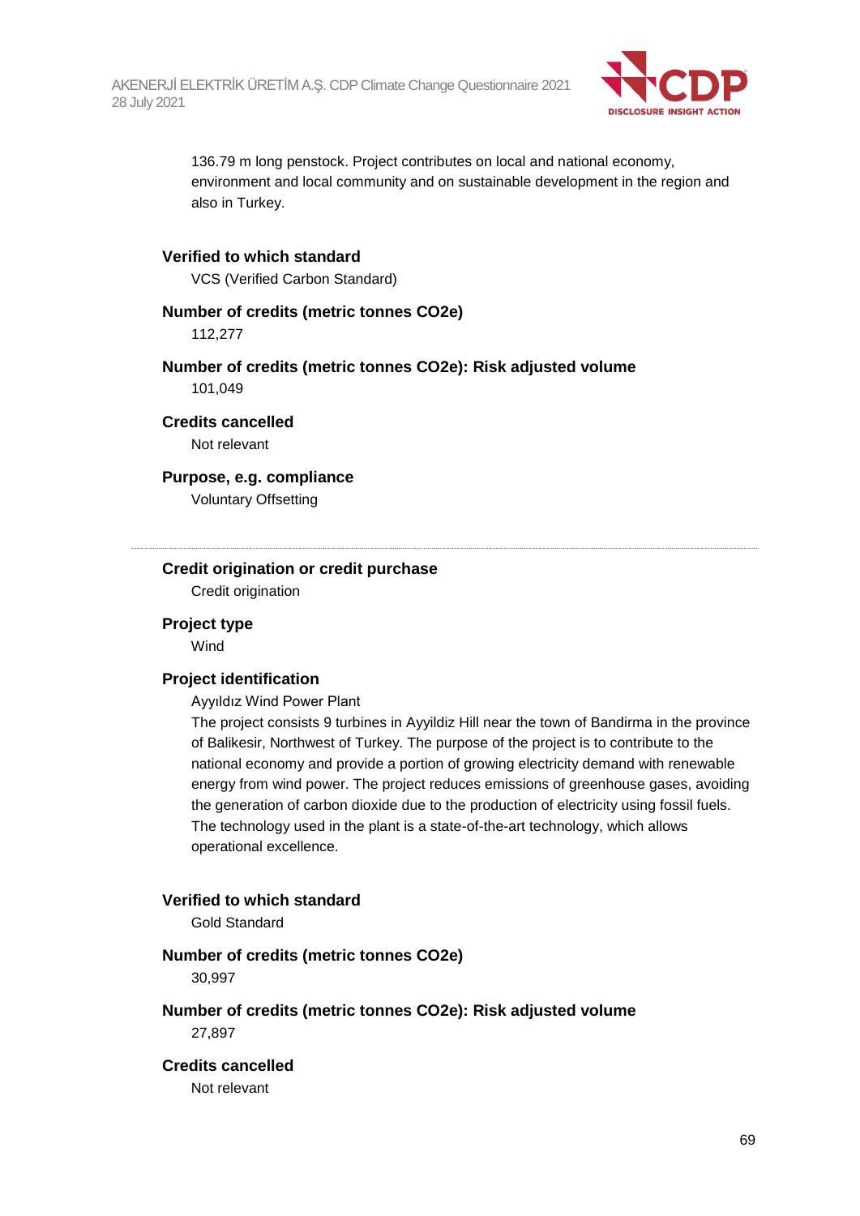136.79 m long penstock. Project contributes on local and national economy, environment and local community and on sustainable development in the region and also in Turkey.

**Verified to which standard**

VCS (Verified Carbon Standard)

**Number of credits (metric tonnes CO2e)**

112,277

**Number of credits (metric tonnes CO2e): Risk adjusted volume**

101,049

**Credits cancelled**

Not relevant

**Purpose, e.g. compliance**

Voluntary Offsetting

---

**Credit origination or credit purchase**

Credit origination

**Project type**

Wind

**Project identification**

Ayyıldız Wind Power Plant

The project consists 9 turbines in Ayyildiz Hill near the town of Bandirma in the province of Balikesir, Northwest of Turkey. The purpose of the project is to contribute to the national economy and provide a portion of growing electricity demand with renewable energy from wind power. The project reduces emissions of greenhouse gases, avoiding the generation of carbon dioxide due to the production of electricity using fossil fuels. The technology used in the plant is a state-of-the-art technology, which allows operational excellence.

**Verified to which standard**

Gold Standard

**Number of credits (metric tonnes CO2e)**

30,997

**Number of credits (metric tonnes CO2e): Risk adjusted volume**

27,897

**Credits cancelled**

Not relevant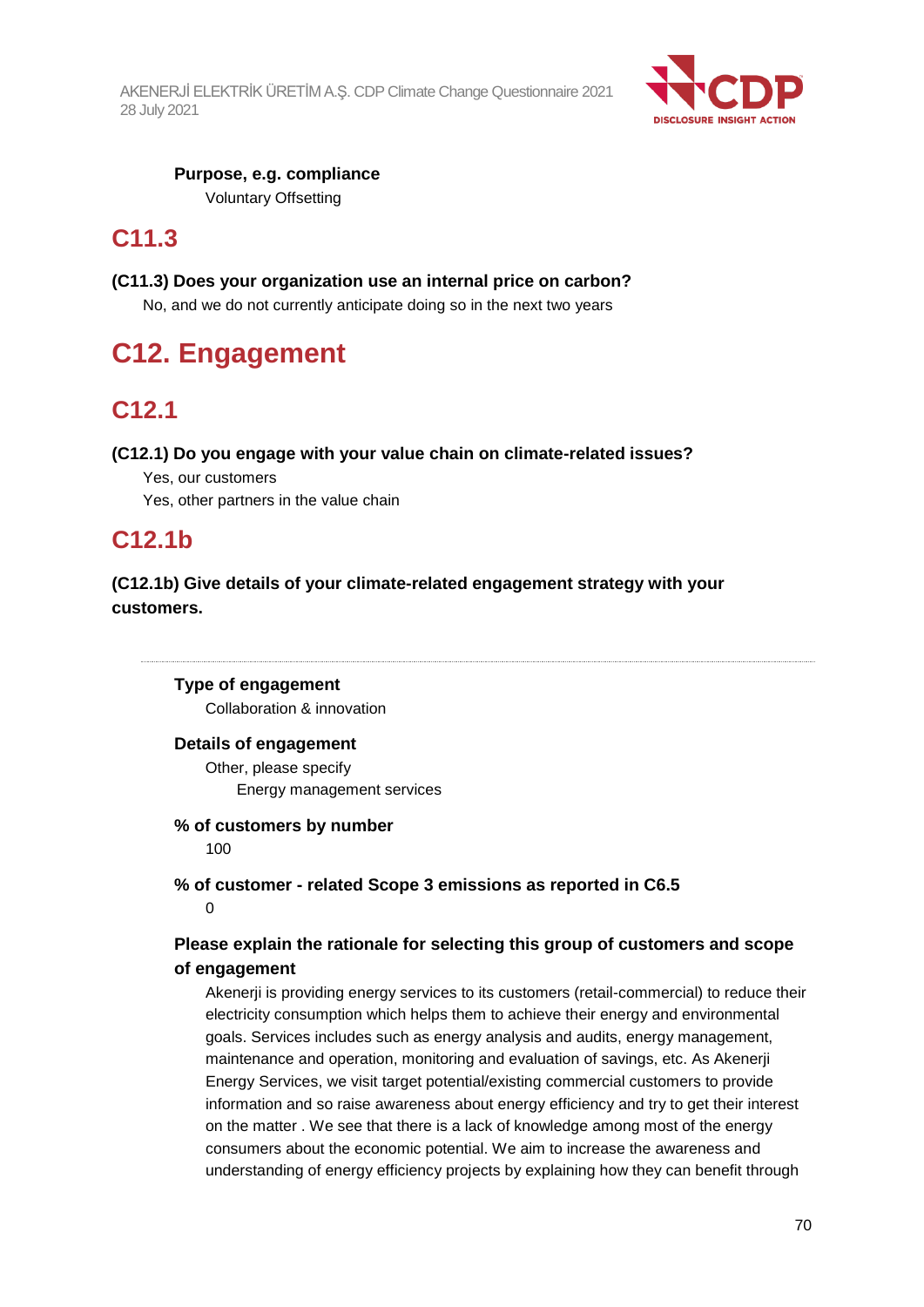**Purpose, e.g. compliance**

Voluntary Offsetting

## C11.3

**(C11.3) Does your organization use an internal price on carbon?**

No, and we do not currently anticipate doing so in the next two years

# C12. Engagement

## C12.1

**(C12.1) Do you engage with your value chain on climate-related issues?**

Yes, our customers

Yes, other partners in the value chain

## C12.1b

**(C12.1b) Give details of your climate-related engagement strategy with your customers.**

---

**Type of engagement**

Collaboration & innovation

**Details of engagement**

Other, please specify

Energy management services

**% of customers by number**

100

**% of customer - related Scope 3 emissions as reported in C6.5**

0

**Please explain the rationale for selecting this group of customers and scope of engagement**

Akenerji is providing energy services to its customers (retail-commercial) to reduce their electricity consumption which helps them to achieve their energy and environmental goals. Services includes such as energy analysis and audits, energy management, maintenance and operation, monitoring and evaluation of savings, etc. As Akenerji Energy Services, we visit target potential/existing commercial customers to provide information and so raise awareness about energy efficiency and try to get their interest on the matter . We see that there is a lack of knowledge among most of the energy consumers about the economic potential. We aim to increase the awareness and understanding of energy efficiency projects by explaining how they can benefit through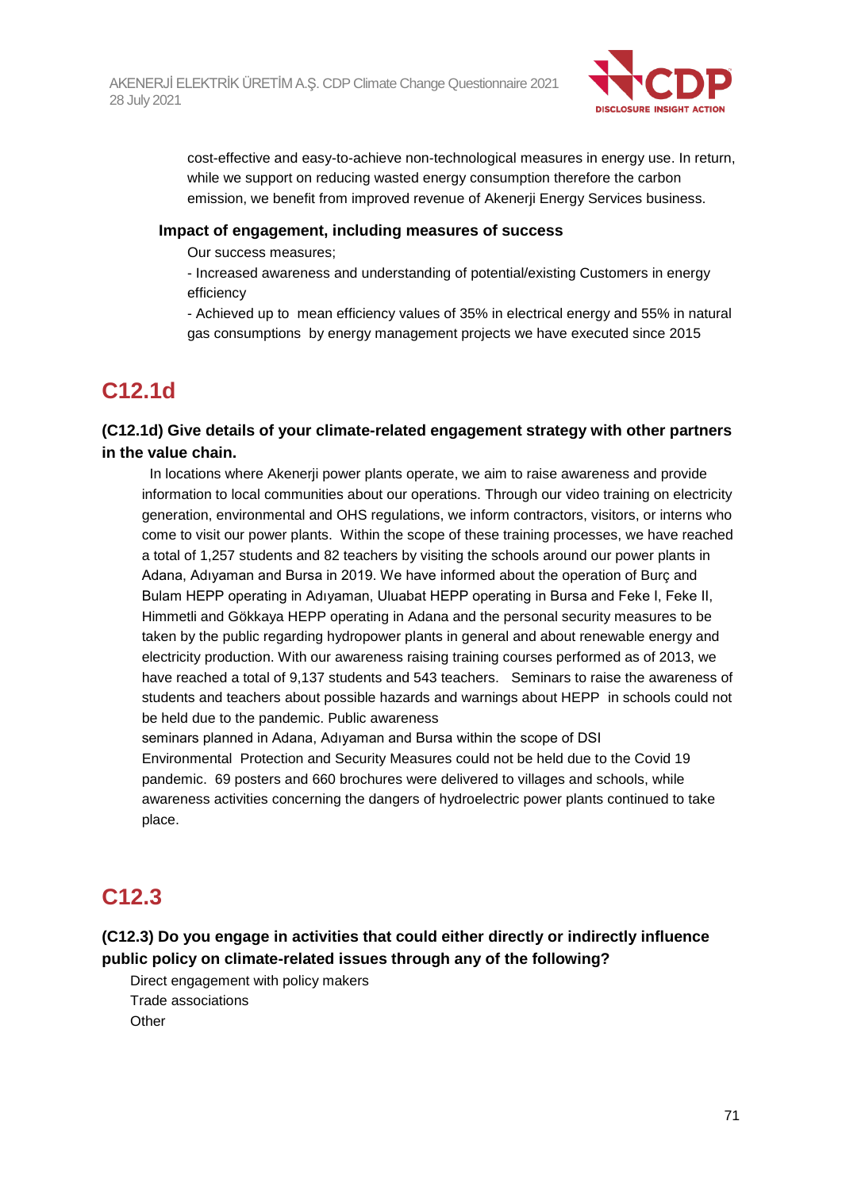cost-effective and easy-to-achieve non-technological measures in energy use. In return, while we support on reducing wasted energy consumption therefore the carbon emission, we benefit from improved revenue of Akenerji Energy Services business.

**Impact of engagement, including measures of success**

Our success measures;

- Increased awareness and understanding of potential/existing Customers in energy efficiency
- Achieved up to mean efficiency values of 35% in electrical energy and 55% in natural gas consumptions by energy management projects we have executed since 2015

# C12.1d

**(C12.1d) Give details of your climate-related engagement strategy with other partners in the value chain.**

In locations where Akenerji power plants operate, we aim to raise awareness and provide information to local communities about our operations. Through our video training on electricity generation, environmental and OHS regulations, we inform contractors, visitors, or interns who come to visit our power plants. Within the scope of these training processes, we have reached a total of 1,257 students and 82 teachers by visiting the schools around our power plants in Adana, Adıyaman and Bursa in 2019. We have informed about the operation of Burç and Bulam HEPP operating in Adıyaman, Uluabat HEPP operating in Bursa and Feke I, Feke II, Himmetli and Gökkaya HEPP operating in Adana and the personal security measures to be taken by the public regarding hydropower plants in general and about renewable energy and electricity production. With our awareness raising training courses performed as of 2013, we have reached a total of 9,137 students and 543 teachers. Seminars to raise the awareness of students and teachers about possible hazards and warnings about HEPP in schools could not be held due to the pandemic. Public awareness seminars planned in Adana, Adıyaman and Bursa within the scope of DSI Environmental Protection and Security Measures could not be held due to the Covid 19 pandemic. 69 posters and 660 brochures were delivered to villages and schools, while awareness activities concerning the dangers of hydroelectric power plants continued to take place.

# C12.3

**(C12.3) Do you engage in activities that could either directly or indirectly influence public policy on climate-related issues through any of the following?**

Direct engagement with policy makers
Trade associations
Other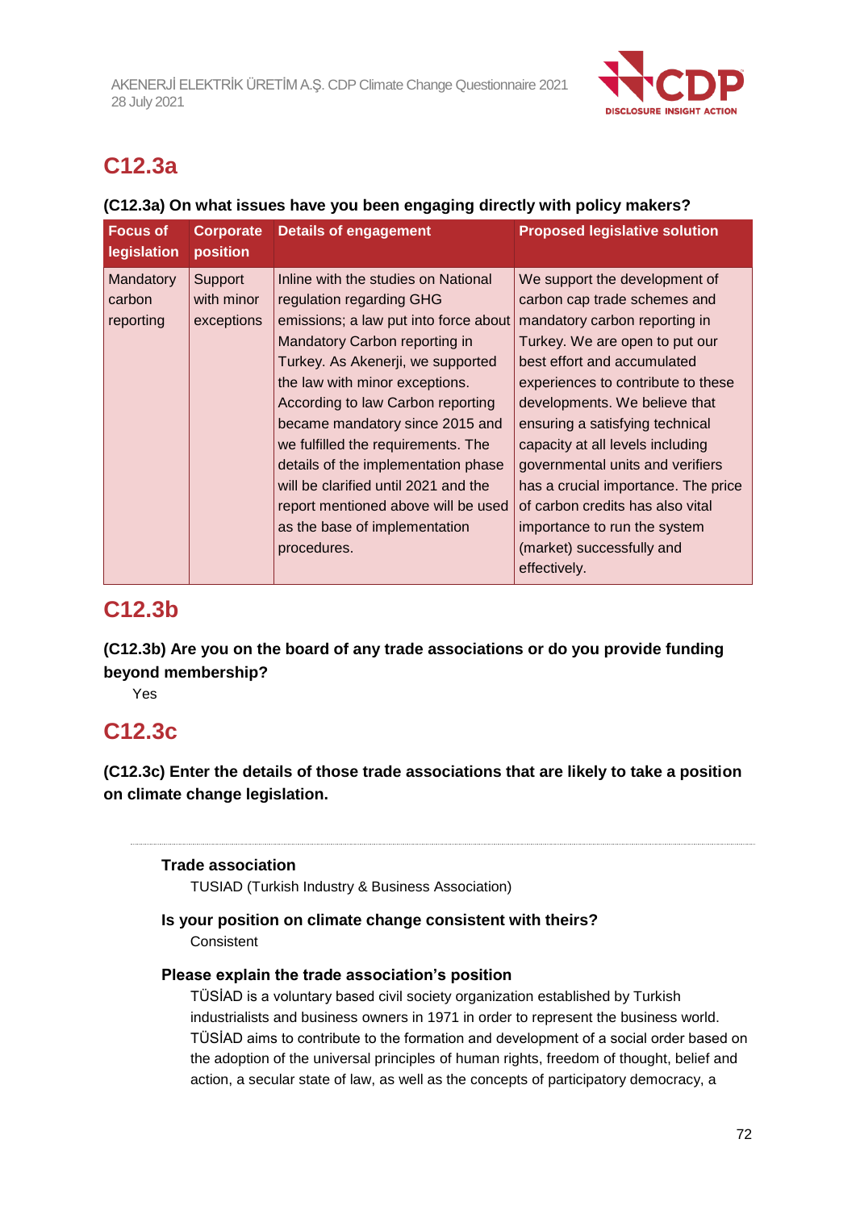## C12.3a

**(C12.3a) On what issues have you been engaging directly with policy makers?**

| Focus of legislation | Corporate position | Details of engagement | Proposed legislative solution |
|---|---|---|---|
| Mandatory carbon reporting | Support with minor exceptions | Inline with the studies on National regulation regarding GHG emissions; a law put into force about Mandatory Carbon reporting in Turkey. As Akenerji, we supported the law with minor exceptions. According to law Carbon reporting became mandatory since 2015 and we fulfilled the requirements. The details of the implementation phase will be clarified until 2021 and the report mentioned above will be used as the base of implementation procedures. | We support the development of carbon cap trade schemes and mandatory carbon reporting in Turkey. We are open to put our best effort and accumulated experiences to contribute to these developments. We believe that ensuring a satisfying technical capacity at all levels including governmental units and verifiers has a crucial importance. The price of carbon credits has also vital importance to run the system (market) successfully and effectively. |

## C12.3b

**(C12.3b) Are you on the board of any trade associations or do you provide funding beyond membership?**

Yes

## C12.3c

**(C12.3c) Enter the details of those trade associations that are likely to take a position on climate change legislation.**

---

**Trade association**

TUSIAD (Turkish Industry & Business Association)

**Is your position on climate change consistent with theirs?**

Consistent

**Please explain the trade association's position**

TÜSİAD is a voluntary based civil society organization established by Turkish industrialists and business owners in 1971 in order to represent the business world. TÜSİAD aims to contribute to the formation and development of a social order based on the adoption of the universal principles of human rights, freedom of thought, belief and action, a secular state of law, as well as the concepts of participatory democracy, a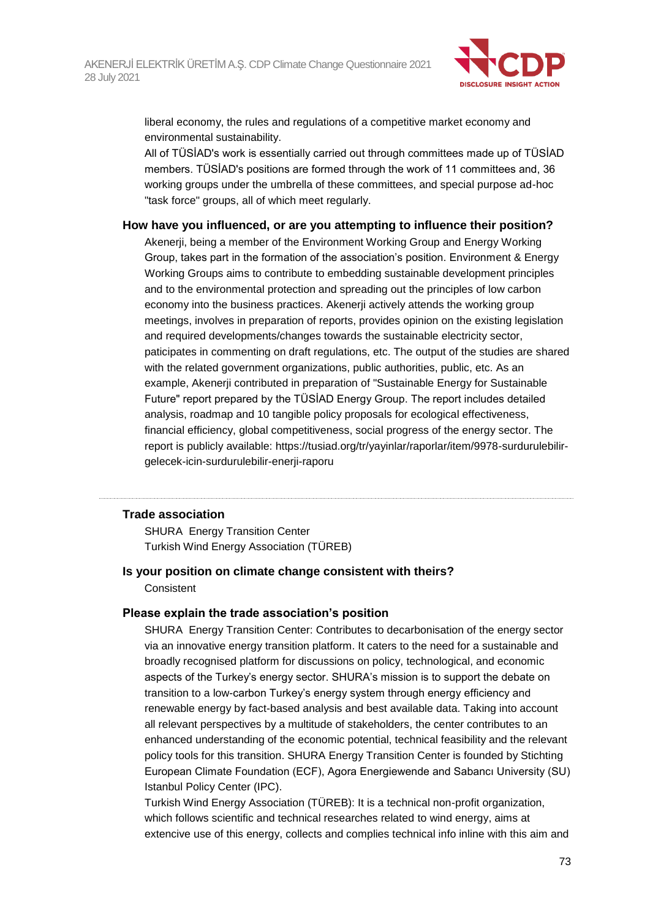liberal economy, the rules and regulations of a competitive market economy and environmental sustainability.
All of TÜSİAD's work is essentially carried out through committees made up of TÜSİAD members. TÜSİAD's positions are formed through the work of 11 committees and, 36 working groups under the umbrella of these committees, and special purpose ad-hoc "task force" groups, all of which meet regularly.

### How have you influenced, or are you attempting to influence their position?

Akenerji, being a member of the Environment Working Group and Energy Working Group, takes part in the formation of the association's position. Environment & Energy Working Groups aims to contribute to embedding sustainable development principles and to the environmental protection and spreading out the principles of low carbon economy into the business practices. Akenerji actively attends the working group meetings, involves in preparation of reports, provides opinion on the existing legislation and required developments/changes towards the sustainable electricity sector, paticipates in commenting on draft regulations, etc. The output of the studies are shared with the related government organizations, public authorities, public, etc. As an example, Akenerji contributed in preparation of "Sustainable Energy for Sustainable Future" report prepared by the TÜSİAD Energy Group. The report includes detailed analysis, roadmap and 10 tangible policy proposals for ecological effectiveness, financial efficiency, global competitiveness, social progress of the energy sector. The report is publicly available: https://tusiad.org/tr/yayinlar/raporlar/item/9978-surdurulebilir-gelecek-icin-surdurulebilir-enerji-raporu

---

### Trade association

SHURA Energy Transition Center
Turkish Wind Energy Association (TÜREB)

### Is your position on climate change consistent with theirs?

Consistent

### Please explain the trade association's position

SHURA Energy Transition Center: Contributes to decarbonisation of the energy sector via an innovative energy transition platform. It caters to the need for a sustainable and broadly recognised platform for discussions on policy, technological, and economic aspects of the Turkey's energy sector. SHURA's mission is to support the debate on transition to a low-carbon Turkey's energy system through energy efficiency and renewable energy by fact-based analysis and best available data. Taking into account all relevant perspectives by a multitude of stakeholders, the center contributes to an enhanced understanding of the economic potential, technical feasibility and the relevant policy tools for this transition. SHURA Energy Transition Center is founded by Stichting European Climate Foundation (ECF), Agora Energiewende and Sabancı University (SU) Istanbul Policy Center (IPC).
Turkish Wind Energy Association (TÜREB): It is a technical non-profit organization, which follows scientific and technical researches related to wind energy, aims at extencive use of this energy, collects and complies technical info inline with this aim and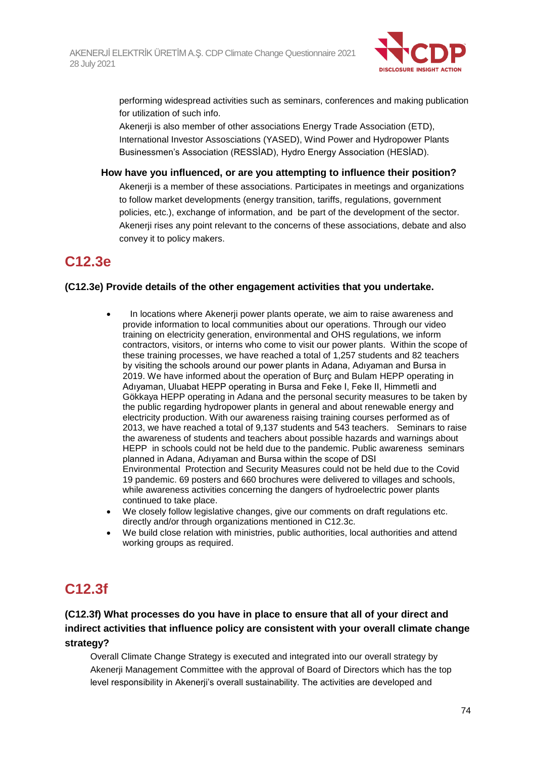performing widespread activities such as seminars, conferences and making publication for utilization of such info.
Akenerji is also member of other associations Energy Trade Association (ETD), International Investor Assossiations (YASED), Wind Power and Hydropower Plants Businessmen's Association (RESSİAD), Hydro Energy Association (HESİAD).

**How have you influenced, or are you attempting to influence their position?**

Akenerji is a member of these associations. Participates in meetings and organizations to follow market developments (energy transition, tariffs, regulations, government policies, etc.), exchange of information, and be part of the development of the sector. Akenerji rises any point relevant to the concerns of these associations, debate and also convey it to policy makers.

## C12.3e

**(C12.3e) Provide details of the other engagement activities that you undertake.**

- In locations where Akenerji power plants operate, we aim to raise awareness and provide information to local communities about our operations. Through our video training on electricity generation, environmental and OHS regulations, we inform contractors, visitors, or interns who come to visit our power plants. Within the scope of these training processes, we have reached a total of 1,257 students and 82 teachers by visiting the schools around our power plants in Adana, Adıyaman and Bursa in 2019. We have informed about the operation of Burç and Bulam HEPP operating in Adıyaman, Uluabat HEPP operating in Bursa and Feke I, Feke II, Himmetli and Gökkaya HEPP operating in Adana and the personal security measures to be taken by the public regarding hydropower plants in general and about renewable energy and electricity production. With our awareness raising training courses performed as of 2013, we have reached a total of 9,137 students and 543 teachers. Seminars to raise the awareness of students and teachers about possible hazards and warnings about HEPP in schools could not be held due to the pandemic. Public awareness seminars planned in Adana, Adıyaman and Bursa within the scope of DSI Environmental Protection and Security Measures could not be held due to the Covid 19 pandemic. 69 posters and 660 brochures were delivered to villages and schools, while awareness activities concerning the dangers of hydroelectric power plants continued to take place.
- We closely follow legislative changes, give our comments on draft regulations etc. directly and/or through organizations mentioned in C12.3c.
- We build close relation with ministries, public authorities, local authorities and attend working groups as required.

## C12.3f

**(C12.3f) What processes do you have in place to ensure that all of your direct and indirect activities that influence policy are consistent with your overall climate change strategy?**

Overall Climate Change Strategy is executed and integrated into our overall strategy by Akenerji Management Committee with the approval of Board of Directors which has the top level responsibility in Akenerji's overall sustainability. The activities are developed and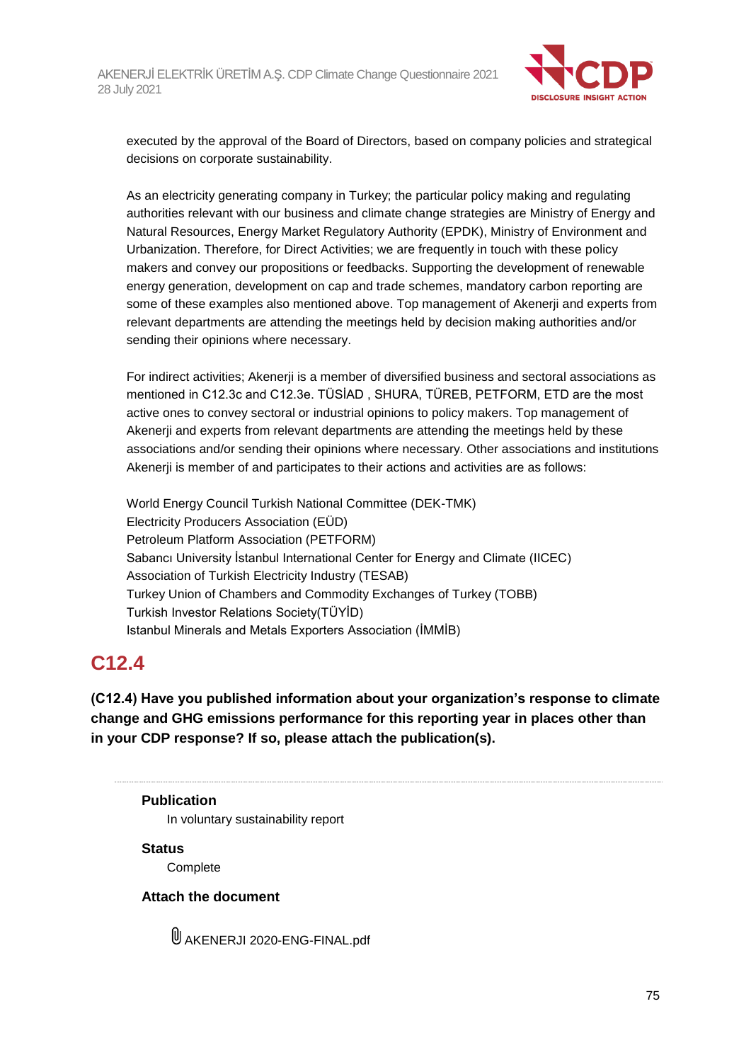executed by the approval of the Board of Directors, based on company policies and strategical decisions on corporate sustainability.

As an electricity generating company in Turkey; the particular policy making and regulating authorities relevant with our business and climate change strategies are Ministry of Energy and Natural Resources, Energy Market Regulatory Authority (EPDK), Ministry of Environment and Urbanization. Therefore, for Direct Activities; we are frequently in touch with these policy makers and convey our propositions or feedbacks. Supporting the development of renewable energy generation, development on cap and trade schemes, mandatory carbon reporting are some of these examples also mentioned above. Top management of Akenerji and experts from relevant departments are attending the meetings held by decision making authorities and/or sending their opinions where necessary.

For indirect activities; Akenerji is a member of diversified business and sectoral associations as mentioned in C12.3c and C12.3e. TÜSİAD , SHURA, TÜREB, PETFORM, ETD are the most active ones to convey sectoral or industrial opinions to policy makers. Top management of Akenerji and experts from relevant departments are attending the meetings held by these associations and/or sending their opinions where necessary. Other associations and institutions Akenerji is member of and participates to their actions and activities are as follows:

World Energy Council Turkish National Committee (DEK-TMK)
Electricity Producers Association (EÜD)
Petroleum Platform Association (PETFORM)
Sabancı University İstanbul International Center for Energy and Climate (IICEC)
Association of Turkish Electricity Industry (TESAB)
Turkey Union of Chambers and Commodity Exchanges of Turkey (TOBB)
Turkish Investor Relations Society(TÜYİD)
Istanbul Minerals and Metals Exporters Association (İMMİB)

## C12.4

**(C12.4) Have you published information about your organization's response to climate change and GHG emissions performance for this reporting year in places other than in your CDP response? If so, please attach the publication(s).**

**Publication**
In voluntary sustainability report

**Status**
Complete

**Attach the document**

AKENERJI 2020-ENG-FINAL.pdf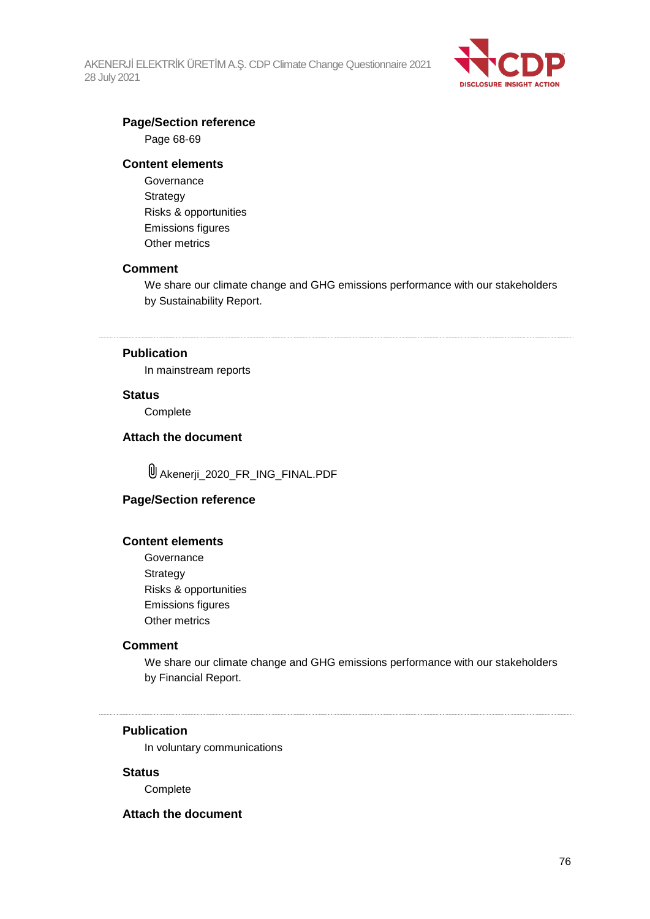**Page/Section reference**

Page 68-69

**Content elements**

Governance
Strategy
Risks & opportunities
Emissions figures
Other metrics

**Comment**

We share our climate change and GHG emissions performance with our stakeholders by Sustainability Report.

---

**Publication**

In mainstream reports

**Status**

Complete

**Attach the document**

Akenerji_2020_FR_ING_FINAL.PDF

**Page/Section reference**

**Content elements**

Governance
Strategy
Risks & opportunities
Emissions figures
Other metrics

**Comment**

We share our climate change and GHG emissions performance with our stakeholders by Financial Report.

---

**Publication**

In voluntary communications

**Status**

Complete

**Attach the document**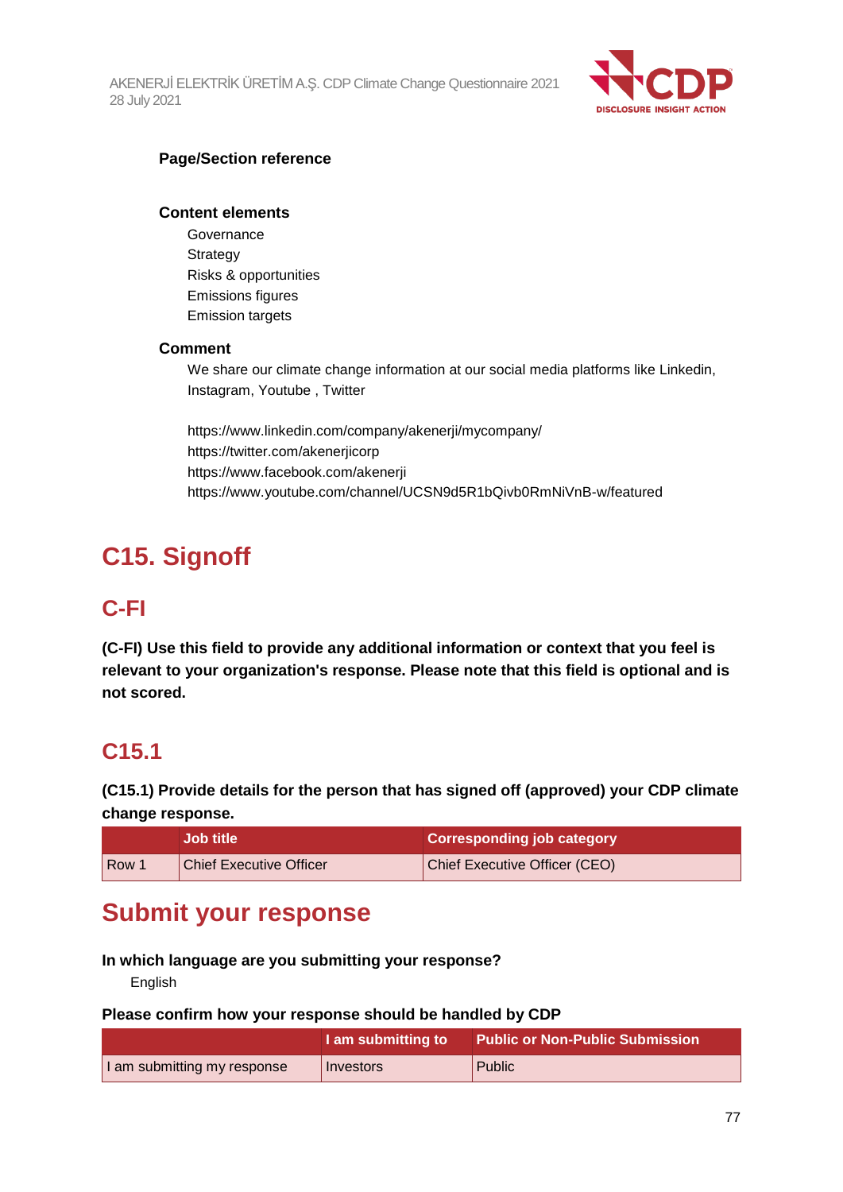**Page/Section reference**

**Content elements**

Governance
Strategy
Risks & opportunities
Emissions figures
Emission targets

**Comment**

We share our climate change information at our social media platforms like Linkedin, Instagram, Youtube , Twitter

https://www.linkedin.com/company/akenerji/mycompany/
https://twitter.com/akenerjicorp
https://www.facebook.com/akenerji
https://www.youtube.com/channel/UCSN9d5R1bQivb0RmNiVnB-w/featured

# C15. Signoff

## C-FI

**(C-FI) Use this field to provide any additional information or context that you feel is relevant to your organization's response. Please note that this field is optional and is not scored.**

## C15.1

**(C15.1) Provide details for the person that has signed off (approved) your CDP climate change response.**

| | Job title | Corresponding job category |
|---|---|---|
| Row 1 | Chief Executive Officer | Chief Executive Officer (CEO) |

# Submit your response

**In which language are you submitting your response?**

English

**Please confirm how your response should be handled by CDP**

| | I am submitting to | Public or Non-Public Submission |
|---|---|---|
| I am submitting my response | Investors | Public |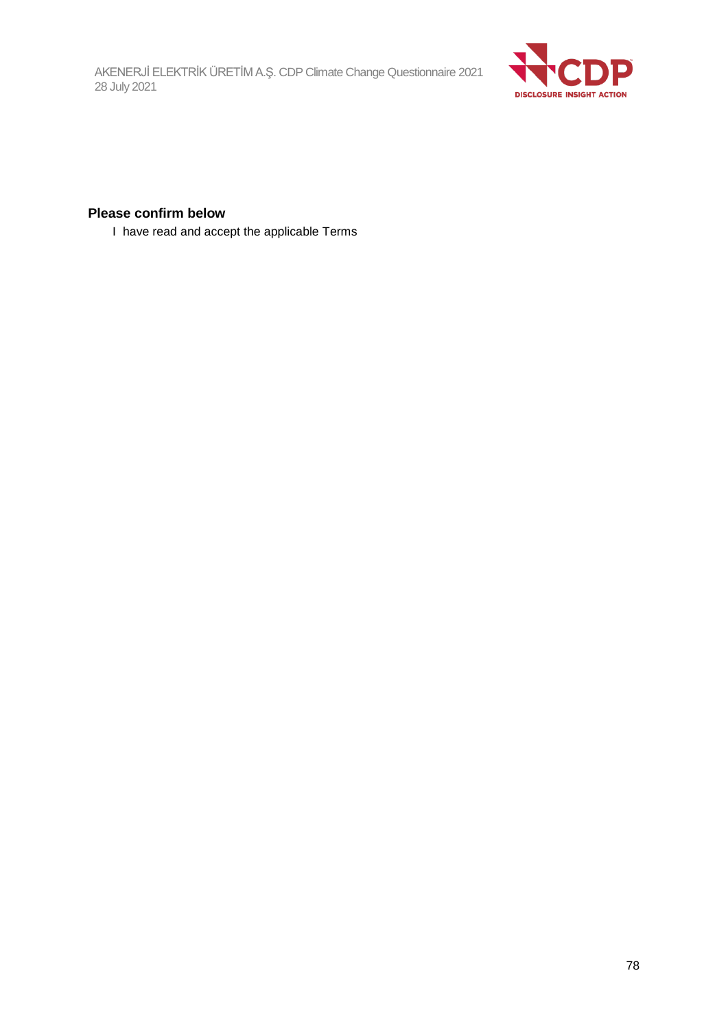**Please confirm below**

I have read and accept the applicable Terms